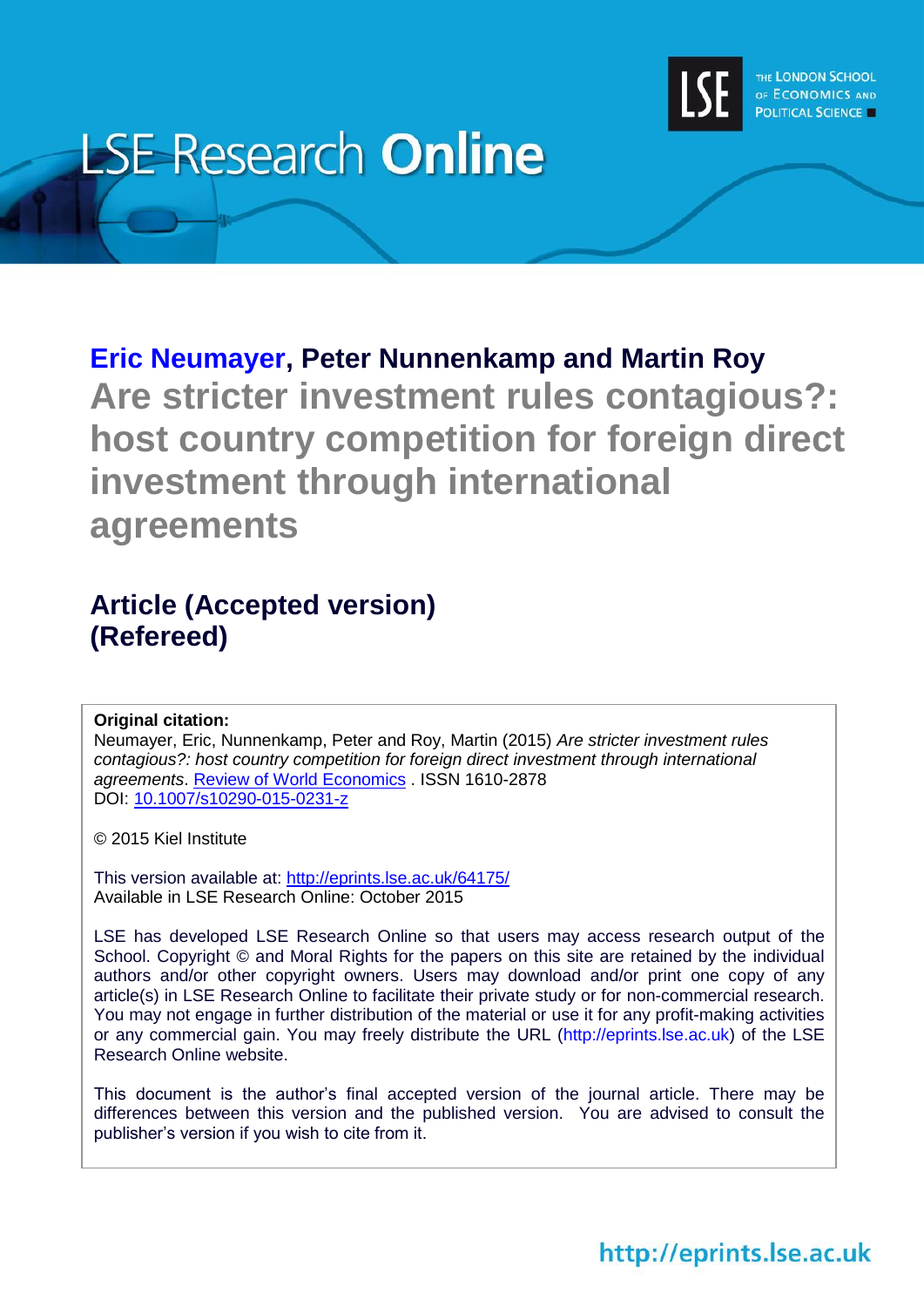LSE Research **Online**

THE LONDON SCHOOL OF ECONOMICS AND POLITICAL SCIENCE

**Eric Neumayer, Peter Nunnenkamp and Martin Roy**

# Are stricter investment rules contagious?: host country competition for foreign direct investment through international agreements

## Article (Accepted version) (Refereed)

**Original citation:**
Neumayer, Eric, Nunnenkamp, Peter and Roy, Martin (2015) *Are stricter investment rules contagious?: host country competition for foreign direct investment through international agreements*. Review of World Economics . ISSN 1610-2878
DOI: 10.1007/s10290-015-0231-z

© 2015 Kiel Institute

This version available at: http://eprints.lse.ac.uk/64175/
Available in LSE Research Online: October 2015

LSE has developed LSE Research Online so that users may access research output of the School. Copyright © and Moral Rights for the papers on this site are retained by the individual authors and/or other copyright owners. Users may download and/or print one copy of any article(s) in LSE Research Online to facilitate their private study or for non-commercial research. You may not engage in further distribution of the material or use it for any profit-making activities or any commercial gain. You may freely distribute the URL (http://eprints.lse.ac.uk) of the LSE Research Online website.

This document is the author's final accepted version of the journal article. There may be differences between this version and the published version. You are advised to consult the publisher's version if you wish to cite from it.

http://eprints.lse.ac.uk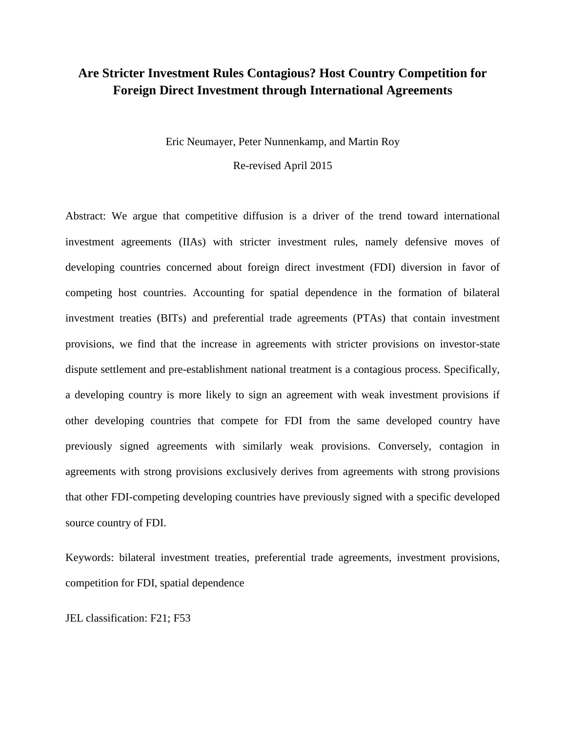# Are Stricter Investment Rules Contagious? Host Country Competition for Foreign Direct Investment through International Agreements

Eric Neumayer, Peter Nunnenkamp, and Martin Roy

Re-revised April 2015

Abstract: We argue that competitive diffusion is a driver of the trend toward international investment agreements (IIAs) with stricter investment rules, namely defensive moves of developing countries concerned about foreign direct investment (FDI) diversion in favor of competing host countries. Accounting for spatial dependence in the formation of bilateral investment treaties (BITs) and preferential trade agreements (PTAs) that contain investment provisions, we find that the increase in agreements with stricter provisions on investor-state dispute settlement and pre-establishment national treatment is a contagious process. Specifically, a developing country is more likely to sign an agreement with weak investment provisions if other developing countries that compete for FDI from the same developed country have previously signed agreements with similarly weak provisions. Conversely, contagion in agreements with strong provisions exclusively derives from agreements with strong provisions that other FDI-competing developing countries have previously signed with a specific developed source country of FDI.

Keywords: bilateral investment treaties, preferential trade agreements, investment provisions, competition for FDI, spatial dependence

JEL classification: F21; F53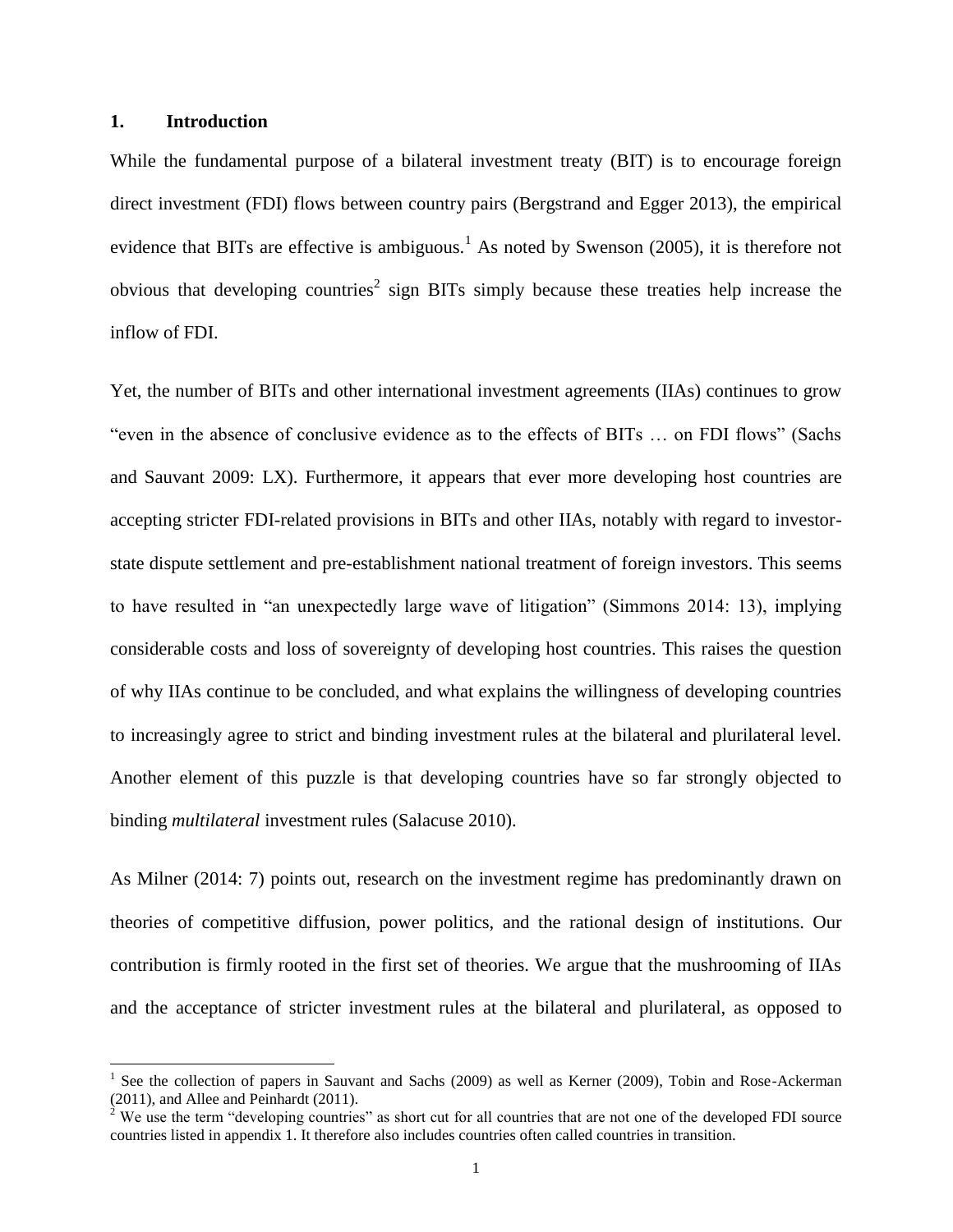## 1. Introduction

While the fundamental purpose of a bilateral investment treaty (BIT) is to encourage foreign direct investment (FDI) flows between country pairs (Bergstrand and Egger 2013), the empirical evidence that BITs are effective is ambiguous.[1] As noted by Swenson (2005), it is therefore not obvious that developing countries[2] sign BITs simply because these treaties help increase the inflow of FDI.

Yet, the number of BITs and other international investment agreements (IIAs) continues to grow "even in the absence of conclusive evidence as to the effects of BITs … on FDI flows" (Sachs and Sauvant 2009: LX). Furthermore, it appears that ever more developing host countries are accepting stricter FDI-related provisions in BITs and other IIAs, notably with regard to investor-state dispute settlement and pre-establishment national treatment of foreign investors. This seems to have resulted in "an unexpectedly large wave of litigation" (Simmons 2014: 13), implying considerable costs and loss of sovereignty of developing host countries. This raises the question of why IIAs continue to be concluded, and what explains the willingness of developing countries to increasingly agree to strict and binding investment rules at the bilateral and plurilateral level. Another element of this puzzle is that developing countries have so far strongly objected to binding *multilateral* investment rules (Salacuse 2010).

As Milner (2014: 7) points out, research on the investment regime has predominantly drawn on theories of competitive diffusion, power politics, and the rational design of institutions. Our contribution is firmly rooted in the first set of theories. We argue that the mushrooming of IIAs and the acceptance of stricter investment rules at the bilateral and plurilateral, as opposed to

---

[1] See the collection of papers in Sauvant and Sachs (2009) as well as Kerner (2009), Tobin and Rose-Ackerman (2011), and Allee and Peinhardt (2011).

[2] We use the term "developing countries" as short cut for all countries that are not one of the developed FDI source countries listed in appendix 1. It therefore also includes countries often called countries in transition.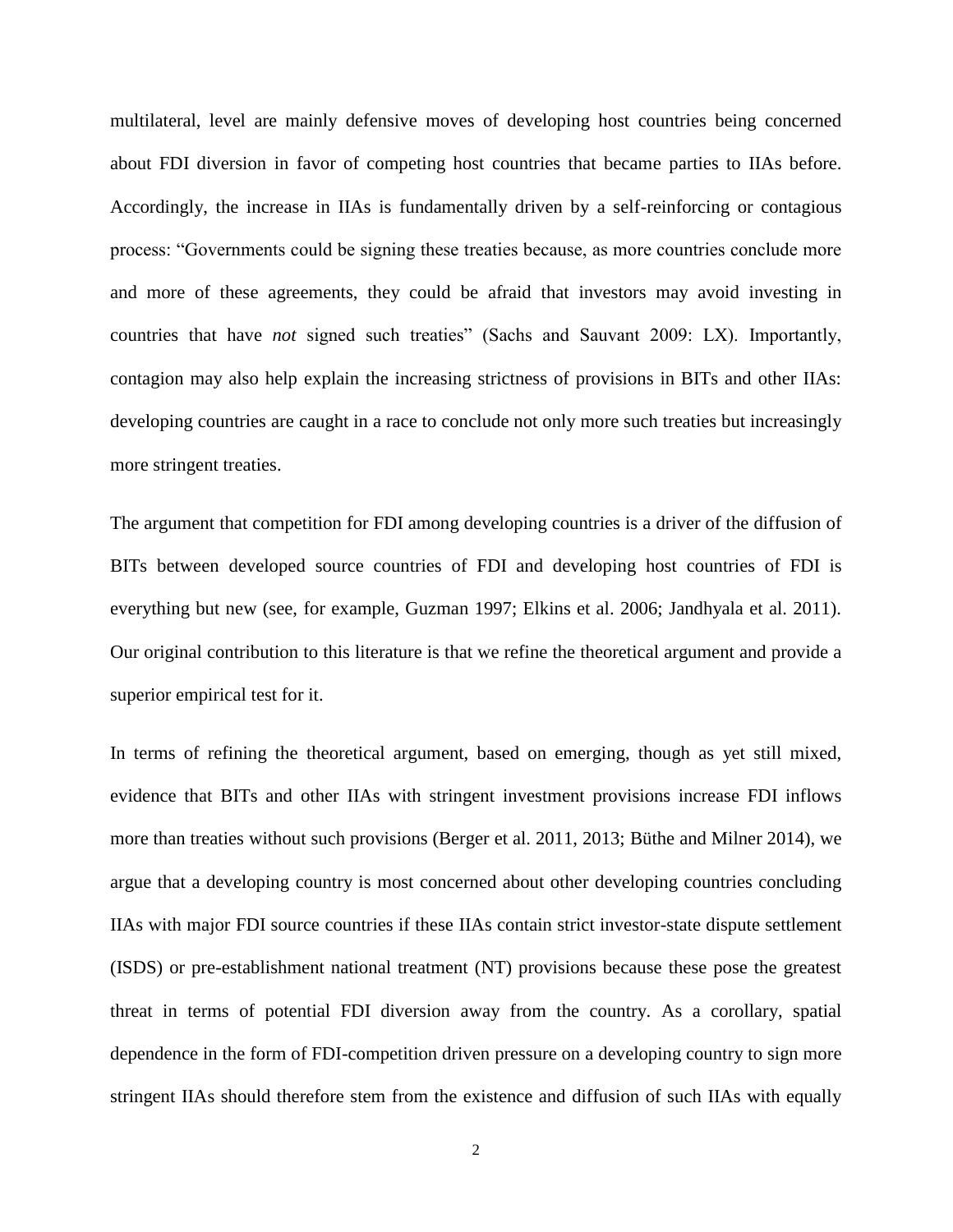multilateral, level are mainly defensive moves of developing host countries being concerned about FDI diversion in favor of competing host countries that became parties to IIAs before. Accordingly, the increase in IIAs is fundamentally driven by a self-reinforcing or contagious process: "Governments could be signing these treaties because, as more countries conclude more and more of these agreements, they could be afraid that investors may avoid investing in countries that have *not* signed such treaties" (Sachs and Sauvant 2009: LX). Importantly, contagion may also help explain the increasing strictness of provisions in BITs and other IIAs: developing countries are caught in a race to conclude not only more such treaties but increasingly more stringent treaties.

The argument that competition for FDI among developing countries is a driver of the diffusion of BITs between developed source countries of FDI and developing host countries of FDI is everything but new (see, for example, Guzman 1997; Elkins et al. 2006; Jandhyala et al. 2011). Our original contribution to this literature is that we refine the theoretical argument and provide a superior empirical test for it.

In terms of refining the theoretical argument, based on emerging, though as yet still mixed, evidence that BITs and other IIAs with stringent investment provisions increase FDI inflows more than treaties without such provisions (Berger et al. 2011, 2013; Büthe and Milner 2014), we argue that a developing country is most concerned about other developing countries concluding IIAs with major FDI source countries if these IIAs contain strict investor-state dispute settlement (ISDS) or pre-establishment national treatment (NT) provisions because these pose the greatest threat in terms of potential FDI diversion away from the country. As a corollary, spatial dependence in the form of FDI-competition driven pressure on a developing country to sign more stringent IIAs should therefore stem from the existence and diffusion of such IIAs with equally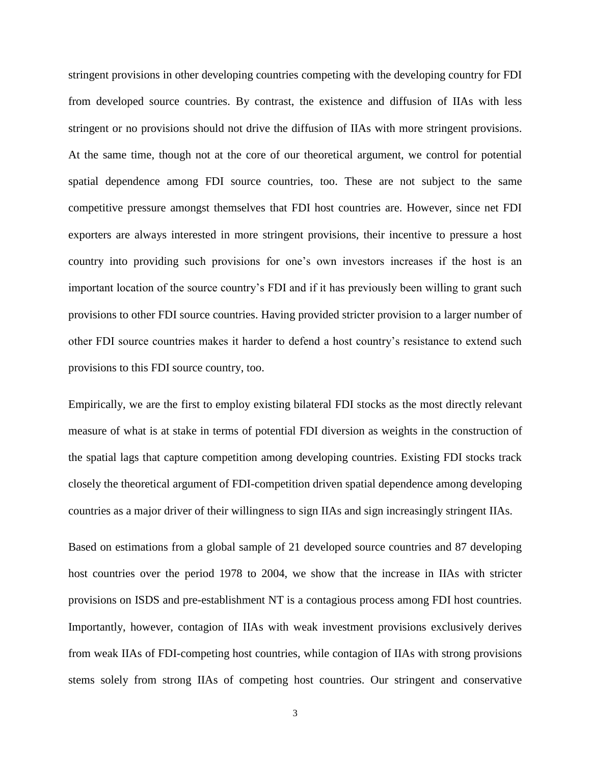stringent provisions in other developing countries competing with the developing country for FDI from developed source countries. By contrast, the existence and diffusion of IIAs with less stringent or no provisions should not drive the diffusion of IIAs with more stringent provisions. At the same time, though not at the core of our theoretical argument, we control for potential spatial dependence among FDI source countries, too. These are not subject to the same competitive pressure amongst themselves that FDI host countries are. However, since net FDI exporters are always interested in more stringent provisions, their incentive to pressure a host country into providing such provisions for one's own investors increases if the host is an important location of the source country's FDI and if it has previously been willing to grant such provisions to other FDI source countries. Having provided stricter provision to a larger number of other FDI source countries makes it harder to defend a host country's resistance to extend such provisions to this FDI source country, too.

Empirically, we are the first to employ existing bilateral FDI stocks as the most directly relevant measure of what is at stake in terms of potential FDI diversion as weights in the construction of the spatial lags that capture competition among developing countries. Existing FDI stocks track closely the theoretical argument of FDI-competition driven spatial dependence among developing countries as a major driver of their willingness to sign IIAs and sign increasingly stringent IIAs.

Based on estimations from a global sample of 21 developed source countries and 87 developing host countries over the period 1978 to 2004, we show that the increase in IIAs with stricter provisions on ISDS and pre-establishment NT is a contagious process among FDI host countries. Importantly, however, contagion of IIAs with weak investment provisions exclusively derives from weak IIAs of FDI-competing host countries, while contagion of IIAs with strong provisions stems solely from strong IIAs of competing host countries. Our stringent and conservative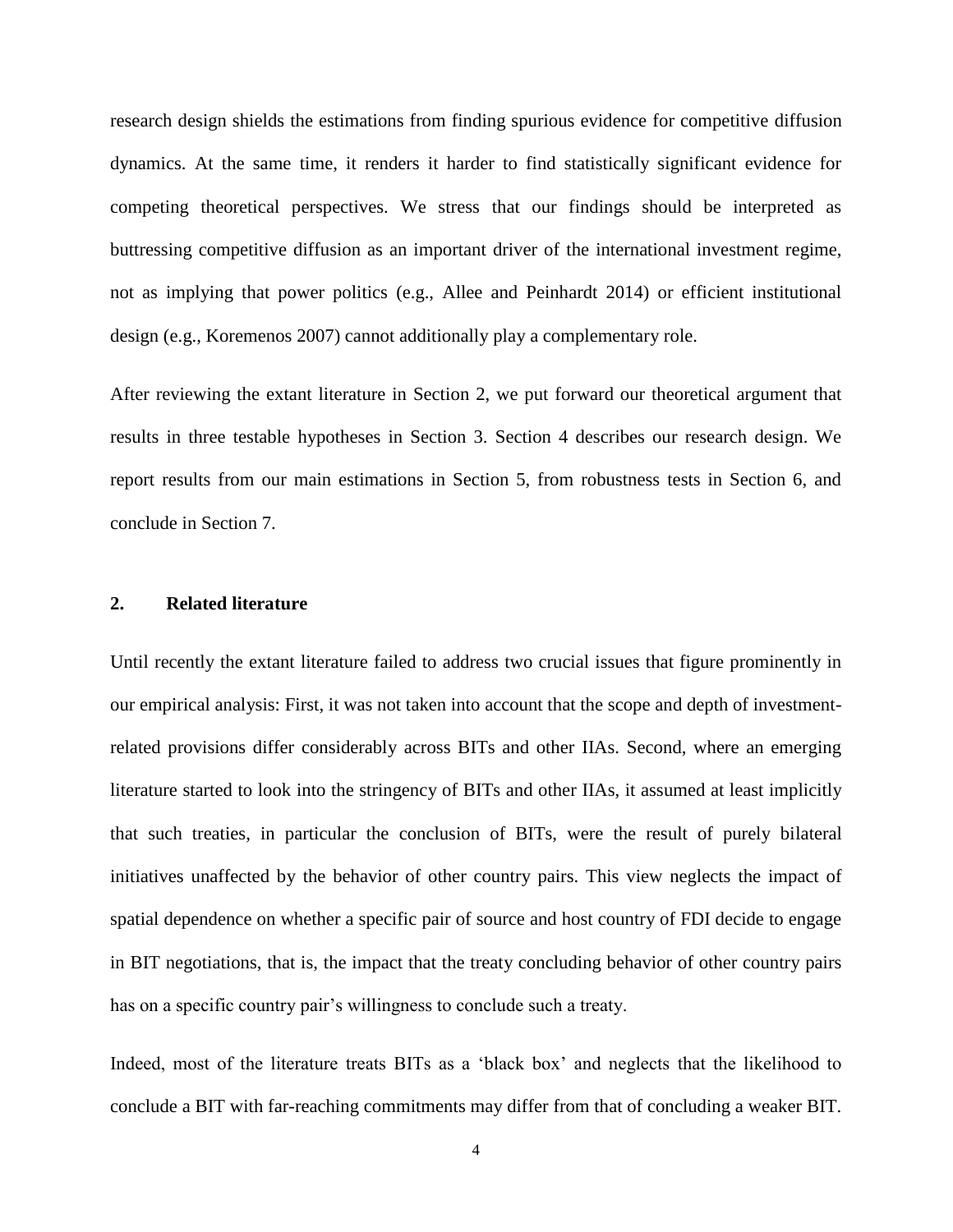research design shields the estimations from finding spurious evidence for competitive diffusion dynamics. At the same time, it renders it harder to find statistically significant evidence for competing theoretical perspectives. We stress that our findings should be interpreted as buttressing competitive diffusion as an important driver of the international investment regime, not as implying that power politics (e.g., Allee and Peinhardt 2014) or efficient institutional design (e.g., Koremenos 2007) cannot additionally play a complementary role.

After reviewing the extant literature in Section 2, we put forward our theoretical argument that results in three testable hypotheses in Section 3. Section 4 describes our research design. We report results from our main estimations in Section 5, from robustness tests in Section 6, and conclude in Section 7.

## 2. Related literature

Until recently the extant literature failed to address two crucial issues that figure prominently in our empirical analysis: First, it was not taken into account that the scope and depth of investment-related provisions differ considerably across BITs and other IIAs. Second, where an emerging literature started to look into the stringency of BITs and other IIAs, it assumed at least implicitly that such treaties, in particular the conclusion of BITs, were the result of purely bilateral initiatives unaffected by the behavior of other country pairs. This view neglects the impact of spatial dependence on whether a specific pair of source and host country of FDI decide to engage in BIT negotiations, that is, the impact that the treaty concluding behavior of other country pairs has on a specific country pair's willingness to conclude such a treaty.

Indeed, most of the literature treats BITs as a 'black box' and neglects that the likelihood to conclude a BIT with far-reaching commitments may differ from that of concluding a weaker BIT.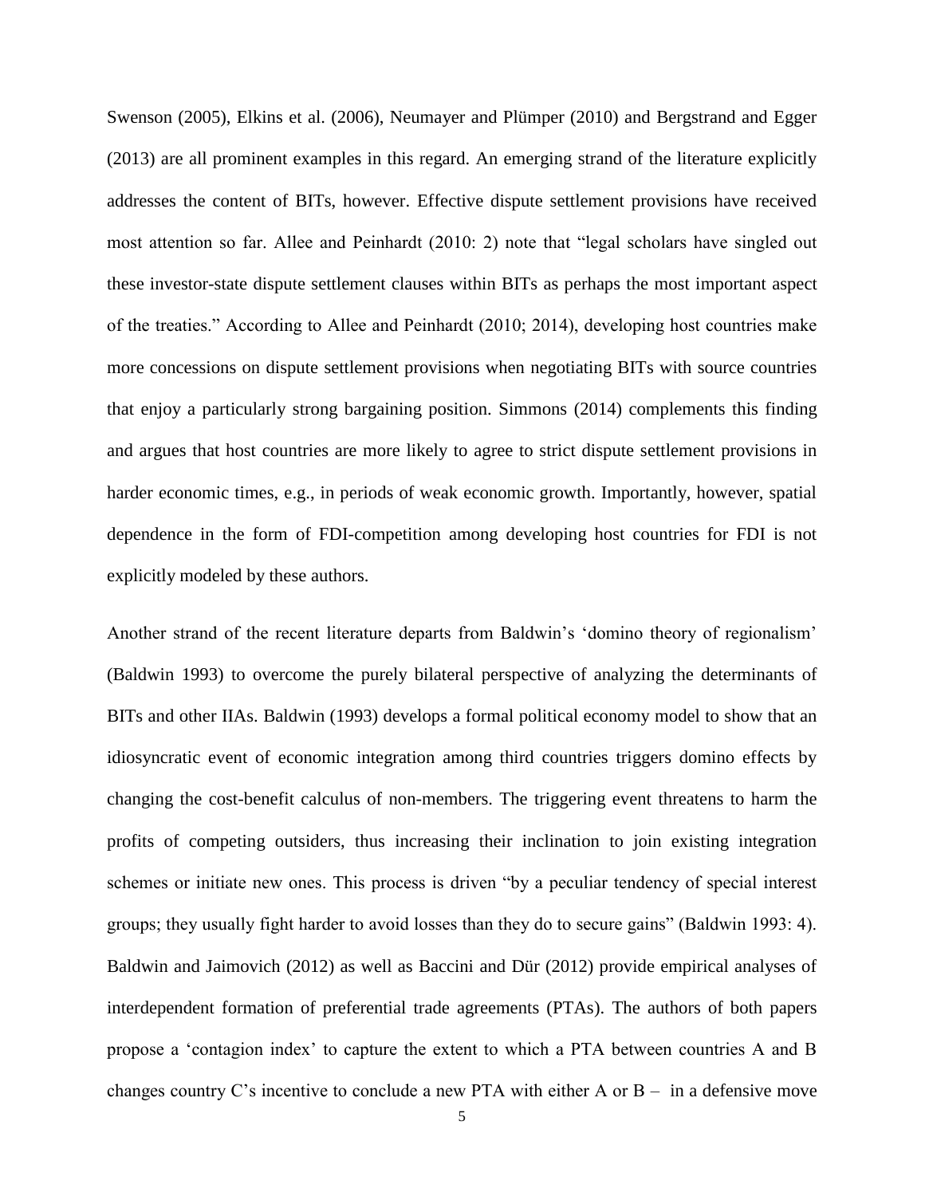Swenson (2005), Elkins et al. (2006), Neumayer and Plümper (2010) and Bergstrand and Egger (2013) are all prominent examples in this regard. An emerging strand of the literature explicitly addresses the content of BITs, however. Effective dispute settlement provisions have received most attention so far. Allee and Peinhardt (2010: 2) note that "legal scholars have singled out these investor-state dispute settlement clauses within BITs as perhaps the most important aspect of the treaties." According to Allee and Peinhardt (2010; 2014), developing host countries make more concessions on dispute settlement provisions when negotiating BITs with source countries that enjoy a particularly strong bargaining position. Simmons (2014) complements this finding and argues that host countries are more likely to agree to strict dispute settlement provisions in harder economic times, e.g., in periods of weak economic growth. Importantly, however, spatial dependence in the form of FDI-competition among developing host countries for FDI is not explicitly modeled by these authors.

Another strand of the recent literature departs from Baldwin's 'domino theory of regionalism' (Baldwin 1993) to overcome the purely bilateral perspective of analyzing the determinants of BITs and other IIAs. Baldwin (1993) develops a formal political economy model to show that an idiosyncratic event of economic integration among third countries triggers domino effects by changing the cost-benefit calculus of non-members. The triggering event threatens to harm the profits of competing outsiders, thus increasing their inclination to join existing integration schemes or initiate new ones. This process is driven "by a peculiar tendency of special interest groups; they usually fight harder to avoid losses than they do to secure gains" (Baldwin 1993: 4). Baldwin and Jaimovich (2012) as well as Baccini and Dür (2012) provide empirical analyses of interdependent formation of preferential trade agreements (PTAs). The authors of both papers propose a 'contagion index' to capture the extent to which a PTA between countries A and B changes country C's incentive to conclude a new PTA with either A or B – in a defensive move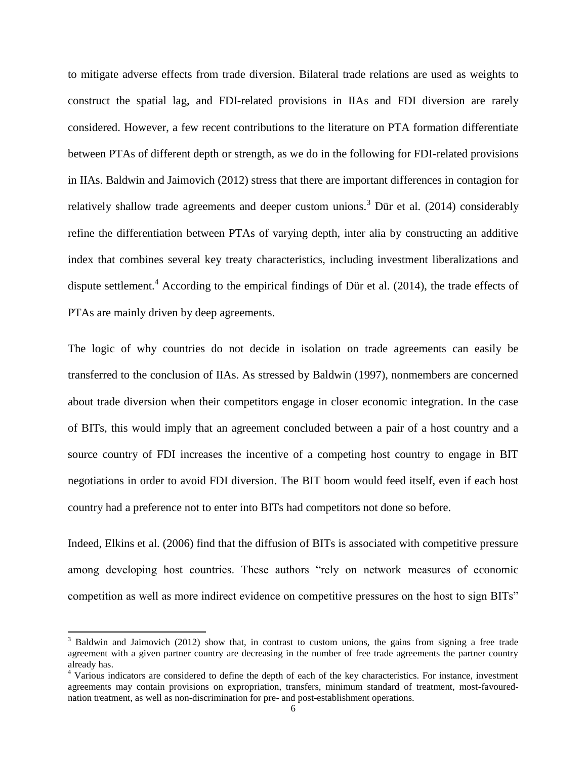to mitigate adverse effects from trade diversion. Bilateral trade relations are used as weights to construct the spatial lag, and FDI-related provisions in IIAs and FDI diversion are rarely considered. However, a few recent contributions to the literature on PTA formation differentiate between PTAs of different depth or strength, as we do in the following for FDI-related provisions in IIAs. Baldwin and Jaimovich (2012) stress that there are important differences in contagion for relatively shallow trade agreements and deeper custom unions.[3] Dür et al. (2014) considerably refine the differentiation between PTAs of varying depth, inter alia by constructing an additive index that combines several key treaty characteristics, including investment liberalizations and dispute settlement.[4] According to the empirical findings of Dür et al. (2014), the trade effects of PTAs are mainly driven by deep agreements.

The logic of why countries do not decide in isolation on trade agreements can easily be transferred to the conclusion of IIAs. As stressed by Baldwin (1997), nonmembers are concerned about trade diversion when their competitors engage in closer economic integration. In the case of BITs, this would imply that an agreement concluded between a pair of a host country and a source country of FDI increases the incentive of a competing host country to engage in BIT negotiations in order to avoid FDI diversion. The BIT boom would feed itself, even if each host country had a preference not to enter into BITs had competitors not done so before.

Indeed, Elkins et al. (2006) find that the diffusion of BITs is associated with competitive pressure among developing host countries. These authors "rely on network measures of economic competition as well as more indirect evidence on competitive pressures on the host to sign BITs"

[3] Baldwin and Jaimovich (2012) show that, in contrast to custom unions, the gains from signing a free trade agreement with a given partner country are decreasing in the number of free trade agreements the partner country already has.

[4] Various indicators are considered to define the depth of each of the key characteristics. For instance, investment agreements may contain provisions on expropriation, transfers, minimum standard of treatment, most-favoured-nation treatment, as well as non-discrimination for pre- and post-establishment operations.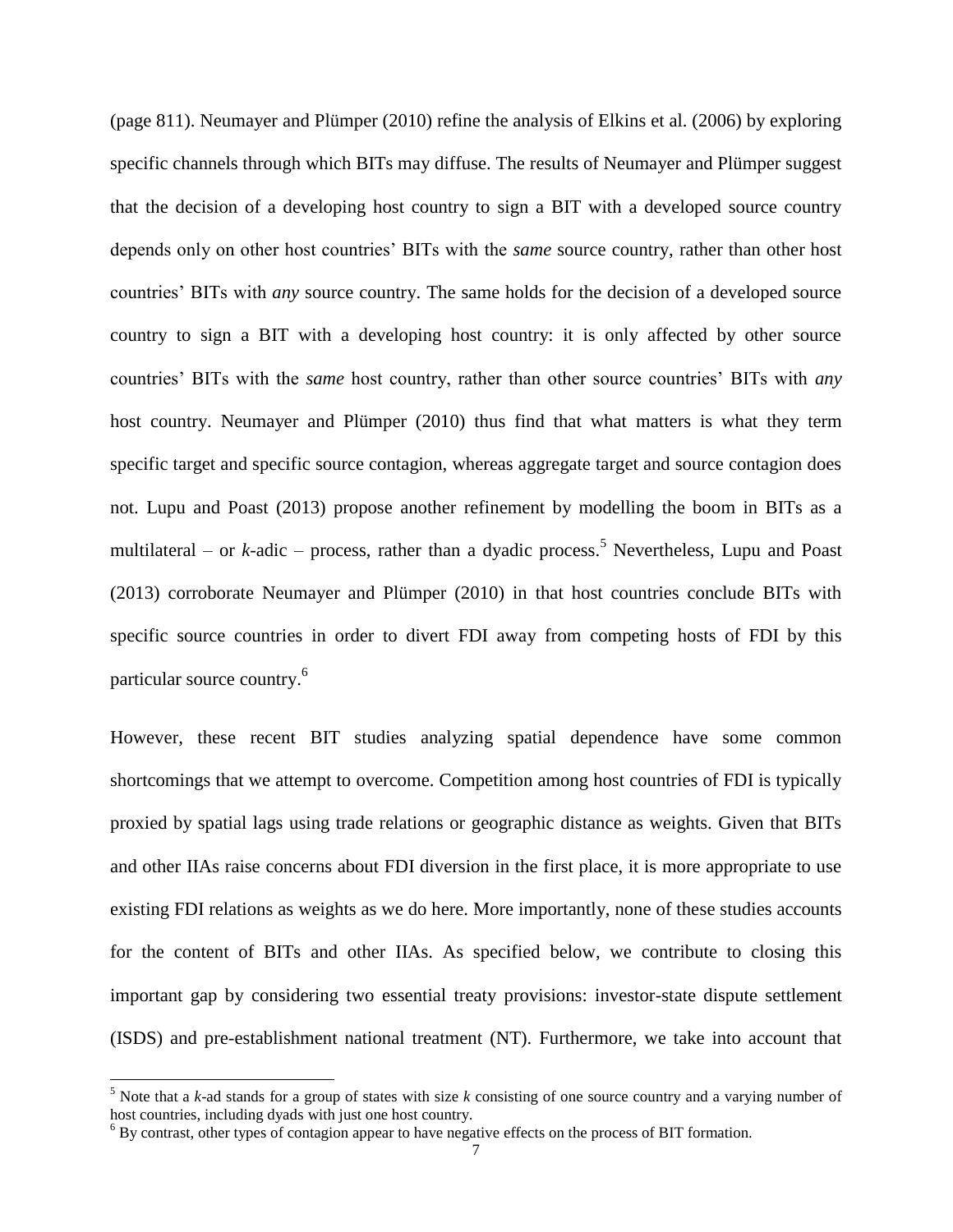(page 811). Neumayer and Plümper (2010) refine the analysis of Elkins et al. (2006) by exploring specific channels through which BITs may diffuse. The results of Neumayer and Plümper suggest that the decision of a developing host country to sign a BIT with a developed source country depends only on other host countries' BITs with the *same* source country, rather than other host countries' BITs with *any* source country. The same holds for the decision of a developed source country to sign a BIT with a developing host country: it is only affected by other source countries' BITs with the *same* host country, rather than other source countries' BITs with *any* host country. Neumayer and Plümper (2010) thus find that what matters is what they term specific target and specific source contagion, whereas aggregate target and source contagion does not. Lupu and Poast (2013) propose another refinement by modelling the boom in BITs as a multilateral – or *k*-adic – process, rather than a dyadic process.[5] Nevertheless, Lupu and Poast (2013) corroborate Neumayer and Plümper (2010) in that host countries conclude BITs with specific source countries in order to divert FDI away from competing hosts of FDI by this particular source country.[6]

However, these recent BIT studies analyzing spatial dependence have some common shortcomings that we attempt to overcome. Competition among host countries of FDI is typically proxied by spatial lags using trade relations or geographic distance as weights. Given that BITs and other IIAs raise concerns about FDI diversion in the first place, it is more appropriate to use existing FDI relations as weights as we do here. More importantly, none of these studies accounts for the content of BITs and other IIAs. As specified below, we contribute to closing this important gap by considering two essential treaty provisions: investor-state dispute settlement (ISDS) and pre-establishment national treatment (NT). Furthermore, we take into account that

[5] Note that a *k*-ad stands for a group of states with size *k* consisting of one source country and a varying number of host countries, including dyads with just one host country.

[6] By contrast, other types of contagion appear to have negative effects on the process of BIT formation.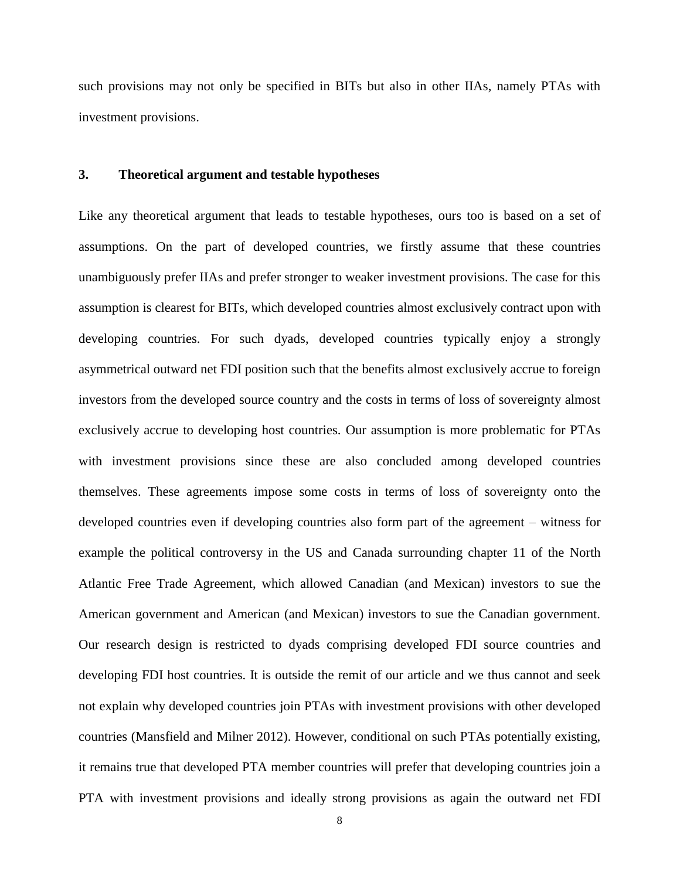such provisions may not only be specified in BITs but also in other IIAs, namely PTAs with investment provisions.

## 3. Theoretical argument and testable hypotheses

Like any theoretical argument that leads to testable hypotheses, ours too is based on a set of assumptions. On the part of developed countries, we firstly assume that these countries unambiguously prefer IIAs and prefer stronger to weaker investment provisions. The case for this assumption is clearest for BITs, which developed countries almost exclusively contract upon with developing countries. For such dyads, developed countries typically enjoy a strongly asymmetrical outward net FDI position such that the benefits almost exclusively accrue to foreign investors from the developed source country and the costs in terms of loss of sovereignty almost exclusively accrue to developing host countries. Our assumption is more problematic for PTAs with investment provisions since these are also concluded among developed countries themselves. These agreements impose some costs in terms of loss of sovereignty onto the developed countries even if developing countries also form part of the agreement – witness for example the political controversy in the US and Canada surrounding chapter 11 of the North Atlantic Free Trade Agreement, which allowed Canadian (and Mexican) investors to sue the American government and American (and Mexican) investors to sue the Canadian government. Our research design is restricted to dyads comprising developed FDI source countries and developing FDI host countries. It is outside the remit of our article and we thus cannot and seek not explain why developed countries join PTAs with investment provisions with other developed countries (Mansfield and Milner 2012). However, conditional on such PTAs potentially existing, it remains true that developed PTA member countries will prefer that developing countries join a PTA with investment provisions and ideally strong provisions as again the outward net FDI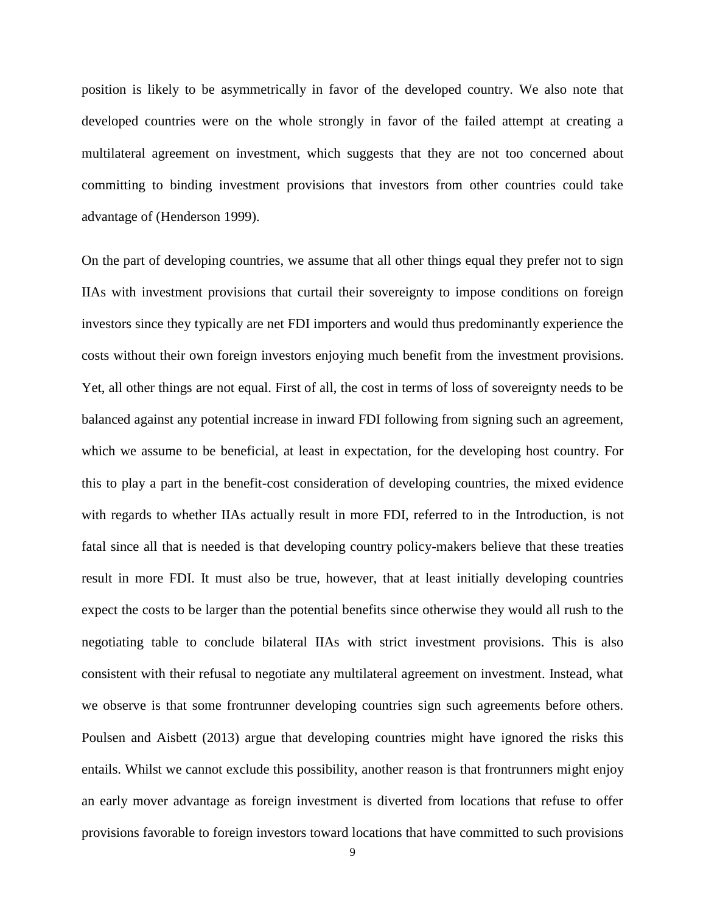position is likely to be asymmetrically in favor of the developed country. We also note that developed countries were on the whole strongly in favor of the failed attempt at creating a multilateral agreement on investment, which suggests that they are not too concerned about committing to binding investment provisions that investors from other countries could take advantage of (Henderson 1999).

On the part of developing countries, we assume that all other things equal they prefer not to sign IIAs with investment provisions that curtail their sovereignty to impose conditions on foreign investors since they typically are net FDI importers and would thus predominantly experience the costs without their own foreign investors enjoying much benefit from the investment provisions. Yet, all other things are not equal. First of all, the cost in terms of loss of sovereignty needs to be balanced against any potential increase in inward FDI following from signing such an agreement, which we assume to be beneficial, at least in expectation, for the developing host country. For this to play a part in the benefit-cost consideration of developing countries, the mixed evidence with regards to whether IIAs actually result in more FDI, referred to in the Introduction, is not fatal since all that is needed is that developing country policy-makers believe that these treaties result in more FDI. It must also be true, however, that at least initially developing countries expect the costs to be larger than the potential benefits since otherwise they would all rush to the negotiating table to conclude bilateral IIAs with strict investment provisions. This is also consistent with their refusal to negotiate any multilateral agreement on investment. Instead, what we observe is that some frontrunner developing countries sign such agreements before others. Poulsen and Aisbett (2013) argue that developing countries might have ignored the risks this entails. Whilst we cannot exclude this possibility, another reason is that frontrunners might enjoy an early mover advantage as foreign investment is diverted from locations that refuse to offer provisions favorable to foreign investors toward locations that have committed to such provisions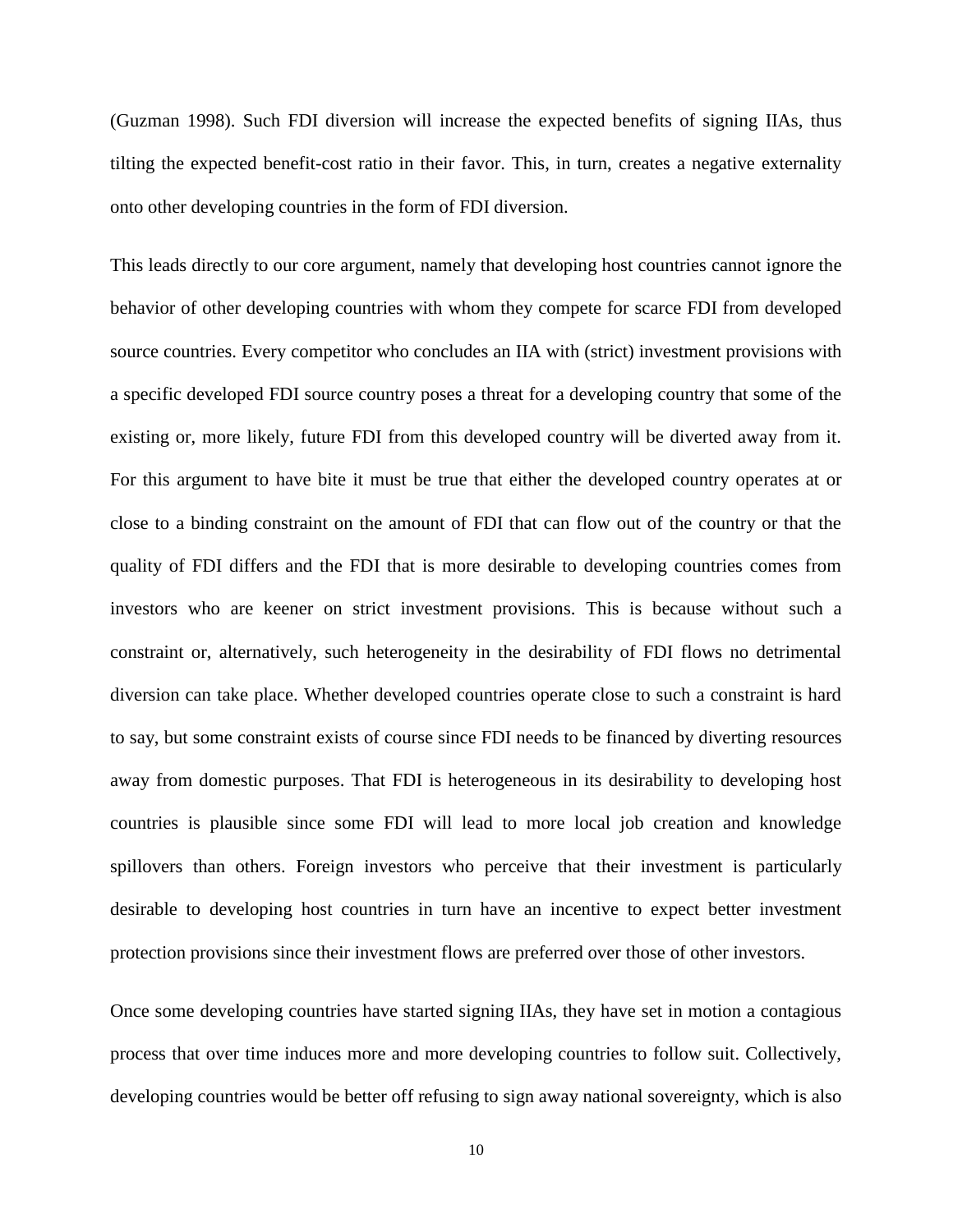(Guzman 1998). Such FDI diversion will increase the expected benefits of signing IIAs, thus tilting the expected benefit-cost ratio in their favor. This, in turn, creates a negative externality onto other developing countries in the form of FDI diversion.

This leads directly to our core argument, namely that developing host countries cannot ignore the behavior of other developing countries with whom they compete for scarce FDI from developed source countries. Every competitor who concludes an IIA with (strict) investment provisions with a specific developed FDI source country poses a threat for a developing country that some of the existing or, more likely, future FDI from this developed country will be diverted away from it. For this argument to have bite it must be true that either the developed country operates at or close to a binding constraint on the amount of FDI that can flow out of the country or that the quality of FDI differs and the FDI that is more desirable to developing countries comes from investors who are keener on strict investment provisions. This is because without such a constraint or, alternatively, such heterogeneity in the desirability of FDI flows no detrimental diversion can take place. Whether developed countries operate close to such a constraint is hard to say, but some constraint exists of course since FDI needs to be financed by diverting resources away from domestic purposes. That FDI is heterogeneous in its desirability to developing host countries is plausible since some FDI will lead to more local job creation and knowledge spillovers than others. Foreign investors who perceive that their investment is particularly desirable to developing host countries in turn have an incentive to expect better investment protection provisions since their investment flows are preferred over those of other investors.

Once some developing countries have started signing IIAs, they have set in motion a contagious process that over time induces more and more developing countries to follow suit. Collectively, developing countries would be better off refusing to sign away national sovereignty, which is also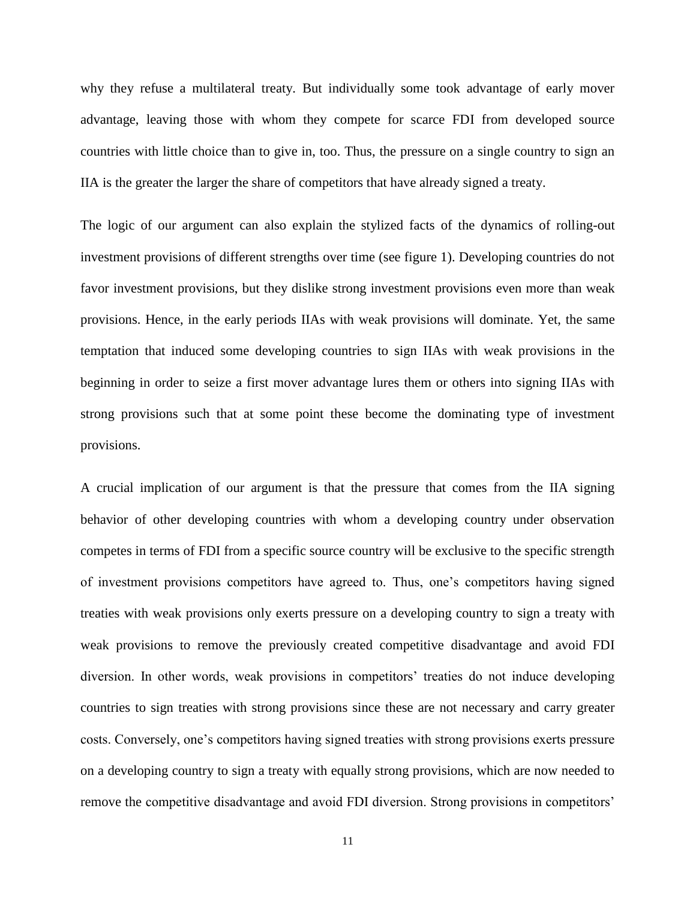why they refuse a multilateral treaty. But individually some took advantage of early mover advantage, leaving those with whom they compete for scarce FDI from developed source countries with little choice than to give in, too. Thus, the pressure on a single country to sign an IIA is the greater the larger the share of competitors that have already signed a treaty.

The logic of our argument can also explain the stylized facts of the dynamics of rolling-out investment provisions of different strengths over time (see figure 1). Developing countries do not favor investment provisions, but they dislike strong investment provisions even more than weak provisions. Hence, in the early periods IIAs with weak provisions will dominate. Yet, the same temptation that induced some developing countries to sign IIAs with weak provisions in the beginning in order to seize a first mover advantage lures them or others into signing IIAs with strong provisions such that at some point these become the dominating type of investment provisions.

A crucial implication of our argument is that the pressure that comes from the IIA signing behavior of other developing countries with whom a developing country under observation competes in terms of FDI from a specific source country will be exclusive to the specific strength of investment provisions competitors have agreed to. Thus, one's competitors having signed treaties with weak provisions only exerts pressure on a developing country to sign a treaty with weak provisions to remove the previously created competitive disadvantage and avoid FDI diversion. In other words, weak provisions in competitors' treaties do not induce developing countries to sign treaties with strong provisions since these are not necessary and carry greater costs. Conversely, one's competitors having signed treaties with strong provisions exerts pressure on a developing country to sign a treaty with equally strong provisions, which are now needed to remove the competitive disadvantage and avoid FDI diversion. Strong provisions in competitors'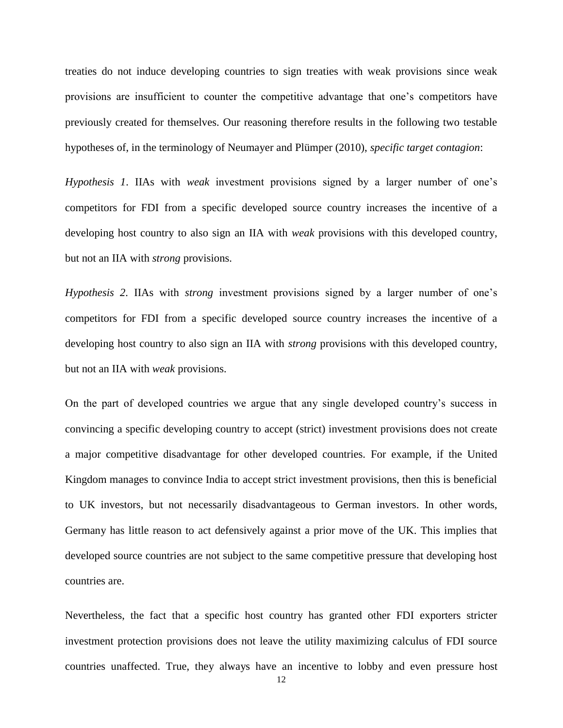treaties do not induce developing countries to sign treaties with weak provisions since weak provisions are insufficient to counter the competitive advantage that one's competitors have previously created for themselves. Our reasoning therefore results in the following two testable hypotheses of, in the terminology of Neumayer and Plümper (2010), *specific target contagion*:

*Hypothesis 1.* IIAs with *weak* investment provisions signed by a larger number of one's competitors for FDI from a specific developed source country increases the incentive of a developing host country to also sign an IIA with *weak* provisions with this developed country, but not an IIA with *strong* provisions.

*Hypothesis 2.* IIAs with *strong* investment provisions signed by a larger number of one's competitors for FDI from a specific developed source country increases the incentive of a developing host country to also sign an IIA with *strong* provisions with this developed country, but not an IIA with *weak* provisions.

On the part of developed countries we argue that any single developed country's success in convincing a specific developing country to accept (strict) investment provisions does not create a major competitive disadvantage for other developed countries. For example, if the United Kingdom manages to convince India to accept strict investment provisions, then this is beneficial to UK investors, but not necessarily disadvantageous to German investors. In other words, Germany has little reason to act defensively against a prior move of the UK. This implies that developed source countries are not subject to the same competitive pressure that developing host countries are.

Nevertheless, the fact that a specific host country has granted other FDI exporters stricter investment protection provisions does not leave the utility maximizing calculus of FDI source countries unaffected. True, they always have an incentive to lobby and even pressure host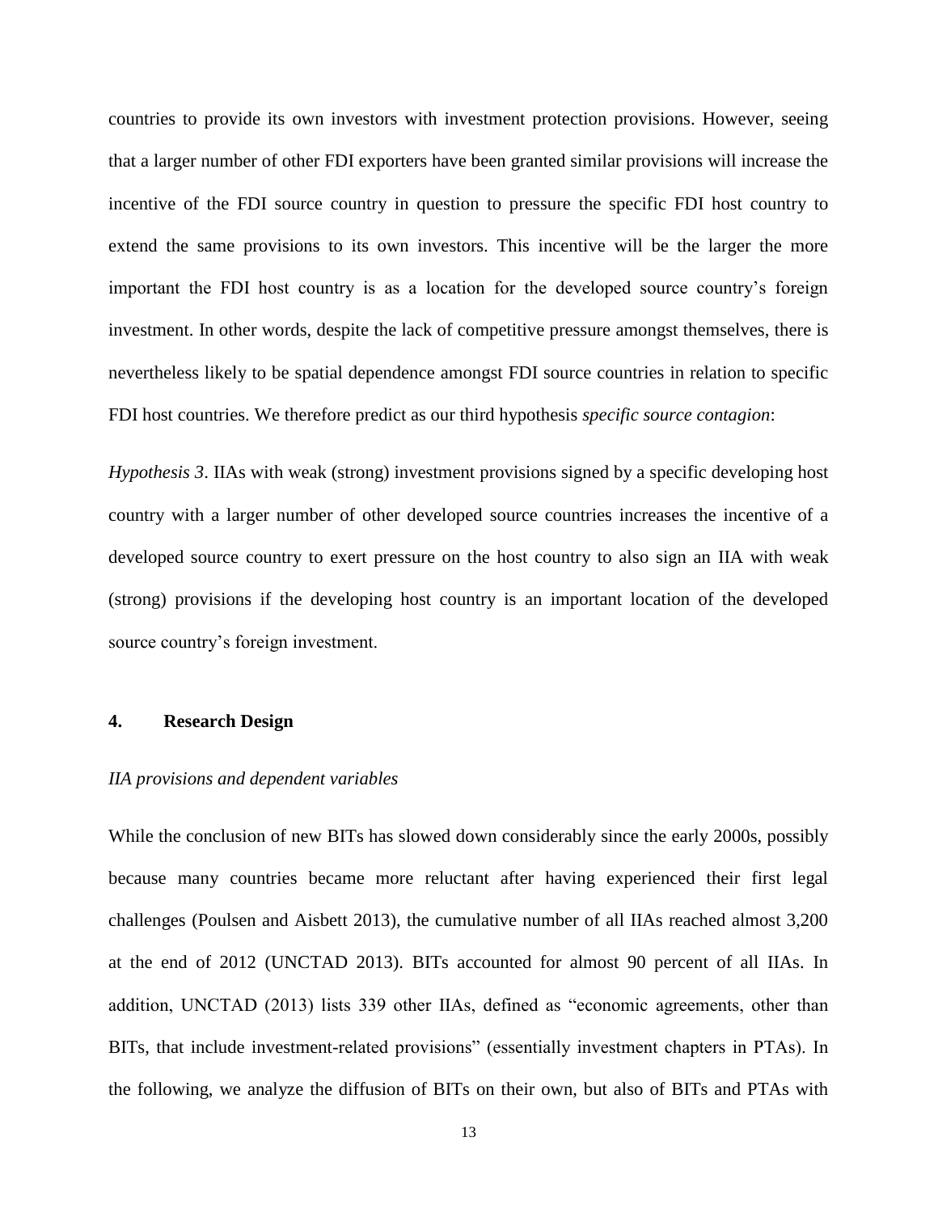countries to provide its own investors with investment protection provisions. However, seeing that a larger number of other FDI exporters have been granted similar provisions will increase the incentive of the FDI source country in question to pressure the specific FDI host country to extend the same provisions to its own investors. This incentive will be the larger the more important the FDI host country is as a location for the developed source country's foreign investment. In other words, despite the lack of competitive pressure amongst themselves, there is nevertheless likely to be spatial dependence amongst FDI source countries in relation to specific FDI host countries. We therefore predict as our third hypothesis *specific source contagion*:

*Hypothesis 3*. IIAs with weak (strong) investment provisions signed by a specific developing host country with a larger number of other developed source countries increases the incentive of a developed source country to exert pressure on the host country to also sign an IIA with weak (strong) provisions if the developing host country is an important location of the developed source country's foreign investment.

## 4. Research Design

### *IIA provisions and dependent variables*

While the conclusion of new BITs has slowed down considerably since the early 2000s, possibly because many countries became more reluctant after having experienced their first legal challenges (Poulsen and Aisbett 2013), the cumulative number of all IIAs reached almost 3,200 at the end of 2012 (UNCTAD 2013). BITs accounted for almost 90 percent of all IIAs. In addition, UNCTAD (2013) lists 339 other IIAs, defined as "economic agreements, other than BITs, that include investment-related provisions" (essentially investment chapters in PTAs). In the following, we analyze the diffusion of BITs on their own, but also of BITs and PTAs with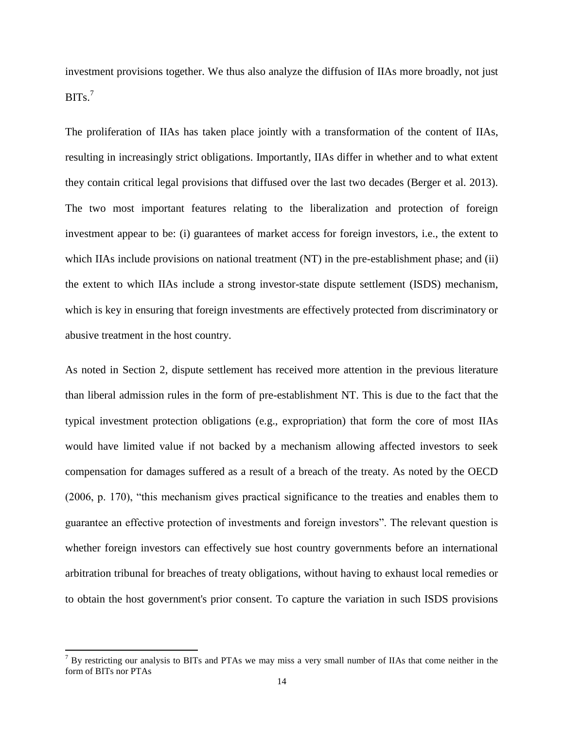investment provisions together. We thus also analyze the diffusion of IIAs more broadly, not just BITs.[7]

The proliferation of IIAs has taken place jointly with a transformation of the content of IIAs, resulting in increasingly strict obligations. Importantly, IIAs differ in whether and to what extent they contain critical legal provisions that diffused over the last two decades (Berger et al. 2013). The two most important features relating to the liberalization and protection of foreign investment appear to be: (i) guarantees of market access for foreign investors, i.e., the extent to which IIAs include provisions on national treatment (NT) in the pre-establishment phase; and (ii) the extent to which IIAs include a strong investor-state dispute settlement (ISDS) mechanism, which is key in ensuring that foreign investments are effectively protected from discriminatory or abusive treatment in the host country.

As noted in Section 2, dispute settlement has received more attention in the previous literature than liberal admission rules in the form of pre-establishment NT. This is due to the fact that the typical investment protection obligations (e.g., expropriation) that form the core of most IIAs would have limited value if not backed by a mechanism allowing affected investors to seek compensation for damages suffered as a result of a breach of the treaty. As noted by the OECD (2006, p. 170), "this mechanism gives practical significance to the treaties and enables them to guarantee an effective protection of investments and foreign investors". The relevant question is whether foreign investors can effectively sue host country governments before an international arbitration tribunal for breaches of treaty obligations, without having to exhaust local remedies or to obtain the host government's prior consent. To capture the variation in such ISDS provisions

[7] By restricting our analysis to BITs and PTAs we may miss a very small number of IIAs that come neither in the form of BITs nor PTAs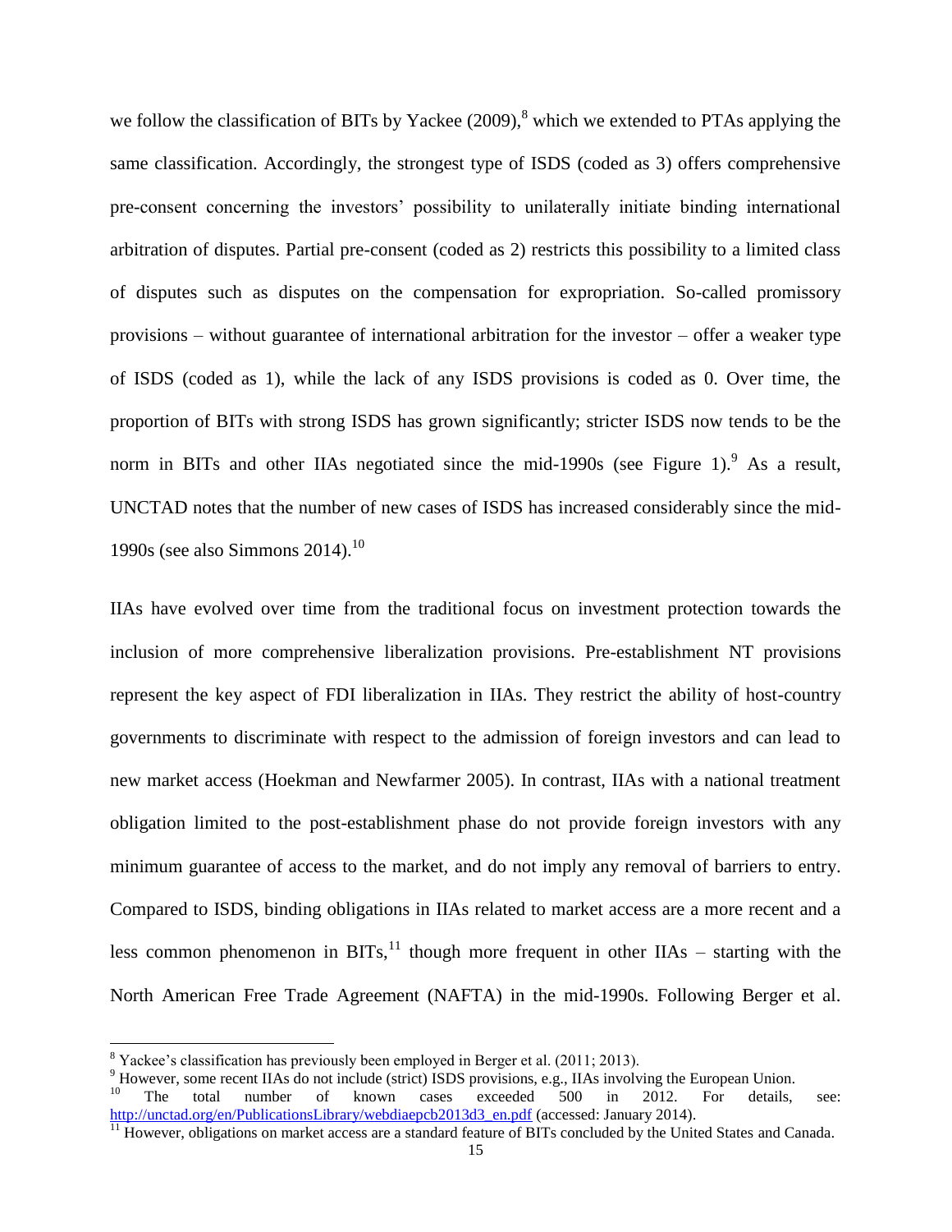we follow the classification of BITs by Yackee (2009),[8] which we extended to PTAs applying the same classification. Accordingly, the strongest type of ISDS (coded as 3) offers comprehensive pre-consent concerning the investors' possibility to unilaterally initiate binding international arbitration of disputes. Partial pre-consent (coded as 2) restricts this possibility to a limited class of disputes such as disputes on the compensation for expropriation. So-called promissory provisions – without guarantee of international arbitration for the investor – offer a weaker type of ISDS (coded as 1), while the lack of any ISDS provisions is coded as 0. Over time, the proportion of BITs with strong ISDS has grown significantly; stricter ISDS now tends to be the norm in BITs and other IIAs negotiated since the mid-1990s (see Figure 1).[9] As a result, UNCTAD notes that the number of new cases of ISDS has increased considerably since the mid-1990s (see also Simmons 2014).[10]

IIAs have evolved over time from the traditional focus on investment protection towards the inclusion of more comprehensive liberalization provisions. Pre-establishment NT provisions represent the key aspect of FDI liberalization in IIAs. They restrict the ability of host-country governments to discriminate with respect to the admission of foreign investors and can lead to new market access (Hoekman and Newfarmer 2005). In contrast, IIAs with a national treatment obligation limited to the post-establishment phase do not provide foreign investors with any minimum guarantee of access to the market, and do not imply any removal of barriers to entry. Compared to ISDS, binding obligations in IIAs related to market access are a more recent and a less common phenomenon in BITs,[11] though more frequent in other IIAs – starting with the North American Free Trade Agreement (NAFTA) in the mid-1990s. Following Berger et al.

---

[8] Yackee's classification has previously been employed in Berger et al. (2011; 2013).

[9] However, some recent IIAs do not include (strict) ISDS provisions, e.g., IIAs involving the European Union.

[10] The total number of known cases exceeded 500 in 2012. For details, see: [http://unctad.org/en/PublicationsLibrary/webdiaepcb2013d3_en.pdf](http://unctad.org/en/PublicationsLibrary/webdiaepcb2013d3_en.pdf) (accessed: January 2014).

[11] However, obligations on market access are a standard feature of BITs concluded by the United States and Canada.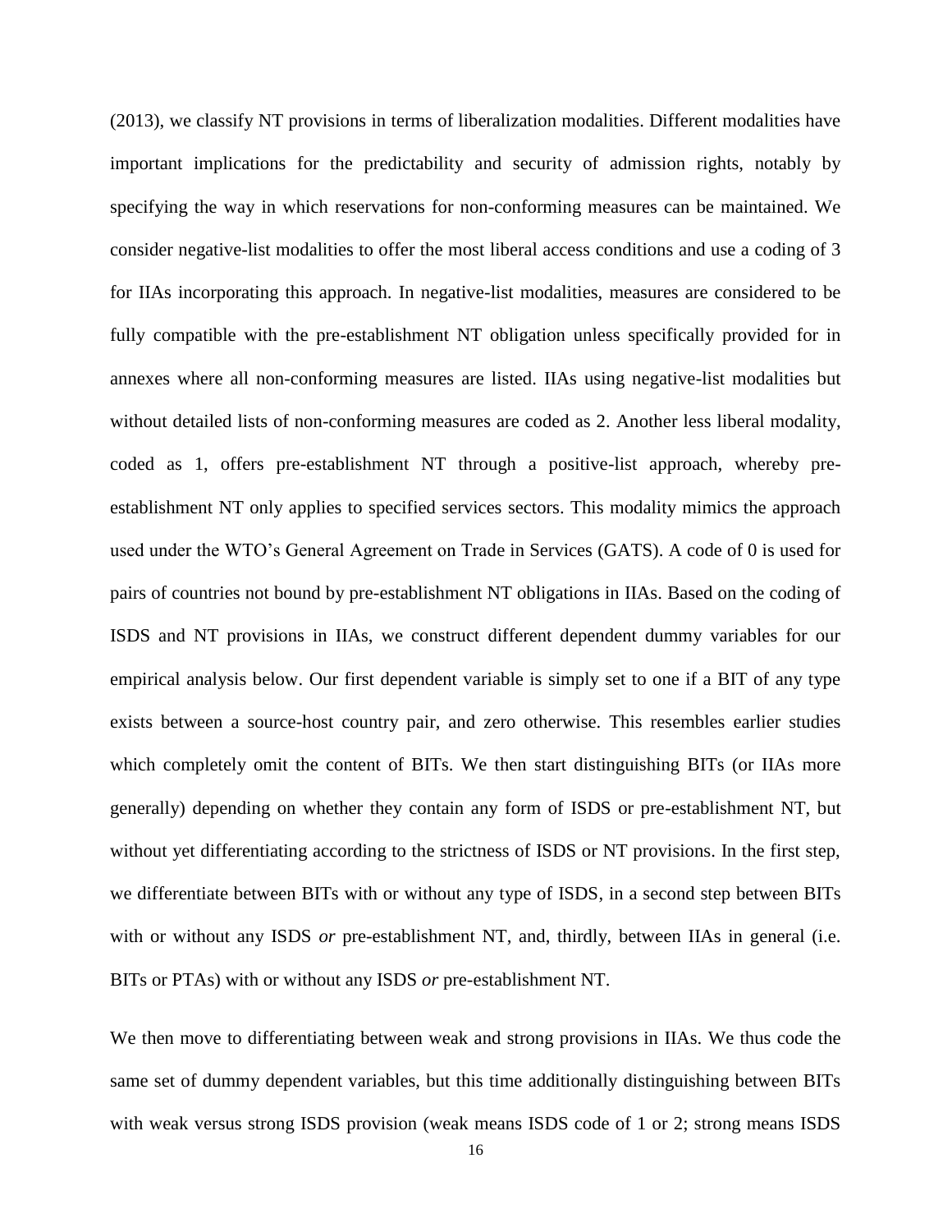(2013), we classify NT provisions in terms of liberalization modalities. Different modalities have important implications for the predictability and security of admission rights, notably by specifying the way in which reservations for non-conforming measures can be maintained. We consider negative-list modalities to offer the most liberal access conditions and use a coding of 3 for IIAs incorporating this approach. In negative-list modalities, measures are considered to be fully compatible with the pre-establishment NT obligation unless specifically provided for in annexes where all non-conforming measures are listed. IIAs using negative-list modalities but without detailed lists of non-conforming measures are coded as 2. Another less liberal modality, coded as 1, offers pre-establishment NT through a positive-list approach, whereby pre-establishment NT only applies to specified services sectors. This modality mimics the approach used under the WTO's General Agreement on Trade in Services (GATS). A code of 0 is used for pairs of countries not bound by pre-establishment NT obligations in IIAs. Based on the coding of ISDS and NT provisions in IIAs, we construct different dependent dummy variables for our empirical analysis below. Our first dependent variable is simply set to one if a BIT of any type exists between a source-host country pair, and zero otherwise. This resembles earlier studies which completely omit the content of BITs. We then start distinguishing BITs (or IIAs more generally) depending on whether they contain any form of ISDS or pre-establishment NT, but without yet differentiating according to the strictness of ISDS or NT provisions. In the first step, we differentiate between BITs with or without any type of ISDS, in a second step between BITs with or without any ISDS *or* pre-establishment NT, and, thirdly, between IIAs in general (i.e. BITs or PTAs) with or without any ISDS *or* pre-establishment NT.

We then move to differentiating between weak and strong provisions in IIAs. We thus code the same set of dummy dependent variables, but this time additionally distinguishing between BITs with weak versus strong ISDS provision (weak means ISDS code of 1 or 2; strong means ISDS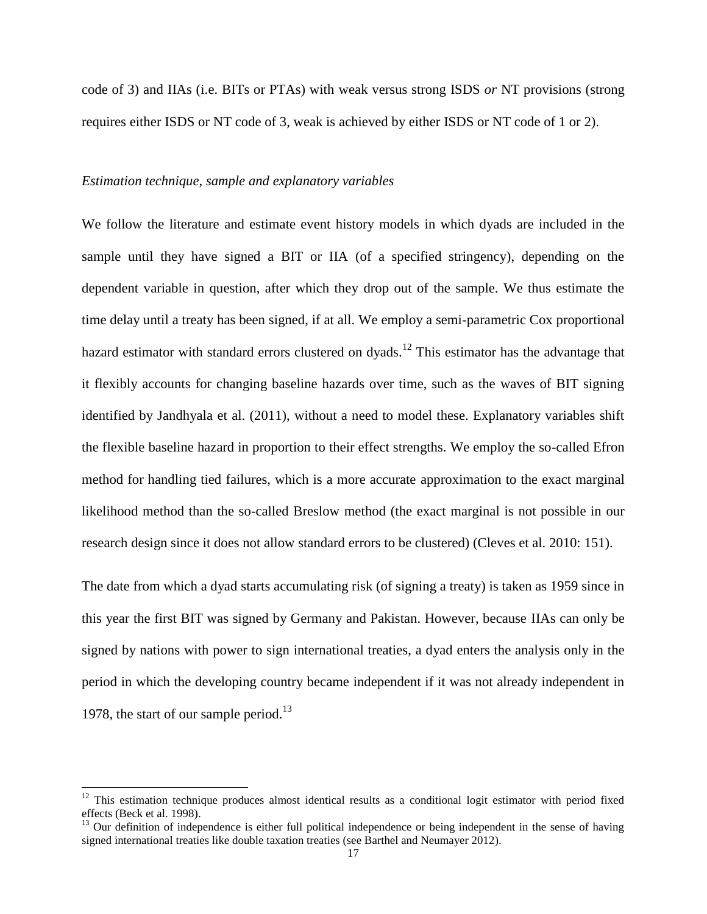code of 3) and IIAs (i.e. BITs or PTAs) with weak versus strong ISDS *or* NT provisions (strong requires either ISDS or NT code of 3, weak is achieved by either ISDS or NT code of 1 or 2).

*Estimation technique, sample and explanatory variables*

We follow the literature and estimate event history models in which dyads are included in the sample until they have signed a BIT or IIA (of a specified stringency), depending on the dependent variable in question, after which they drop out of the sample. We thus estimate the time delay until a treaty has been signed, if at all. We employ a semi-parametric Cox proportional hazard estimator with standard errors clustered on dyads.[12] This estimator has the advantage that it flexibly accounts for changing baseline hazards over time, such as the waves of BIT signing identified by Jandhyala et al. (2011), without a need to model these. Explanatory variables shift the flexible baseline hazard in proportion to their effect strengths. We employ the so-called Efron method for handling tied failures, which is a more accurate approximation to the exact marginal likelihood method than the so-called Breslow method (the exact marginal is not possible in our research design since it does not allow standard errors to be clustered) (Cleves et al. 2010: 151).

The date from which a dyad starts accumulating risk (of signing a treaty) is taken as 1959 since in this year the first BIT was signed by Germany and Pakistan. However, because IIAs can only be signed by nations with power to sign international treaties, a dyad enters the analysis only in the period in which the developing country became independent if it was not already independent in 1978, the start of our sample period.[13]

---

[12] This estimation technique produces almost identical results as a conditional logit estimator with period fixed effects (Beck et al. 1998).

[13] Our definition of independence is either full political independence or being independent in the sense of having signed international treaties like double taxation treaties (see Barthel and Neumayer 2012).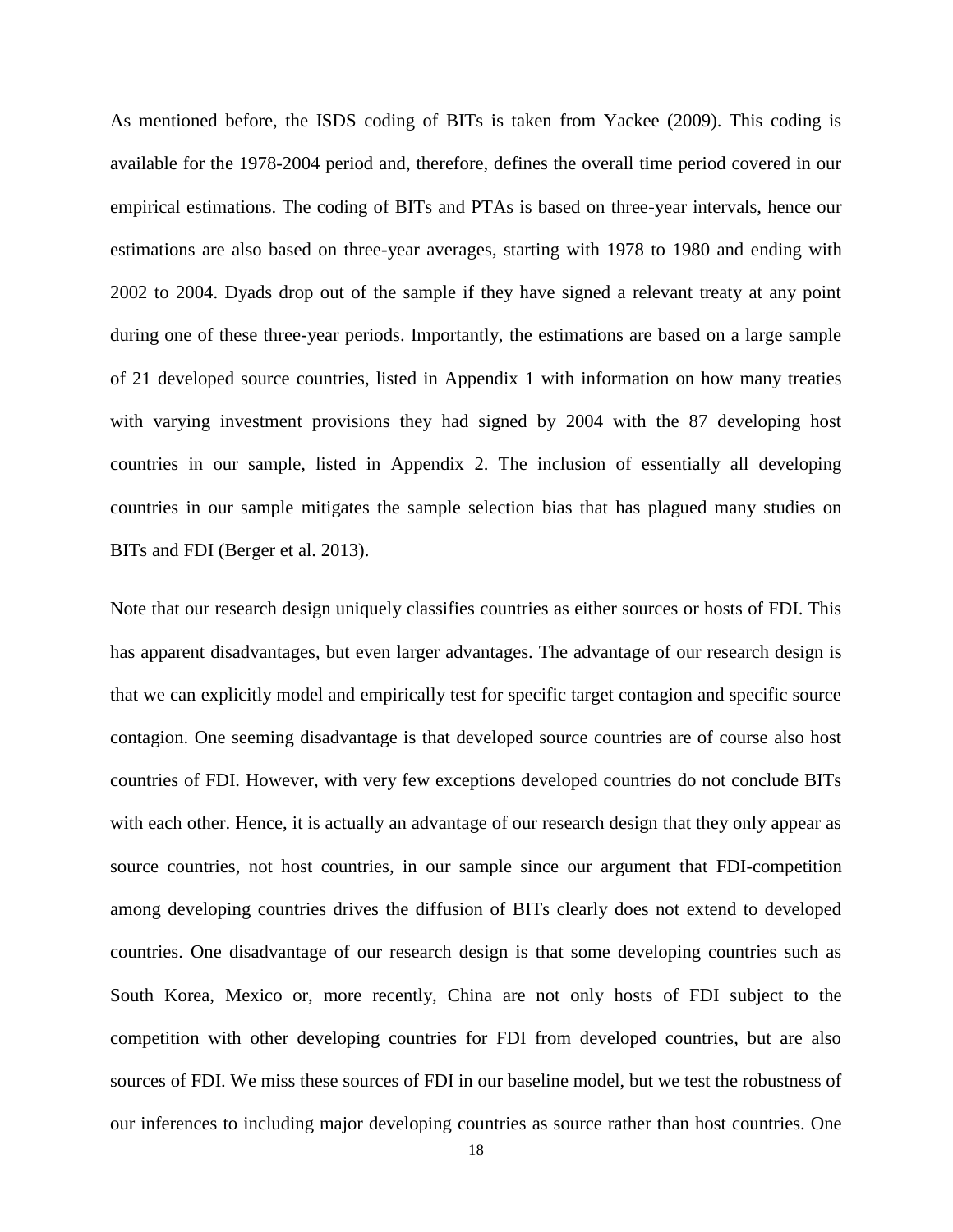As mentioned before, the ISDS coding of BITs is taken from Yackee (2009). This coding is available for the 1978-2004 period and, therefore, defines the overall time period covered in our empirical estimations. The coding of BITs and PTAs is based on three-year intervals, hence our estimations are also based on three-year averages, starting with 1978 to 1980 and ending with 2002 to 2004. Dyads drop out of the sample if they have signed a relevant treaty at any point during one of these three-year periods. Importantly, the estimations are based on a large sample of 21 developed source countries, listed in Appendix 1 with information on how many treaties with varying investment provisions they had signed by 2004 with the 87 developing host countries in our sample, listed in Appendix 2. The inclusion of essentially all developing countries in our sample mitigates the sample selection bias that has plagued many studies on BITs and FDI (Berger et al. 2013).

Note that our research design uniquely classifies countries as either sources or hosts of FDI. This has apparent disadvantages, but even larger advantages. The advantage of our research design is that we can explicitly model and empirically test for specific target contagion and specific source contagion. One seeming disadvantage is that developed source countries are of course also host countries of FDI. However, with very few exceptions developed countries do not conclude BITs with each other. Hence, it is actually an advantage of our research design that they only appear as source countries, not host countries, in our sample since our argument that FDI-competition among developing countries drives the diffusion of BITs clearly does not extend to developed countries. One disadvantage of our research design is that some developing countries such as South Korea, Mexico or, more recently, China are not only hosts of FDI subject to the competition with other developing countries for FDI from developed countries, but are also sources of FDI. We miss these sources of FDI in our baseline model, but we test the robustness of our inferences to including major developing countries as source rather than host countries. One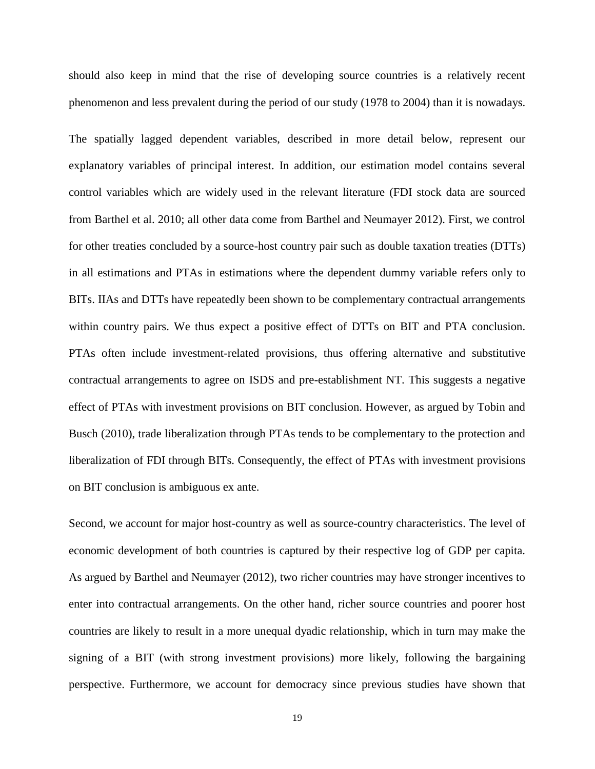should also keep in mind that the rise of developing source countries is a relatively recent phenomenon and less prevalent during the period of our study (1978 to 2004) than it is nowadays.

The spatially lagged dependent variables, described in more detail below, represent our explanatory variables of principal interest. In addition, our estimation model contains several control variables which are widely used in the relevant literature (FDI stock data are sourced from Barthel et al. 2010; all other data come from Barthel and Neumayer 2012). First, we control for other treaties concluded by a source-host country pair such as double taxation treaties (DTTs) in all estimations and PTAs in estimations where the dependent dummy variable refers only to BITs. IIAs and DTTs have repeatedly been shown to be complementary contractual arrangements within country pairs. We thus expect a positive effect of DTTs on BIT and PTA conclusion. PTAs often include investment-related provisions, thus offering alternative and substitutive contractual arrangements to agree on ISDS and pre-establishment NT. This suggests a negative effect of PTAs with investment provisions on BIT conclusion. However, as argued by Tobin and Busch (2010), trade liberalization through PTAs tends to be complementary to the protection and liberalization of FDI through BITs. Consequently, the effect of PTAs with investment provisions on BIT conclusion is ambiguous ex ante.

Second, we account for major host-country as well as source-country characteristics. The level of economic development of both countries is captured by their respective log of GDP per capita. As argued by Barthel and Neumayer (2012), two richer countries may have stronger incentives to enter into contractual arrangements. On the other hand, richer source countries and poorer host countries are likely to result in a more unequal dyadic relationship, which in turn may make the signing of a BIT (with strong investment provisions) more likely, following the bargaining perspective. Furthermore, we account for democracy since previous studies have shown that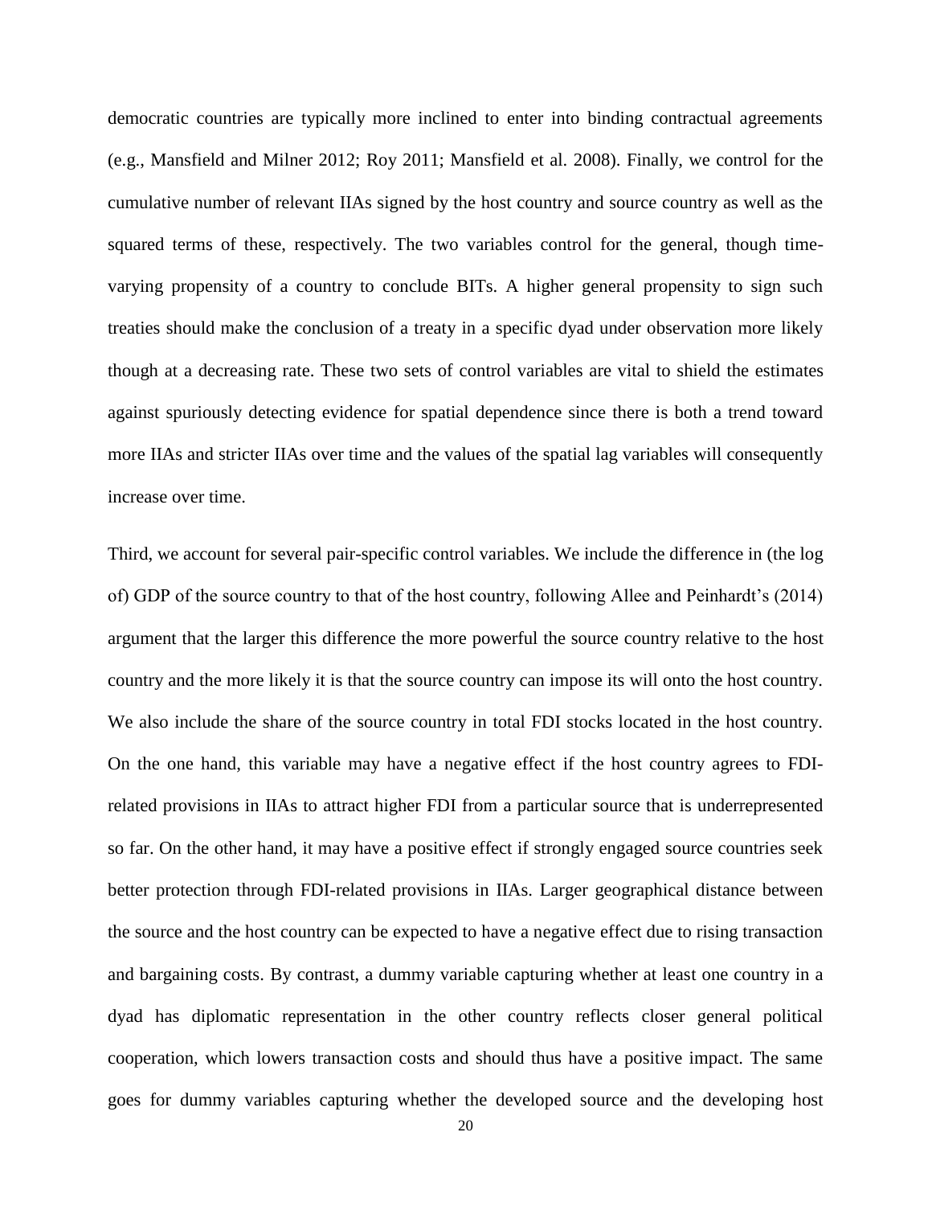democratic countries are typically more inclined to enter into binding contractual agreements (e.g., Mansfield and Milner 2012; Roy 2011; Mansfield et al. 2008). Finally, we control for the cumulative number of relevant IIAs signed by the host country and source country as well as the squared terms of these, respectively. The two variables control for the general, though time-varying propensity of a country to conclude BITs. A higher general propensity to sign such treaties should make the conclusion of a treaty in a specific dyad under observation more likely though at a decreasing rate. These two sets of control variables are vital to shield the estimates against spuriously detecting evidence for spatial dependence since there is both a trend toward more IIAs and stricter IIAs over time and the values of the spatial lag variables will consequently increase over time.

Third, we account for several pair-specific control variables. We include the difference in (the log of) GDP of the source country to that of the host country, following Allee and Peinhardt's (2014) argument that the larger this difference the more powerful the source country relative to the host country and the more likely it is that the source country can impose its will onto the host country. We also include the share of the source country in total FDI stocks located in the host country. On the one hand, this variable may have a negative effect if the host country agrees to FDI-related provisions in IIAs to attract higher FDI from a particular source that is underrepresented so far. On the other hand, it may have a positive effect if strongly engaged source countries seek better protection through FDI-related provisions in IIAs. Larger geographical distance between the source and the host country can be expected to have a negative effect due to rising transaction and bargaining costs. By contrast, a dummy variable capturing whether at least one country in a dyad has diplomatic representation in the other country reflects closer general political cooperation, which lowers transaction costs and should thus have a positive impact. The same goes for dummy variables capturing whether the developed source and the developing host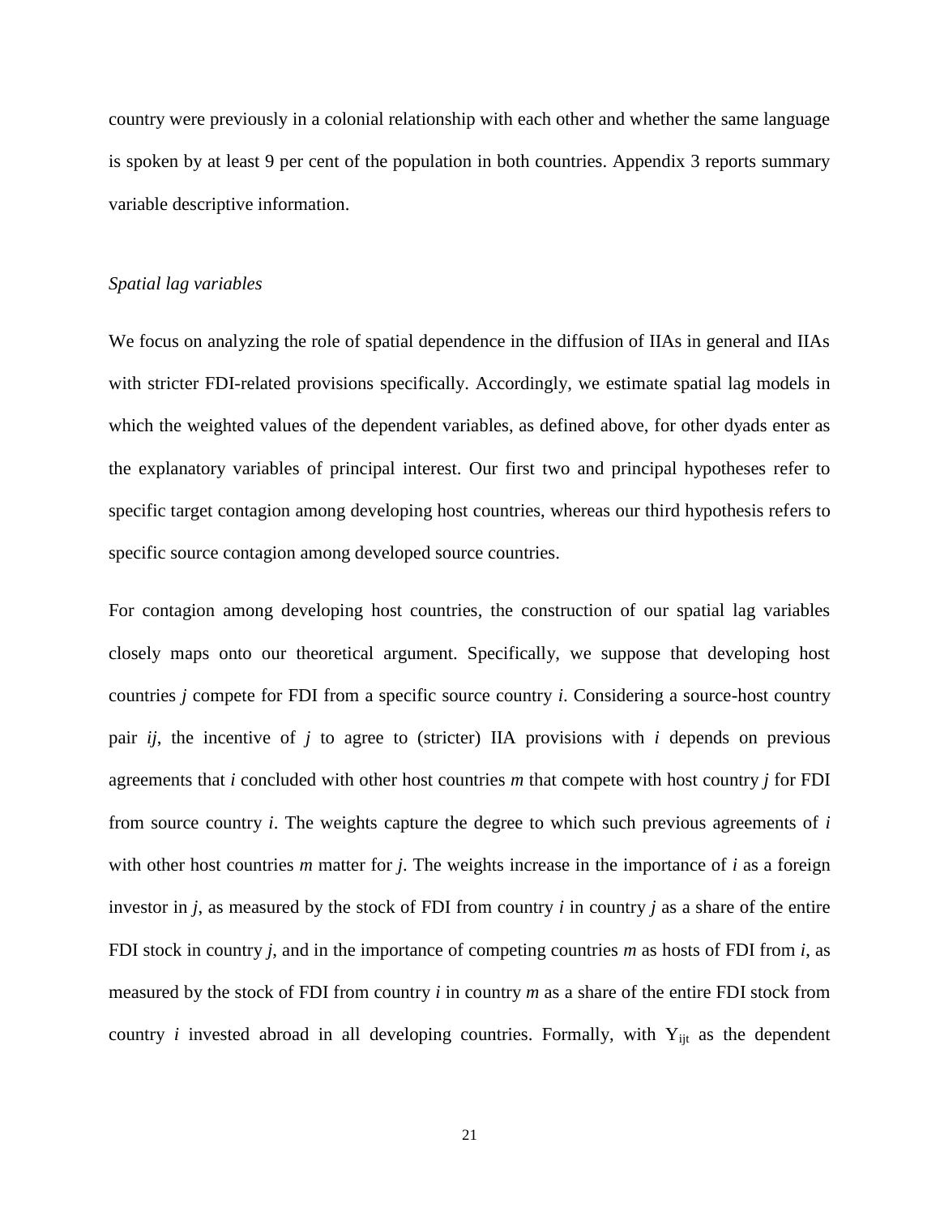country were previously in a colonial relationship with each other and whether the same language is spoken by at least 9 per cent of the population in both countries. Appendix 3 reports summary variable descriptive information.

*Spatial lag variables*

We focus on analyzing the role of spatial dependence in the diffusion of IIAs in general and IIAs with stricter FDI-related provisions specifically. Accordingly, we estimate spatial lag models in which the weighted values of the dependent variables, as defined above, for other dyads enter as the explanatory variables of principal interest. Our first two and principal hypotheses refer to specific target contagion among developing host countries, whereas our third hypothesis refers to specific source contagion among developed source countries.

For contagion among developing host countries, the construction of our spatial lag variables closely maps onto our theoretical argument. Specifically, we suppose that developing host countries $j$ compete for FDI from a specific source country $i$. Considering a source-host country pair $ij$, the incentive of $j$ to agree to (stricter) IIA provisions with $i$ depends on previous agreements that $i$ concluded with other host countries $m$ that compete with host country $j$ for FDI from source country $i$. The weights capture the degree to which such previous agreements of $i$ with other host countries $m$ matter for $j$. The weights increase in the importance of $i$ as a foreign investor in $j$, as measured by the stock of FDI from country $i$ in country $j$ as a share of the entire FDI stock in country $j$, and in the importance of competing countries $m$ as hosts of FDI from $i$, as measured by the stock of FDI from country $i$ in country $m$ as a share of the entire FDI stock from country $i$ invested abroad in all developing countries. Formally, with $Y_{ijt}$ as the dependent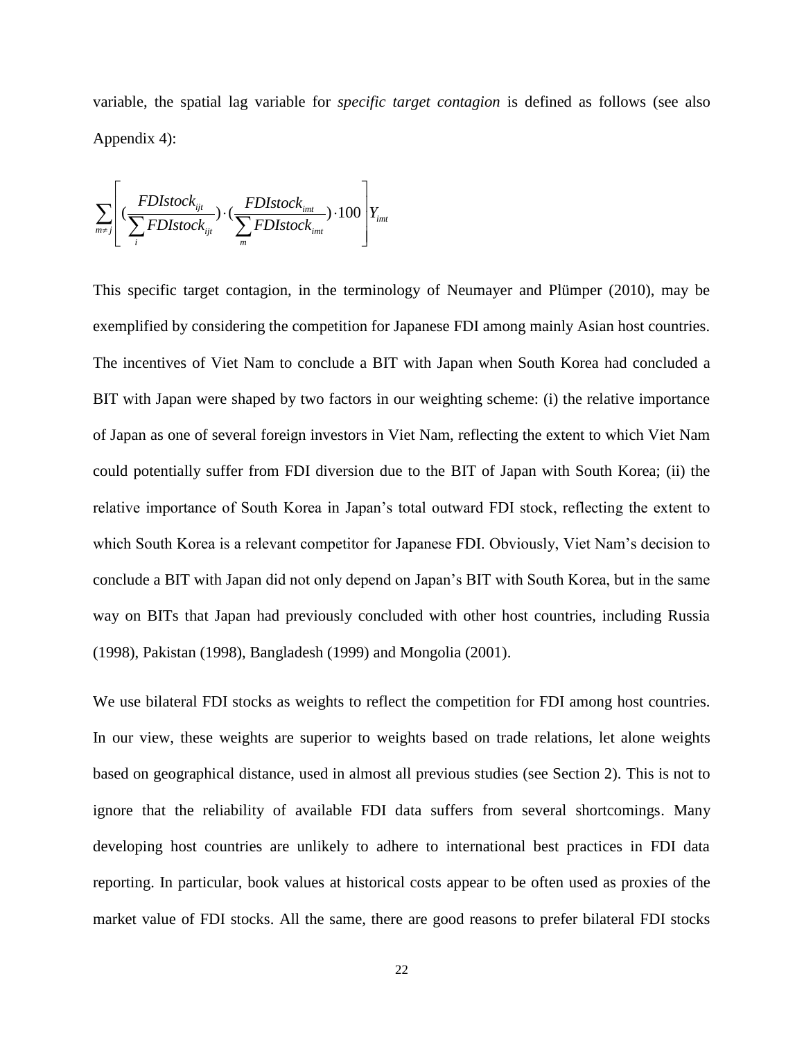variable, the spatial lag variable for *specific target contagion* is defined as follows (see also Appendix 4):

$$\sum_{m \neq j} \left[ \left( \frac{FDIstock_{ijt}}{\sum_{i} FDIstock_{ijt}} \right) \cdot \left( \frac{FDIstock_{imt}}{\sum_{m} FDIstock_{imt}} \right) \cdot 100 \right] Y_{imt}$$

This specific target contagion, in the terminology of Neumayer and Plümper (2010), may be exemplified by considering the competition for Japanese FDI among mainly Asian host countries. The incentives of Viet Nam to conclude a BIT with Japan when South Korea had concluded a BIT with Japan were shaped by two factors in our weighting scheme: (i) the relative importance of Japan as one of several foreign investors in Viet Nam, reflecting the extent to which Viet Nam could potentially suffer from FDI diversion due to the BIT of Japan with South Korea; (ii) the relative importance of South Korea in Japan's total outward FDI stock, reflecting the extent to which South Korea is a relevant competitor for Japanese FDI. Obviously, Viet Nam's decision to conclude a BIT with Japan did not only depend on Japan's BIT with South Korea, but in the same way on BITs that Japan had previously concluded with other host countries, including Russia (1998), Pakistan (1998), Bangladesh (1999) and Mongolia (2001).

We use bilateral FDI stocks as weights to reflect the competition for FDI among host countries. In our view, these weights are superior to weights based on trade relations, let alone weights based on geographical distance, used in almost all previous studies (see Section 2). This is not to ignore that the reliability of available FDI data suffers from several shortcomings. Many developing host countries are unlikely to adhere to international best practices in FDI data reporting. In particular, book values at historical costs appear to be often used as proxies of the market value of FDI stocks. All the same, there are good reasons to prefer bilateral FDI stocks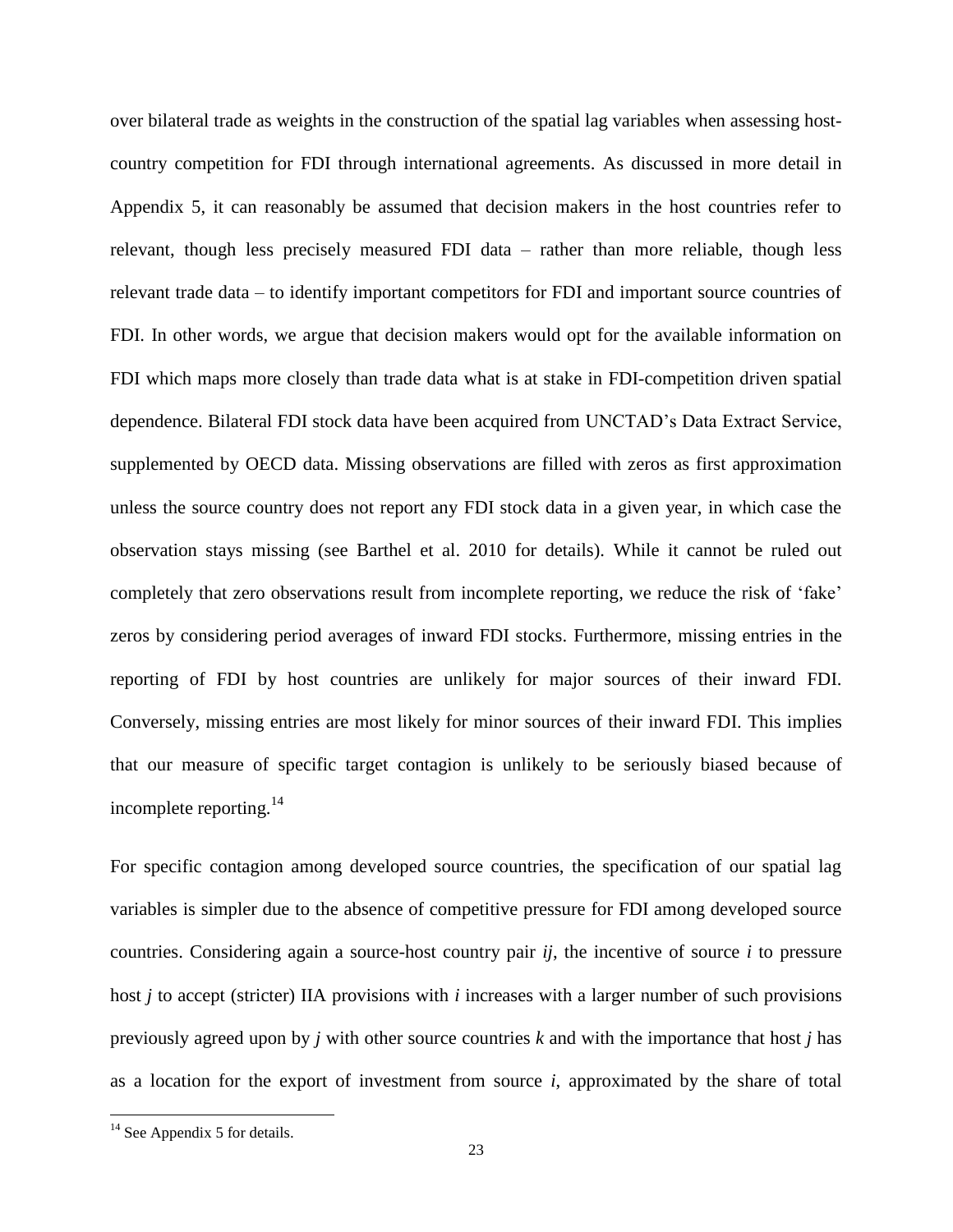over bilateral trade as weights in the construction of the spatial lag variables when assessing host-country competition for FDI through international agreements. As discussed in more detail in Appendix 5, it can reasonably be assumed that decision makers in the host countries refer to relevant, though less precisely measured FDI data – rather than more reliable, though less relevant trade data – to identify important competitors for FDI and important source countries of FDI. In other words, we argue that decision makers would opt for the available information on FDI which maps more closely than trade data what is at stake in FDI-competition driven spatial dependence. Bilateral FDI stock data have been acquired from UNCTAD's Data Extract Service, supplemented by OECD data. Missing observations are filled with zeros as first approximation unless the source country does not report any FDI stock data in a given year, in which case the observation stays missing (see Barthel et al. 2010 for details). While it cannot be ruled out completely that zero observations result from incomplete reporting, we reduce the risk of 'fake' zeros by considering period averages of inward FDI stocks. Furthermore, missing entries in the reporting of FDI by host countries are unlikely for major sources of their inward FDI. Conversely, missing entries are most likely for minor sources of their inward FDI. This implies that our measure of specific target contagion is unlikely to be seriously biased because of incomplete reporting.[14]

For specific contagion among developed source countries, the specification of our spatial lag variables is simpler due to the absence of competitive pressure for FDI among developed source countries. Considering again a source-host country pair *ij*, the incentive of source *i* to pressure host *j* to accept (stricter) IIA provisions with *i* increases with a larger number of such provisions previously agreed upon by *j* with other source countries *k* and with the importance that host *j* has as a location for the export of investment from source *i*, approximated by the share of total

[14] See Appendix 5 for details.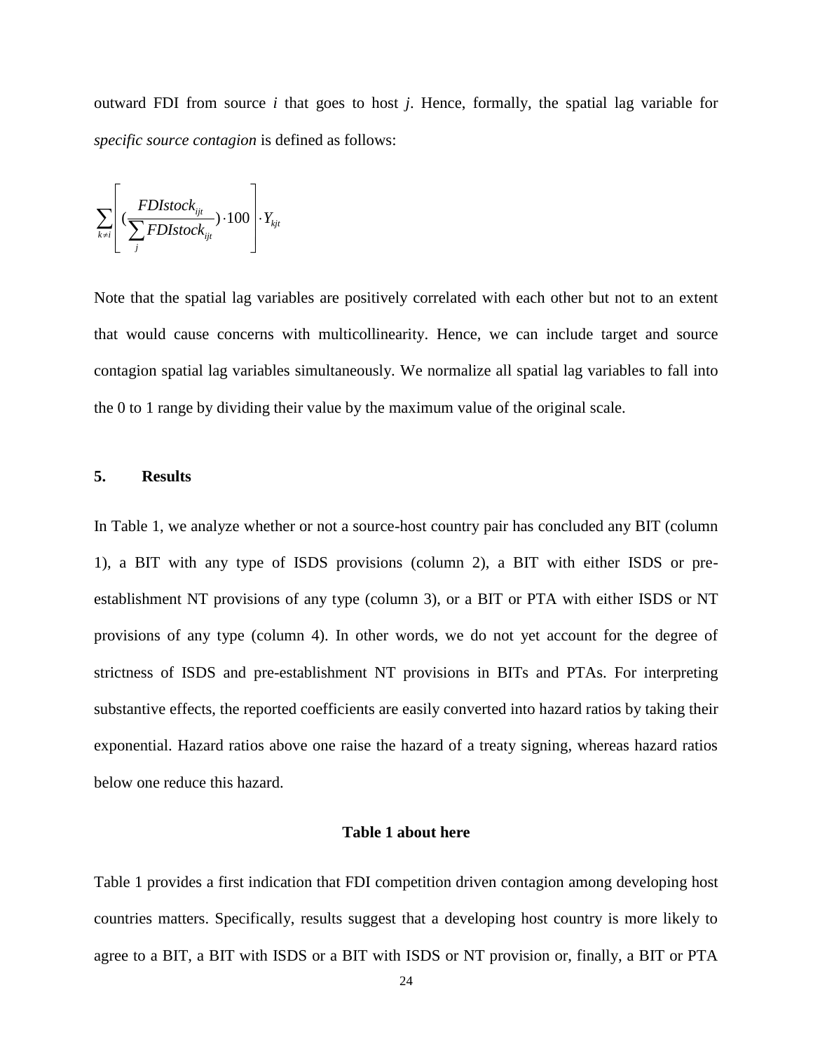outward FDI from source $i$ that goes to host $j$. Hence, formally, the spatial lag variable for *specific source contagion* is defined as follows:

$$\sum_{k \neq i} \left[ \left( \frac{FDIstock_{ijt}}{\sum_{j} FDIstock_{ijt}} \right) \cdot 100 \right] \cdot Y_{kjt}$$

Note that the spatial lag variables are positively correlated with each other but not to an extent that would cause concerns with multicollinearity. Hence, we can include target and source contagion spatial lag variables simultaneously. We normalize all spatial lag variables to fall into the 0 to 1 range by dividing their value by the maximum value of the original scale.

## 5. Results

In Table 1, we analyze whether or not a source-host country pair has concluded any BIT (column 1), a BIT with any type of ISDS provisions (column 2), a BIT with either ISDS or pre-establishment NT provisions of any type (column 3), or a BIT or PTA with either ISDS or NT provisions of any type (column 4). In other words, we do not yet account for the degree of strictness of ISDS and pre-establishment NT provisions in BITs and PTAs. For interpreting substantive effects, the reported coefficients are easily converted into hazard ratios by taking their exponential. Hazard ratios above one raise the hazard of a treaty signing, whereas hazard ratios below one reduce this hazard.

**Table 1 about here**

Table 1 provides a first indication that FDI competition driven contagion among developing host countries matters. Specifically, results suggest that a developing host country is more likely to agree to a BIT, a BIT with ISDS or a BIT with ISDS or NT provision or, finally, a BIT or PTA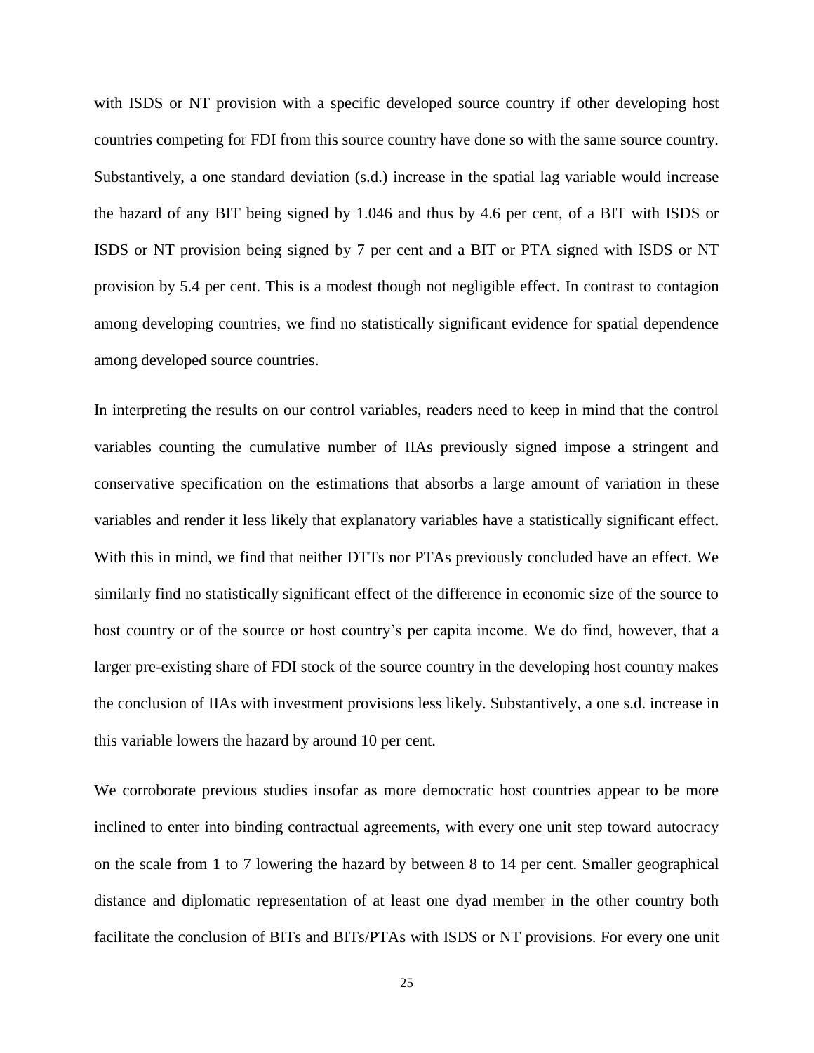with ISDS or NT provision with a specific developed source country if other developing host countries competing for FDI from this source country have done so with the same source country. Substantively, a one standard deviation (s.d.) increase in the spatial lag variable would increase the hazard of any BIT being signed by 1.046 and thus by 4.6 per cent, of a BIT with ISDS or ISDS or NT provision being signed by 7 per cent and a BIT or PTA signed with ISDS or NT provision by 5.4 per cent. This is a modest though not negligible effect. In contrast to contagion among developing countries, we find no statistically significant evidence for spatial dependence among developed source countries.

In interpreting the results on our control variables, readers need to keep in mind that the control variables counting the cumulative number of IIAs previously signed impose a stringent and conservative specification on the estimations that absorbs a large amount of variation in these variables and render it less likely that explanatory variables have a statistically significant effect. With this in mind, we find that neither DTTs nor PTAs previously concluded have an effect. We similarly find no statistically significant effect of the difference in economic size of the source to host country or of the source or host country's per capita income. We do find, however, that a larger pre-existing share of FDI stock of the source country in the developing host country makes the conclusion of IIAs with investment provisions less likely. Substantively, a one s.d. increase in this variable lowers the hazard by around 10 per cent.

We corroborate previous studies insofar as more democratic host countries appear to be more inclined to enter into binding contractual agreements, with every one unit step toward autocracy on the scale from 1 to 7 lowering the hazard by between 8 to 14 per cent. Smaller geographical distance and diplomatic representation of at least one dyad member in the other country both facilitate the conclusion of BITs and BITs/PTAs with ISDS or NT provisions. For every one unit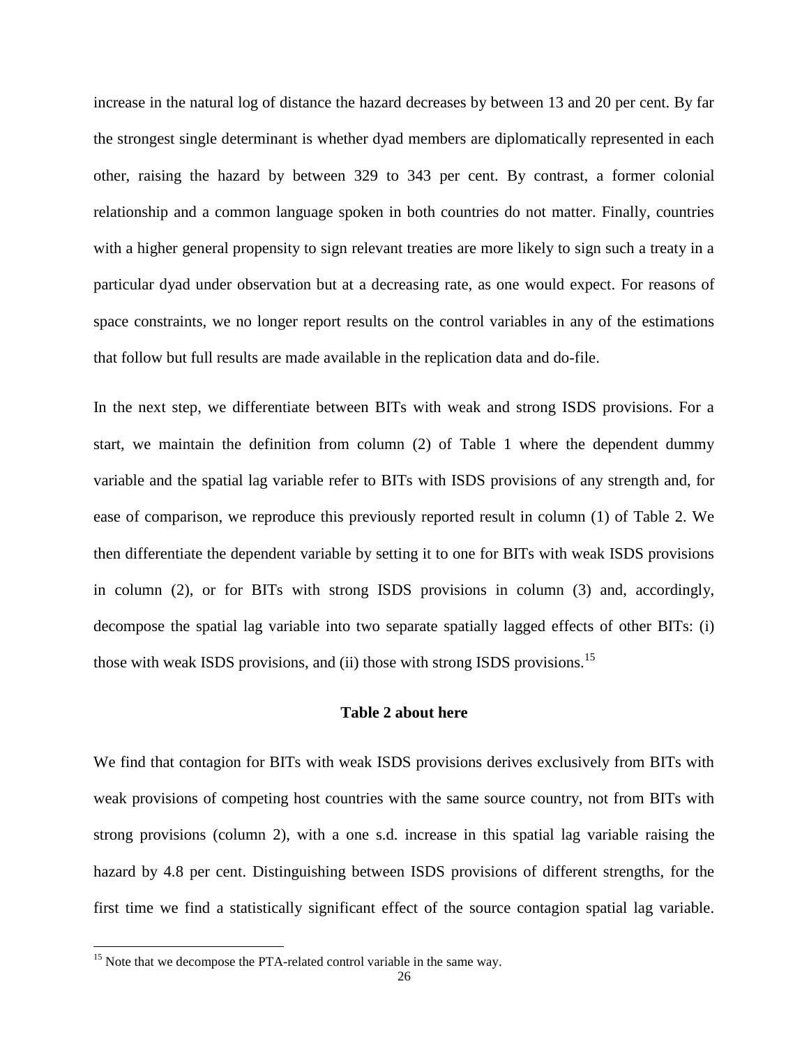increase in the natural log of distance the hazard decreases by between 13 and 20 per cent. By far the strongest single determinant is whether dyad members are diplomatically represented in each other, raising the hazard by between 329 to 343 per cent. By contrast, a former colonial relationship and a common language spoken in both countries do not matter. Finally, countries with a higher general propensity to sign relevant treaties are more likely to sign such a treaty in a particular dyad under observation but at a decreasing rate, as one would expect. For reasons of space constraints, we no longer report results on the control variables in any of the estimations that follow but full results are made available in the replication data and do-file.

In the next step, we differentiate between BITs with weak and strong ISDS provisions. For a start, we maintain the definition from column (2) of Table 1 where the dependent dummy variable and the spatial lag variable refer to BITs with ISDS provisions of any strength and, for ease of comparison, we reproduce this previously reported result in column (1) of Table 2. We then differentiate the dependent variable by setting it to one for BITs with weak ISDS provisions in column (2), or for BITs with strong ISDS provisions in column (3) and, accordingly, decompose the spatial lag variable into two separate spatially lagged effects of other BITs: (i) those with weak ISDS provisions, and (ii) those with strong ISDS provisions.[15]

**Table 2 about here**

We find that contagion for BITs with weak ISDS provisions derives exclusively from BITs with weak provisions of competing host countries with the same source country, not from BITs with strong provisions (column 2), with a one s.d. increase in this spatial lag variable raising the hazard by 4.8 per cent. Distinguishing between ISDS provisions of different strengths, for the first time we find a statistically significant effect of the source contagion spatial lag variable.

[15] Note that we decompose the PTA-related control variable in the same way.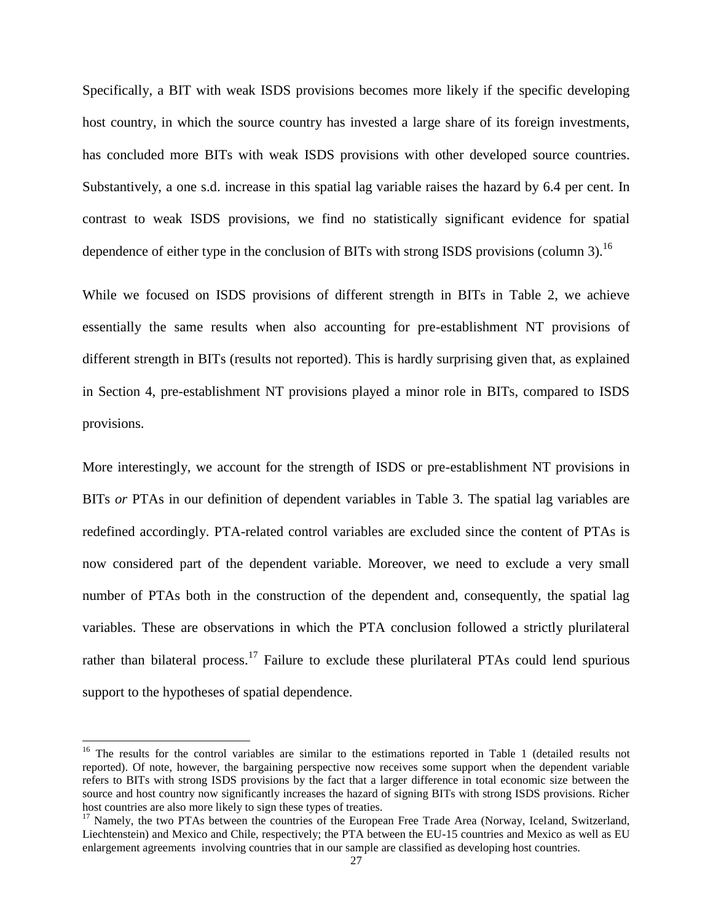Specifically, a BIT with weak ISDS provisions becomes more likely if the specific developing host country, in which the source country has invested a large share of its foreign investments, has concluded more BITs with weak ISDS provisions with other developed source countries. Substantively, a one s.d. increase in this spatial lag variable raises the hazard by 6.4 per cent. In contrast to weak ISDS provisions, we find no statistically significant evidence for spatial dependence of either type in the conclusion of BITs with strong ISDS provisions (column 3).[16]

While we focused on ISDS provisions of different strength in BITs in Table 2, we achieve essentially the same results when also accounting for pre-establishment NT provisions of different strength in BITs (results not reported). This is hardly surprising given that, as explained in Section 4, pre-establishment NT provisions played a minor role in BITs, compared to ISDS provisions.

More interestingly, we account for the strength of ISDS or pre-establishment NT provisions in BITs *or* PTAs in our definition of dependent variables in Table 3. The spatial lag variables are redefined accordingly. PTA-related control variables are excluded since the content of PTAs is now considered part of the dependent variable. Moreover, we need to exclude a very small number of PTAs both in the construction of the dependent and, consequently, the spatial lag variables. These are observations in which the PTA conclusion followed a strictly plurilateral rather than bilateral process.[17] Failure to exclude these plurilateral PTAs could lend spurious support to the hypotheses of spatial dependence.

---

[16] The results for the control variables are similar to the estimations reported in Table 1 (detailed results not reported). Of note, however, the bargaining perspective now receives some support when the dependent variable refers to BITs with strong ISDS provisions by the fact that a larger difference in total economic size between the source and host country now significantly increases the hazard of signing BITs with strong ISDS provisions. Richer host countries are also more likely to sign these types of treaties.

[17] Namely, the two PTAs between the countries of the European Free Trade Area (Norway, Iceland, Switzerland, Liechtenstein) and Mexico and Chile, respectively; the PTA between the EU-15 countries and Mexico as well as EU enlargement agreements involving countries that in our sample are classified as developing host countries.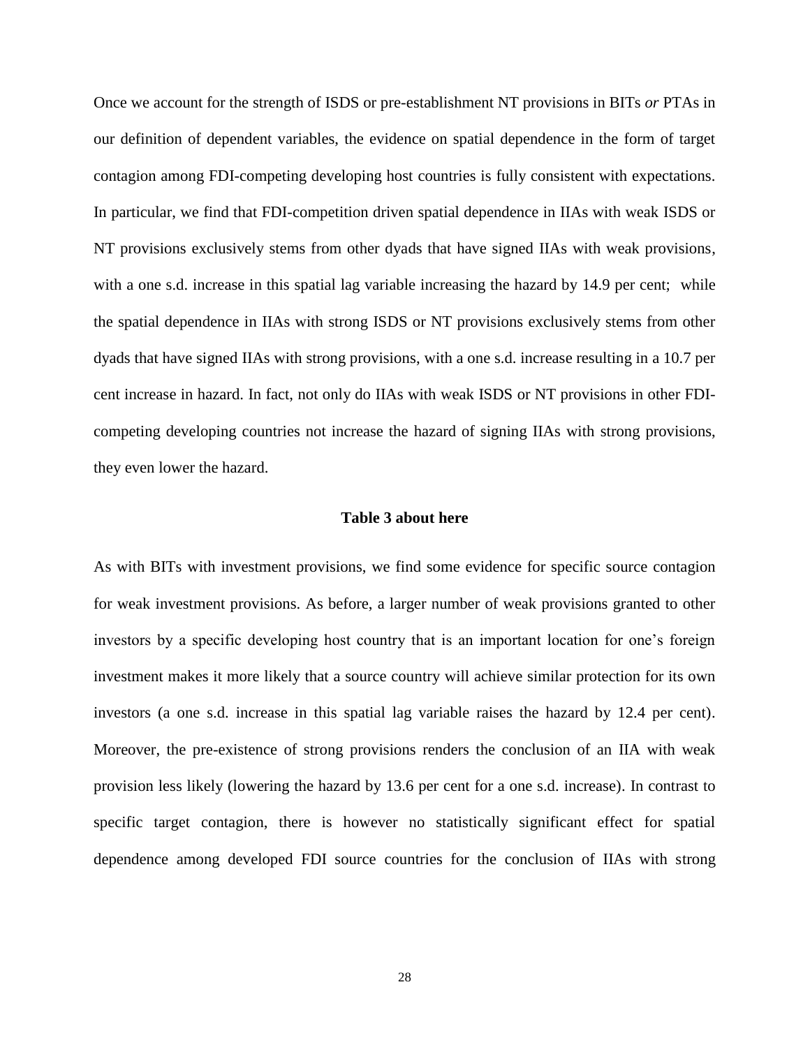Once we account for the strength of ISDS or pre-establishment NT provisions in BITs *or* PTAs in our definition of dependent variables, the evidence on spatial dependence in the form of target contagion among FDI-competing developing host countries is fully consistent with expectations. In particular, we find that FDI-competition driven spatial dependence in IIAs with weak ISDS or NT provisions exclusively stems from other dyads that have signed IIAs with weak provisions, with a one s.d. increase in this spatial lag variable increasing the hazard by 14.9 per cent; while the spatial dependence in IIAs with strong ISDS or NT provisions exclusively stems from other dyads that have signed IIAs with strong provisions, with a one s.d. increase resulting in a 10.7 per cent increase in hazard. In fact, not only do IIAs with weak ISDS or NT provisions in other FDI-competing developing countries not increase the hazard of signing IIAs with strong provisions, they even lower the hazard.

**Table 3 about here**

As with BITs with investment provisions, we find some evidence for specific source contagion for weak investment provisions. As before, a larger number of weak provisions granted to other investors by a specific developing host country that is an important location for one's foreign investment makes it more likely that a source country will achieve similar protection for its own investors (a one s.d. increase in this spatial lag variable raises the hazard by 12.4 per cent). Moreover, the pre-existence of strong provisions renders the conclusion of an IIA with weak provision less likely (lowering the hazard by 13.6 per cent for a one s.d. increase). In contrast to specific target contagion, there is however no statistically significant effect for spatial dependence among developed FDI source countries for the conclusion of IIAs with strong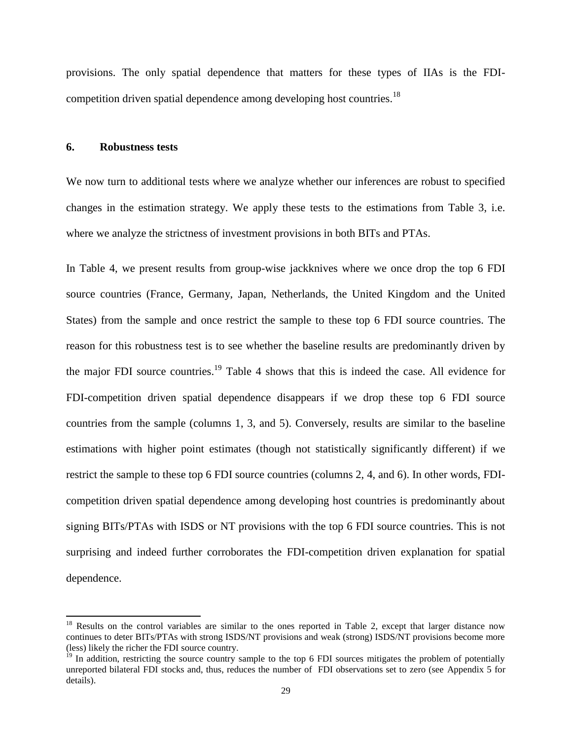provisions. The only spatial dependence that matters for these types of IIAs is the FDI-competition driven spatial dependence among developing host countries.[18]

## 6. Robustness tests

We now turn to additional tests where we analyze whether our inferences are robust to specified changes in the estimation strategy. We apply these tests to the estimations from Table 3, i.e. where we analyze the strictness of investment provisions in both BITs and PTAs.

In Table 4, we present results from group-wise jackknives where we once drop the top 6 FDI source countries (France, Germany, Japan, Netherlands, the United Kingdom and the United States) from the sample and once restrict the sample to these top 6 FDI source countries. The reason for this robustness test is to see whether the baseline results are predominantly driven by the major FDI source countries.[19] Table 4 shows that this is indeed the case. All evidence for FDI-competition driven spatial dependence disappears if we drop these top 6 FDI source countries from the sample (columns 1, 3, and 5). Conversely, results are similar to the baseline estimations with higher point estimates (though not statistically significantly different) if we restrict the sample to these top 6 FDI source countries (columns 2, 4, and 6). In other words, FDI-competition driven spatial dependence among developing host countries is predominantly about signing BITs/PTAs with ISDS or NT provisions with the top 6 FDI source countries. This is not surprising and indeed further corroborates the FDI-competition driven explanation for spatial dependence.

---

[18] Results on the control variables are similar to the ones reported in Table 2, except that larger distance now continues to deter BITs/PTAs with strong ISDS/NT provisions and weak (strong) ISDS/NT provisions become more (less) likely the richer the FDI source country.

[19] In addition, restricting the source country sample to the top 6 FDI sources mitigates the problem of potentially unreported bilateral FDI stocks and, thus, reduces the number of FDI observations set to zero (see Appendix 5 for details).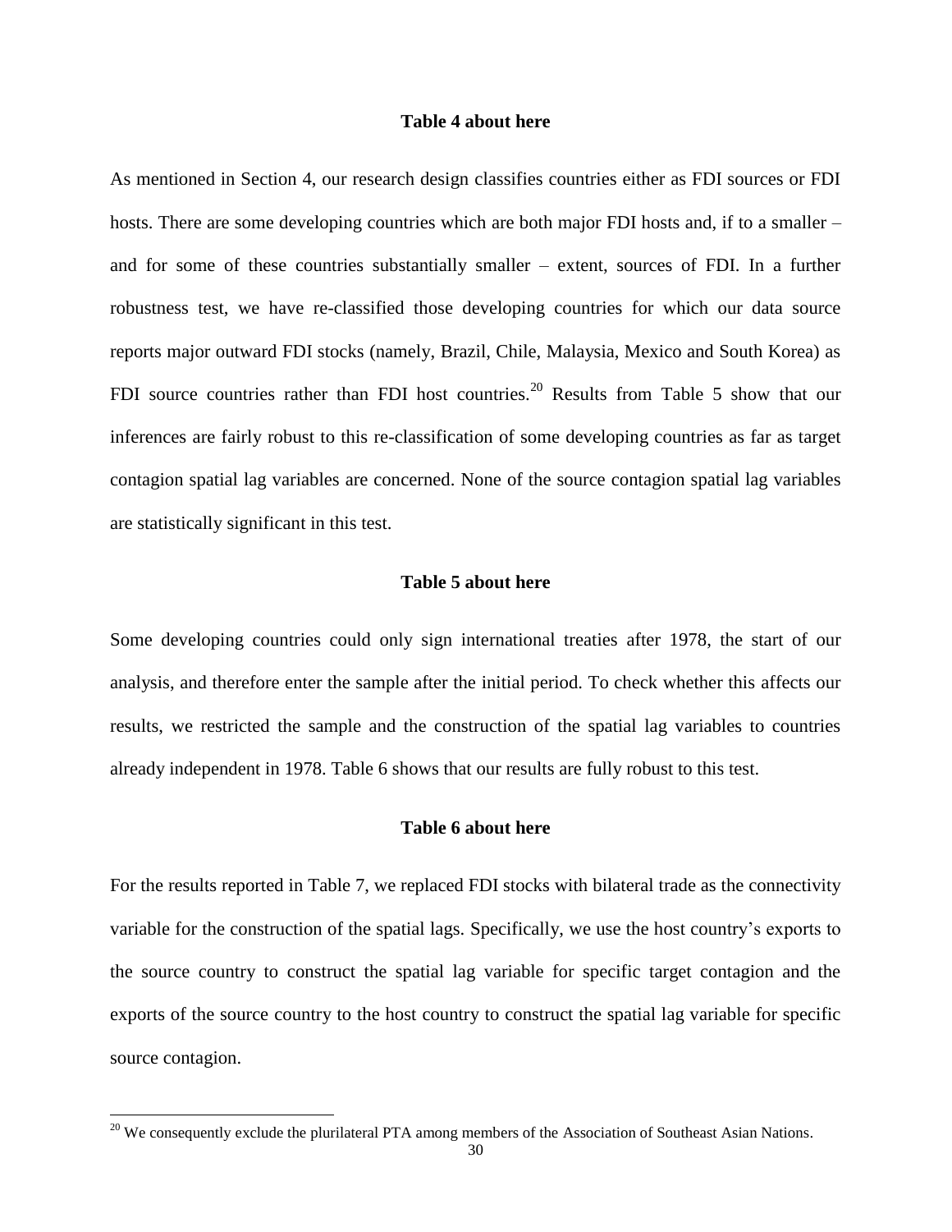**Table 4 about here**

As mentioned in Section 4, our research design classifies countries either as FDI sources or FDI hosts. There are some developing countries which are both major FDI hosts and, if to a smaller – and for some of these countries substantially smaller – extent, sources of FDI. In a further robustness test, we have re-classified those developing countries for which our data source reports major outward FDI stocks (namely, Brazil, Chile, Malaysia, Mexico and South Korea) as FDI source countries rather than FDI host countries.[20] Results from Table 5 show that our inferences are fairly robust to this re-classification of some developing countries as far as target contagion spatial lag variables are concerned. None of the source contagion spatial lag variables are statistically significant in this test.

**Table 5 about here**

Some developing countries could only sign international treaties after 1978, the start of our analysis, and therefore enter the sample after the initial period. To check whether this affects our results, we restricted the sample and the construction of the spatial lag variables to countries already independent in 1978. Table 6 shows that our results are fully robust to this test.

**Table 6 about here**

For the results reported in Table 7, we replaced FDI stocks with bilateral trade as the connectivity variable for the construction of the spatial lags. Specifically, we use the host country's exports to the source country to construct the spatial lag variable for specific target contagion and the exports of the source country to the host country to construct the spatial lag variable for specific source contagion.

[20] We consequently exclude the plurilateral PTA among members of the Association of Southeast Asian Nations.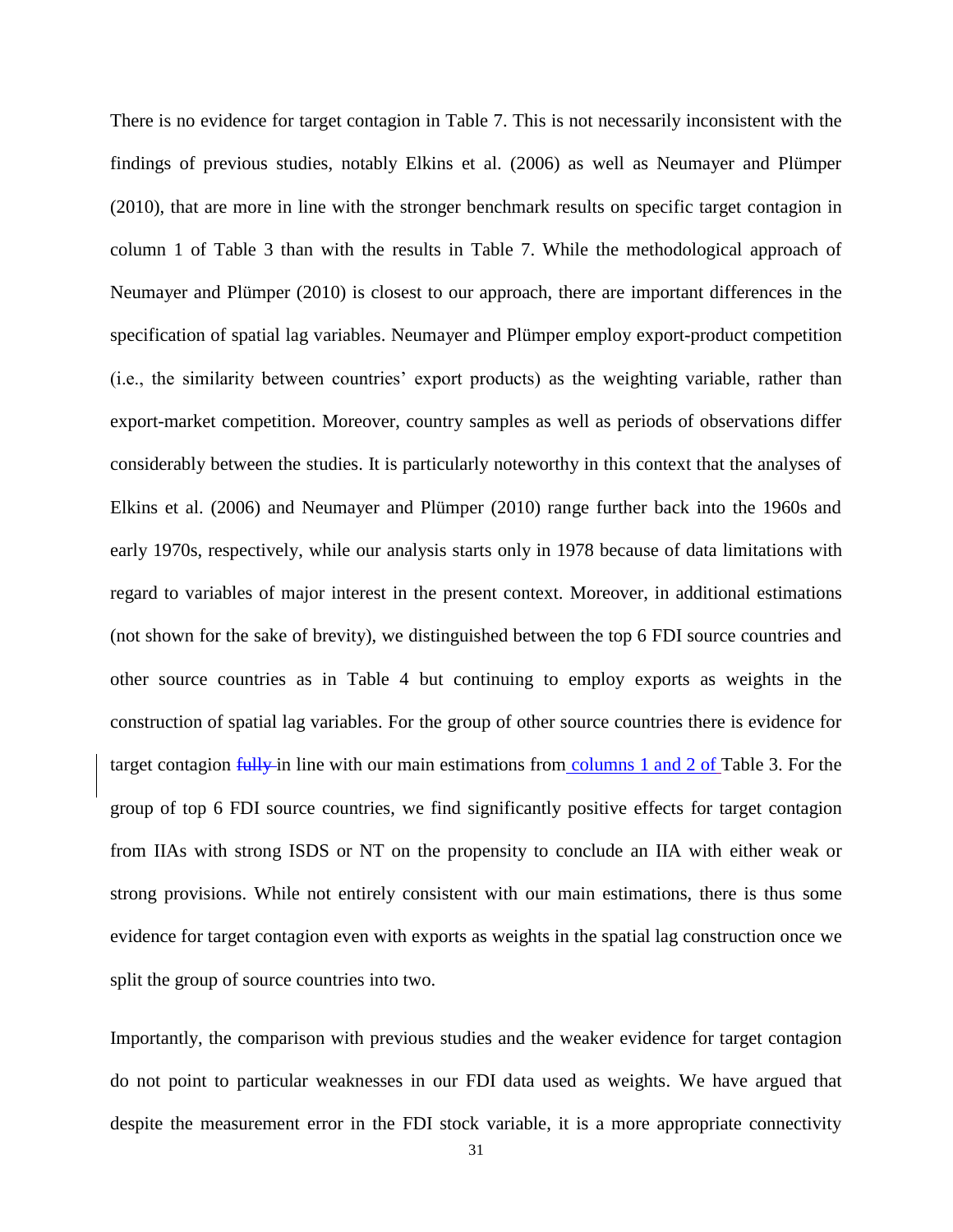There is no evidence for target contagion in Table 7. This is not necessarily inconsistent with the findings of previous studies, notably Elkins et al. (2006) as well as Neumayer and Plümper (2010), that are more in line with the stronger benchmark results on specific target contagion in column 1 of Table 3 than with the results in Table 7. While the methodological approach of Neumayer and Plümper (2010) is closest to our approach, there are important differences in the specification of spatial lag variables. Neumayer and Plümper employ export-product competition (i.e., the similarity between countries' export products) as the weighting variable, rather than export-market competition. Moreover, country samples as well as periods of observations differ considerably between the studies. It is particularly noteworthy in this context that the analyses of Elkins et al. (2006) and Neumayer and Plümper (2010) range further back into the 1960s and early 1970s, respectively, while our analysis starts only in 1978 because of data limitations with regard to variables of major interest in the present context. Moreover, in additional estimations (not shown for the sake of brevity), we distinguished between the top 6 FDI source countries and other source countries as in Table 4 but continuing to employ exports as weights in the construction of spatial lag variables. For the group of other source countries there is evidence for target contagion ~~fully~~ in line with our main estimations from columns 1 and 2 of Table 3. For the group of top 6 FDI source countries, we find significantly positive effects for target contagion from IIAs with strong ISDS or NT on the propensity to conclude an IIA with either weak or strong provisions. While not entirely consistent with our main estimations, there is thus some evidence for target contagion even with exports as weights in the spatial lag construction once we split the group of source countries into two.

Importantly, the comparison with previous studies and the weaker evidence for target contagion do not point to particular weaknesses in our FDI data used as weights. We have argued that despite the measurement error in the FDI stock variable, it is a more appropriate connectivity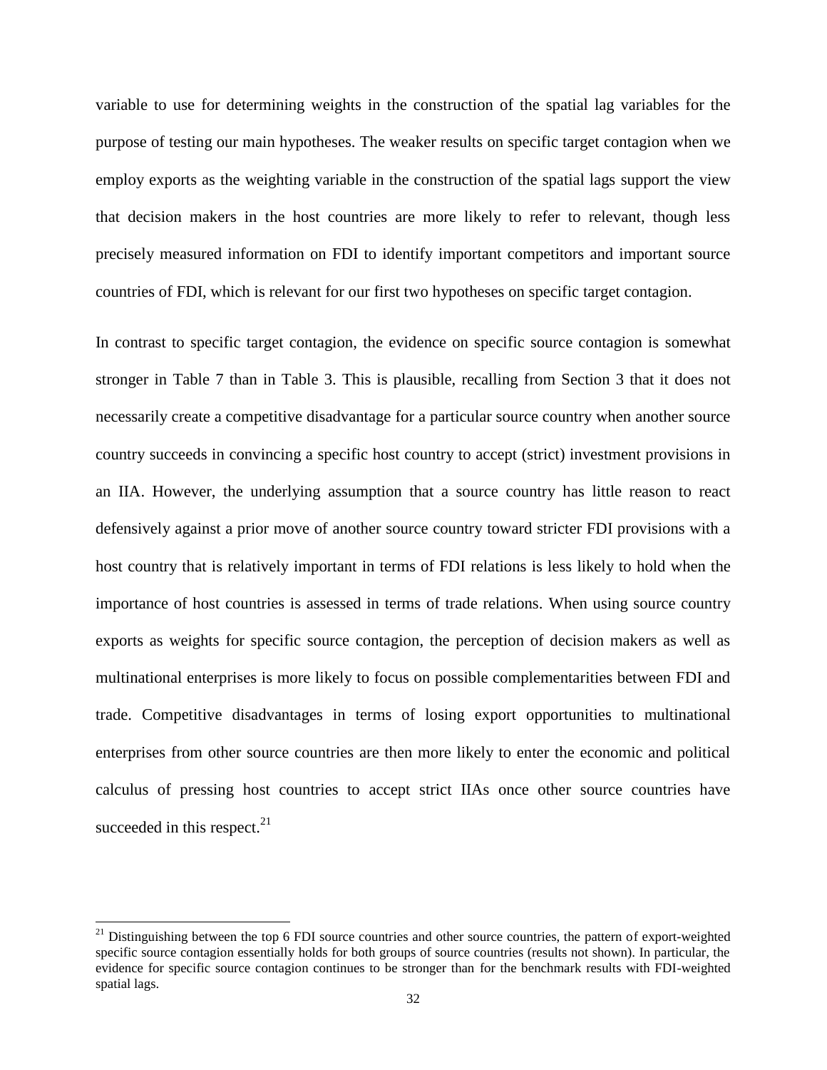variable to use for determining weights in the construction of the spatial lag variables for the purpose of testing our main hypotheses. The weaker results on specific target contagion when we employ exports as the weighting variable in the construction of the spatial lags support the view that decision makers in the host countries are more likely to refer to relevant, though less precisely measured information on FDI to identify important competitors and important source countries of FDI, which is relevant for our first two hypotheses on specific target contagion.

In contrast to specific target contagion, the evidence on specific source contagion is somewhat stronger in Table 7 than in Table 3. This is plausible, recalling from Section 3 that it does not necessarily create a competitive disadvantage for a particular source country when another source country succeeds in convincing a specific host country to accept (strict) investment provisions in an IIA. However, the underlying assumption that a source country has little reason to react defensively against a prior move of another source country toward stricter FDI provisions with a host country that is relatively important in terms of FDI relations is less likely to hold when the importance of host countries is assessed in terms of trade relations. When using source country exports as weights for specific source contagion, the perception of decision makers as well as multinational enterprises is more likely to focus on possible complementarities between FDI and trade. Competitive disadvantages in terms of losing export opportunities to multinational enterprises from other source countries are then more likely to enter the economic and political calculus of pressing host countries to accept strict IIAs once other source countries have succeeded in this respect.[21]

[21] Distinguishing between the top 6 FDI source countries and other source countries, the pattern of export-weighted specific source contagion essentially holds for both groups of source countries (results not shown). In particular, the evidence for specific source contagion continues to be stronger than for the benchmark results with FDI-weighted spatial lags.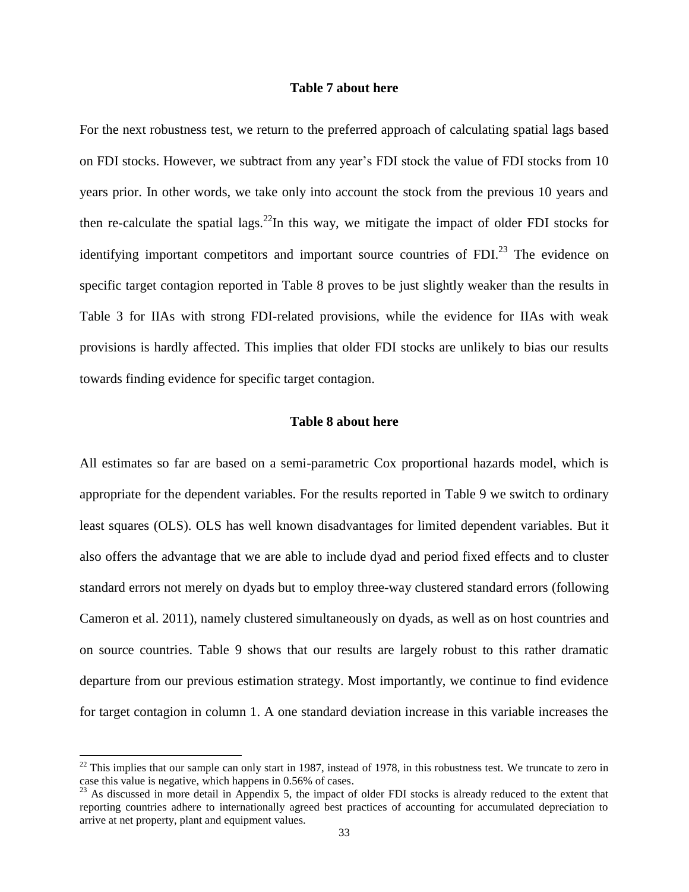**Table 7 about here**

For the next robustness test, we return to the preferred approach of calculating spatial lags based on FDI stocks. However, we subtract from any year's FDI stock the value of FDI stocks from 10 years prior. In other words, we take only into account the stock from the previous 10 years and then re-calculate the spatial lags.[22] In this way, we mitigate the impact of older FDI stocks for identifying important competitors and important source countries of FDI.[23] The evidence on specific target contagion reported in Table 8 proves to be just slightly weaker than the results in Table 3 for IIAs with strong FDI-related provisions, while the evidence for IIAs with weak provisions is hardly affected. This implies that older FDI stocks are unlikely to bias our results towards finding evidence for specific target contagion.

**Table 8 about here**

All estimates so far are based on a semi-parametric Cox proportional hazards model, which is appropriate for the dependent variables. For the results reported in Table 9 we switch to ordinary least squares (OLS). OLS has well known disadvantages for limited dependent variables. But it also offers the advantage that we are able to include dyad and period fixed effects and to cluster standard errors not merely on dyads but to employ three-way clustered standard errors (following Cameron et al. 2011), namely clustered simultaneously on dyads, as well as on host countries and on source countries. Table 9 shows that our results are largely robust to this rather dramatic departure from our previous estimation strategy. Most importantly, we continue to find evidence for target contagion in column 1. A one standard deviation increase in this variable increases the

[22] This implies that our sample can only start in 1987, instead of 1978, in this robustness test. We truncate to zero in case this value is negative, which happens in 0.56% of cases.

[23] As discussed in more detail in Appendix 5, the impact of older FDI stocks is already reduced to the extent that reporting countries adhere to internationally agreed best practices of accounting for accumulated depreciation to arrive at net property, plant and equipment values.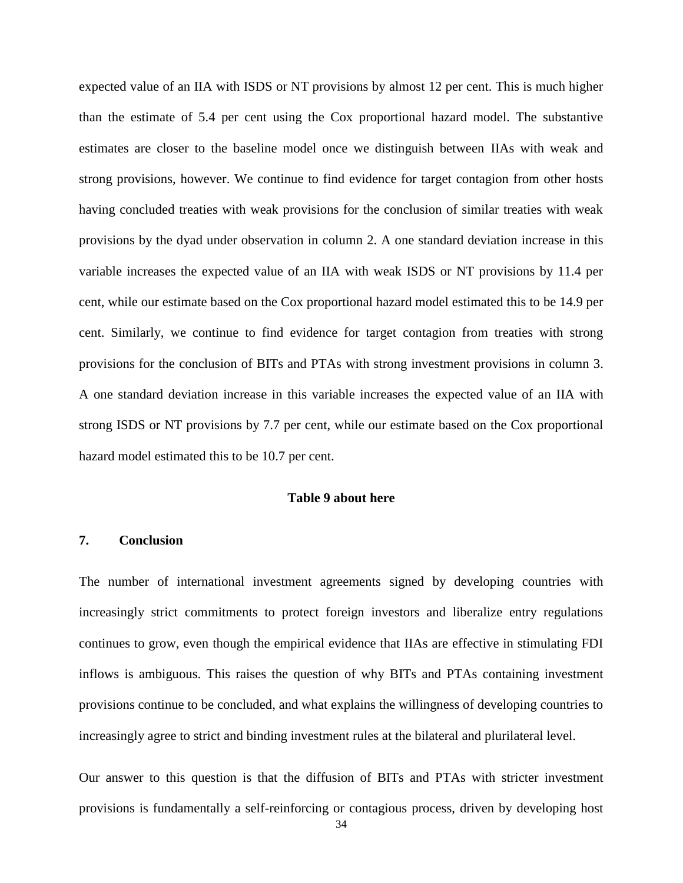expected value of an IIA with ISDS or NT provisions by almost 12 per cent. This is much higher than the estimate of 5.4 per cent using the Cox proportional hazard model. The substantive estimates are closer to the baseline model once we distinguish between IIAs with weak and strong provisions, however. We continue to find evidence for target contagion from other hosts having concluded treaties with weak provisions for the conclusion of similar treaties with weak provisions by the dyad under observation in column 2. A one standard deviation increase in this variable increases the expected value of an IIA with weak ISDS or NT provisions by 11.4 per cent, while our estimate based on the Cox proportional hazard model estimated this to be 14.9 per cent. Similarly, we continue to find evidence for target contagion from treaties with strong provisions for the conclusion of BITs and PTAs with strong investment provisions in column 3. A one standard deviation increase in this variable increases the expected value of an IIA with strong ISDS or NT provisions by 7.7 per cent, while our estimate based on the Cox proportional hazard model estimated this to be 10.7 per cent.

**Table 9 about here**

## 7. Conclusion

The number of international investment agreements signed by developing countries with increasingly strict commitments to protect foreign investors and liberalize entry regulations continues to grow, even though the empirical evidence that IIAs are effective in stimulating FDI inflows is ambiguous. This raises the question of why BITs and PTAs containing investment provisions continue to be concluded, and what explains the willingness of developing countries to increasingly agree to strict and binding investment rules at the bilateral and plurilateral level.

Our answer to this question is that the diffusion of BITs and PTAs with stricter investment provisions is fundamentally a self-reinforcing or contagious process, driven by developing host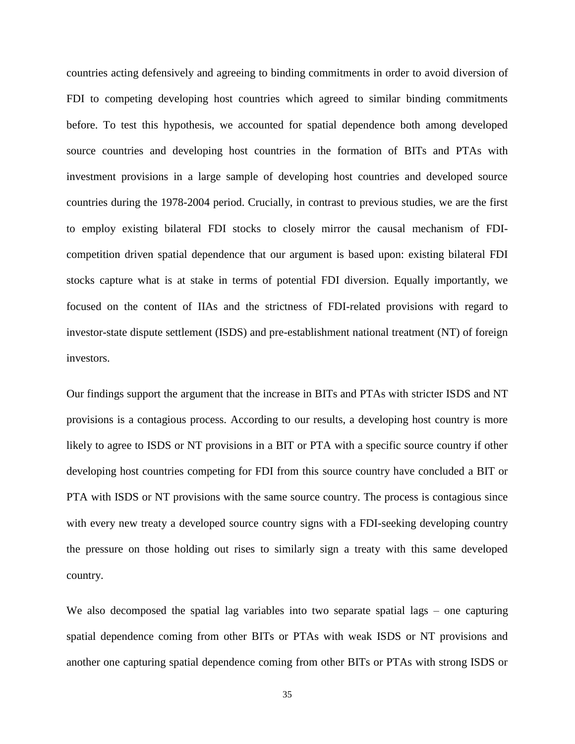countries acting defensively and agreeing to binding commitments in order to avoid diversion of FDI to competing developing host countries which agreed to similar binding commitments before. To test this hypothesis, we accounted for spatial dependence both among developed source countries and developing host countries in the formation of BITs and PTAs with investment provisions in a large sample of developing host countries and developed source countries during the 1978-2004 period. Crucially, in contrast to previous studies, we are the first to employ existing bilateral FDI stocks to closely mirror the causal mechanism of FDI-competition driven spatial dependence that our argument is based upon: existing bilateral FDI stocks capture what is at stake in terms of potential FDI diversion. Equally importantly, we focused on the content of IIAs and the strictness of FDI-related provisions with regard to investor-state dispute settlement (ISDS) and pre-establishment national treatment (NT) of foreign investors.

Our findings support the argument that the increase in BITs and PTAs with stricter ISDS and NT provisions is a contagious process. According to our results, a developing host country is more likely to agree to ISDS or NT provisions in a BIT or PTA with a specific source country if other developing host countries competing for FDI from this source country have concluded a BIT or PTA with ISDS or NT provisions with the same source country. The process is contagious since with every new treaty a developed source country signs with a FDI-seeking developing country the pressure on those holding out rises to similarly sign a treaty with this same developed country.

We also decomposed the spatial lag variables into two separate spatial lags – one capturing spatial dependence coming from other BITs or PTAs with weak ISDS or NT provisions and another one capturing spatial dependence coming from other BITs or PTAs with strong ISDS or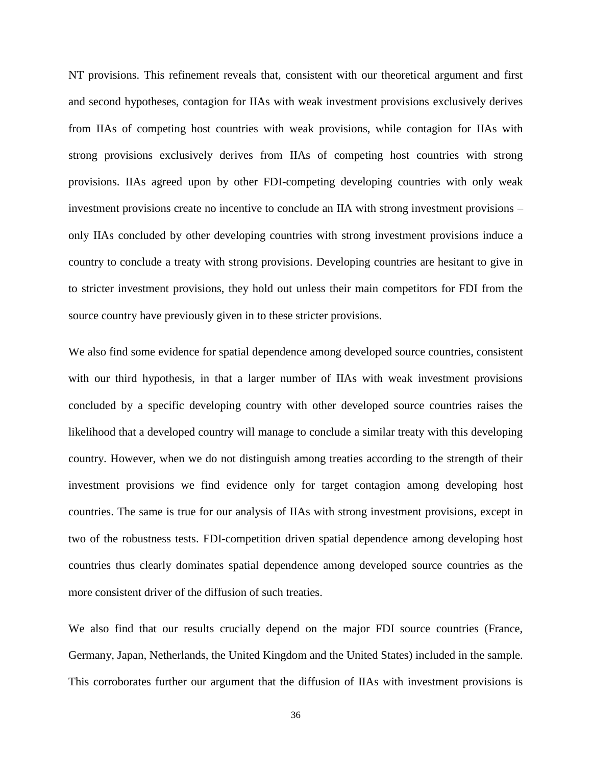NT provisions. This refinement reveals that, consistent with our theoretical argument and first and second hypotheses, contagion for IIAs with weak investment provisions exclusively derives from IIAs of competing host countries with weak provisions, while contagion for IIAs with strong provisions exclusively derives from IIAs of competing host countries with strong provisions. IIAs agreed upon by other FDI-competing developing countries with only weak investment provisions create no incentive to conclude an IIA with strong investment provisions – only IIAs concluded by other developing countries with strong investment provisions induce a country to conclude a treaty with strong provisions. Developing countries are hesitant to give in to stricter investment provisions, they hold out unless their main competitors for FDI from the source country have previously given in to these stricter provisions.

We also find some evidence for spatial dependence among developed source countries, consistent with our third hypothesis, in that a larger number of IIAs with weak investment provisions concluded by a specific developing country with other developed source countries raises the likelihood that a developed country will manage to conclude a similar treaty with this developing country. However, when we do not distinguish among treaties according to the strength of their investment provisions we find evidence only for target contagion among developing host countries. The same is true for our analysis of IIAs with strong investment provisions, except in two of the robustness tests. FDI-competition driven spatial dependence among developing host countries thus clearly dominates spatial dependence among developed source countries as the more consistent driver of the diffusion of such treaties.

We also find that our results crucially depend on the major FDI source countries (France, Germany, Japan, Netherlands, the United Kingdom and the United States) included in the sample. This corroborates further our argument that the diffusion of IIAs with investment provisions is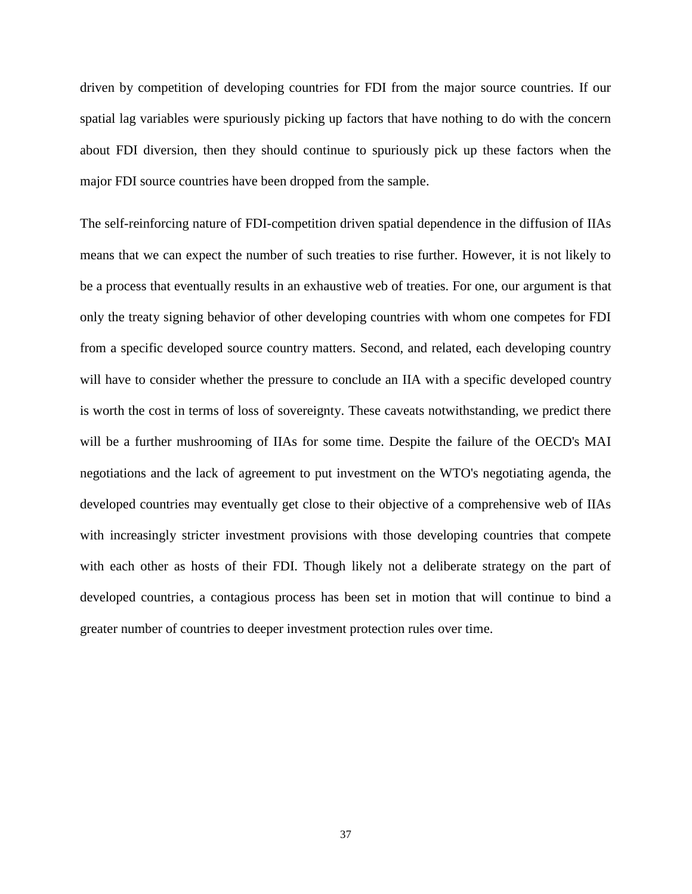driven by competition of developing countries for FDI from the major source countries. If our spatial lag variables were spuriously picking up factors that have nothing to do with the concern about FDI diversion, then they should continue to spuriously pick up these factors when the major FDI source countries have been dropped from the sample.

The self-reinforcing nature of FDI-competition driven spatial dependence in the diffusion of IIAs means that we can expect the number of such treaties to rise further. However, it is not likely to be a process that eventually results in an exhaustive web of treaties. For one, our argument is that only the treaty signing behavior of other developing countries with whom one competes for FDI from a specific developed source country matters. Second, and related, each developing country will have to consider whether the pressure to conclude an IIA with a specific developed country is worth the cost in terms of loss of sovereignty. These caveats notwithstanding, we predict there will be a further mushrooming of IIAs for some time. Despite the failure of the OECD's MAI negotiations and the lack of agreement to put investment on the WTO's negotiating agenda, the developed countries may eventually get close to their objective of a comprehensive web of IIAs with increasingly stricter investment provisions with those developing countries that compete with each other as hosts of their FDI. Though likely not a deliberate strategy on the part of developed countries, a contagious process has been set in motion that will continue to bind a greater number of countries to deeper investment protection rules over time.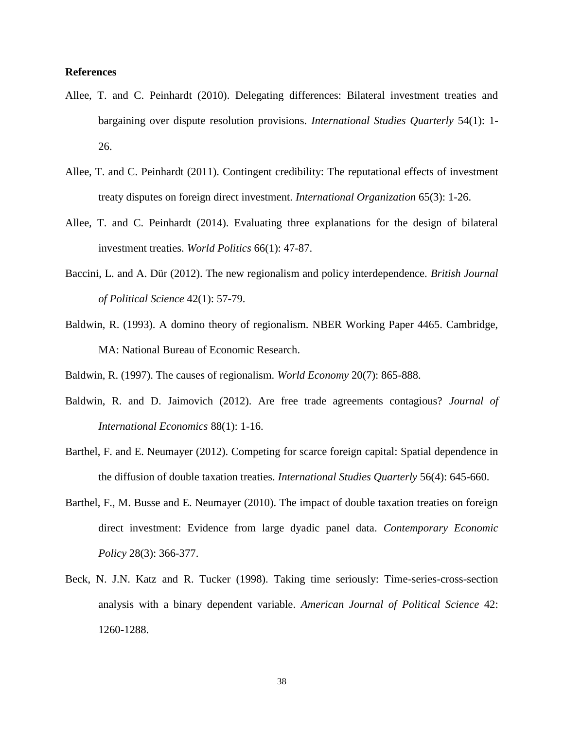**References**

Allee, T. and C. Peinhardt (2010). Delegating differences: Bilateral investment treaties and bargaining over dispute resolution provisions. *International Studies Quarterly* 54(1): 1-26.

Allee, T. and C. Peinhardt (2011). Contingent credibility: The reputational effects of investment treaty disputes on foreign direct investment. *International Organization* 65(3): 1-26.

Allee, T. and C. Peinhardt (2014). Evaluating three explanations for the design of bilateral investment treaties. *World Politics* 66(1): 47-87.

Baccini, L. and A. Dür (2012). The new regionalism and policy interdependence. *British Journal of Political Science* 42(1): 57-79.

Baldwin, R. (1993). A domino theory of regionalism. NBER Working Paper 4465. Cambridge, MA: National Bureau of Economic Research.

Baldwin, R. (1997). The causes of regionalism. *World Economy* 20(7): 865-888.

Baldwin, R. and D. Jaimovich (2012). Are free trade agreements contagious? *Journal of International Economics* 88(1): 1-16.

Barthel, F. and E. Neumayer (2012). Competing for scarce foreign capital: Spatial dependence in the diffusion of double taxation treaties. *International Studies Quarterly* 56(4): 645-660.

Barthel, F., M. Busse and E. Neumayer (2010). The impact of double taxation treaties on foreign direct investment: Evidence from large dyadic panel data. *Contemporary Economic Policy* 28(3): 366-377.

Beck, N. J.N. Katz and R. Tucker (1998). Taking time seriously: Time-series-cross-section analysis with a binary dependent variable. *American Journal of Political Science* 42: 1260-1288.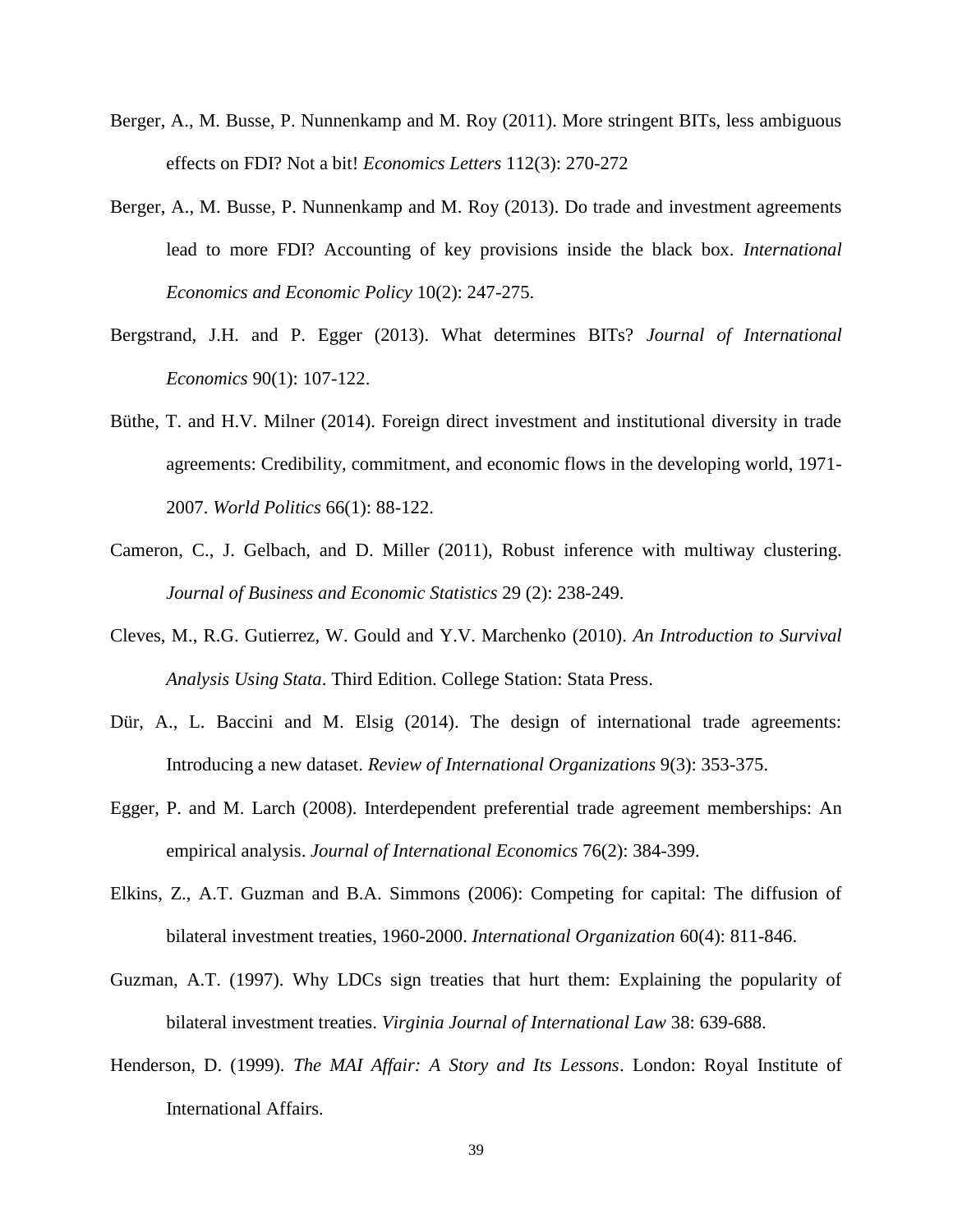Berger, A., M. Busse, P. Nunnenkamp and M. Roy (2011). More stringent BITs, less ambiguous effects on FDI? Not a bit! *Economics Letters* 112(3): 270-272

Berger, A., M. Busse, P. Nunnenkamp and M. Roy (2013). Do trade and investment agreements lead to more FDI? Accounting of key provisions inside the black box. *International Economics and Economic Policy* 10(2): 247-275.

Bergstrand, J.H. and P. Egger (2013). What determines BITs? *Journal of International Economics* 90(1): 107-122.

Büthe, T. and H.V. Milner (2014). Foreign direct investment and institutional diversity in trade agreements: Credibility, commitment, and economic flows in the developing world, 1971-2007. *World Politics* 66(1): 88-122.

Cameron, C., J. Gelbach, and D. Miller (2011), Robust inference with multiway clustering. *Journal of Business and Economic Statistics* 29 (2): 238-249.

Cleves, M., R.G. Gutierrez, W. Gould and Y.V. Marchenko (2010). *An Introduction to Survival Analysis Using Stata*. Third Edition. College Station: Stata Press.

Dür, A., L. Baccini and M. Elsig (2014). The design of international trade agreements: Introducing a new dataset. *Review of International Organizations* 9(3): 353-375.

Egger, P. and M. Larch (2008). Interdependent preferential trade agreement memberships: An empirical analysis. *Journal of International Economics* 76(2): 384-399.

Elkins, Z., A.T. Guzman and B.A. Simmons (2006): Competing for capital: The diffusion of bilateral investment treaties, 1960-2000. *International Organization* 60(4): 811-846.

Guzman, A.T. (1997). Why LDCs sign treaties that hurt them: Explaining the popularity of bilateral investment treaties. *Virginia Journal of International Law* 38: 639-688.

Henderson, D. (1999). *The MAI Affair: A Story and Its Lessons*. London: Royal Institute of International Affairs.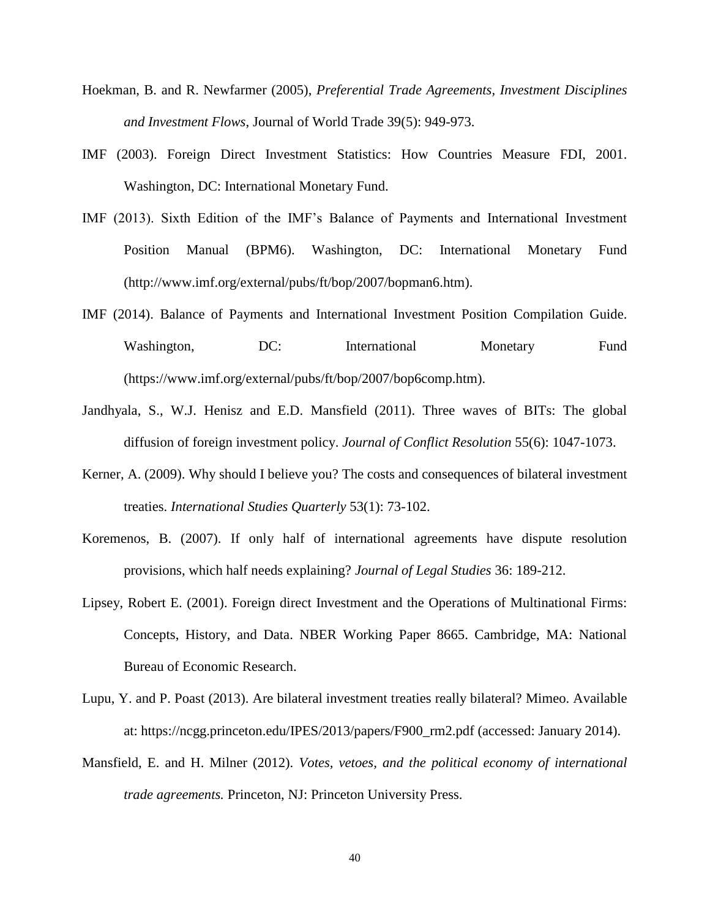Hoekman, B. and R. Newfarmer (2005), *Preferential Trade Agreements, Investment Disciplines and Investment Flows*, Journal of World Trade 39(5): 949-973.

IMF (2003). Foreign Direct Investment Statistics: How Countries Measure FDI, 2001. Washington, DC: International Monetary Fund.

IMF (2013). Sixth Edition of the IMF's Balance of Payments and International Investment Position Manual (BPM6). Washington, DC: International Monetary Fund (http://www.imf.org/external/pubs/ft/bop/2007/bopman6.htm).

IMF (2014). Balance of Payments and International Investment Position Compilation Guide. Washington, DC: International Monetary Fund (https://www.imf.org/external/pubs/ft/bop/2007/bop6comp.htm).

Jandhyala, S., W.J. Henisz and E.D. Mansfield (2011). Three waves of BITs: The global diffusion of foreign investment policy. *Journal of Conflict Resolution* 55(6): 1047-1073.

Kerner, A. (2009). Why should I believe you? The costs and consequences of bilateral investment treaties. *International Studies Quarterly* 53(1): 73-102.

Koremenos, B. (2007). If only half of international agreements have dispute resolution provisions, which half needs explaining? *Journal of Legal Studies* 36: 189-212.

Lipsey, Robert E. (2001). Foreign direct Investment and the Operations of Multinational Firms: Concepts, History, and Data. NBER Working Paper 8665. Cambridge, MA: National Bureau of Economic Research.

Lupu, Y. and P. Poast (2013). Are bilateral investment treaties really bilateral? Mimeo. Available at: https://ncgg.princeton.edu/IPES/2013/papers/F900_rm2.pdf (accessed: January 2014).

Mansfield, E. and H. Milner (2012). *Votes, vetoes, and the political economy of international trade agreements.* Princeton, NJ: Princeton University Press.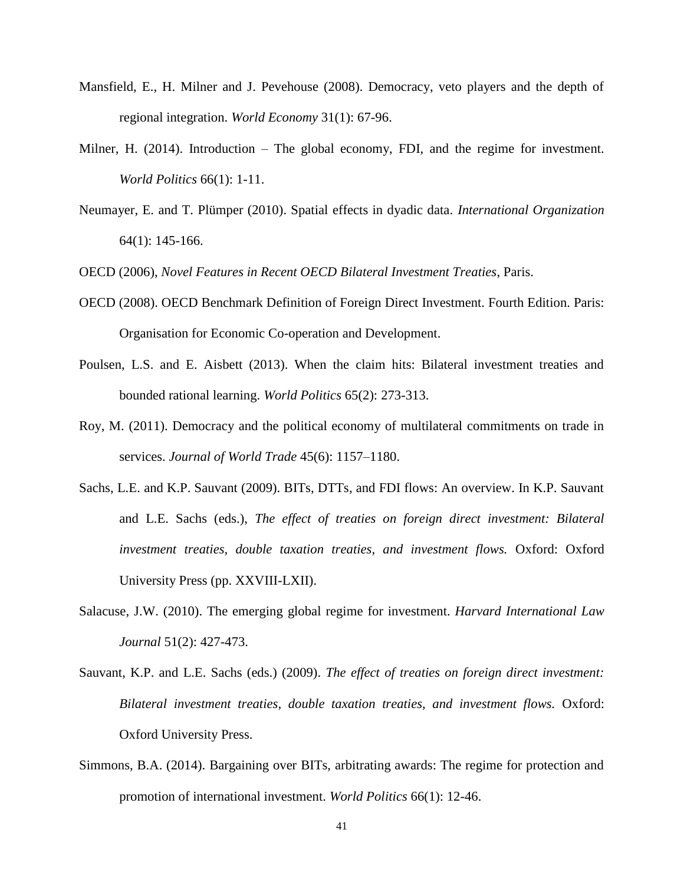Mansfield, E., H. Milner and J. Pevehouse (2008). Democracy, veto players and the depth of regional integration. *World Economy* 31(1): 67-96.

Milner, H. (2014). Introduction – The global economy, FDI, and the regime for investment. *World Politics* 66(1): 1-11.

Neumayer, E. and T. Plümper (2010). Spatial effects in dyadic data. *International Organization* 64(1): 145-166.

OECD (2006), *Novel Features in Recent OECD Bilateral Investment Treaties*, Paris.

OECD (2008). OECD Benchmark Definition of Foreign Direct Investment. Fourth Edition. Paris: Organisation for Economic Co-operation and Development.

Poulsen, L.S. and E. Aisbett (2013). When the claim hits: Bilateral investment treaties and bounded rational learning. *World Politics* 65(2): 273-313.

Roy, M. (2011). Democracy and the political economy of multilateral commitments on trade in services. *Journal of World Trade* 45(6): 1157–1180.

Sachs, L.E. and K.P. Sauvant (2009). BITs, DTTs, and FDI flows: An overview. In K.P. Sauvant and L.E. Sachs (eds.), *The effect of treaties on foreign direct investment: Bilateral investment treaties, double taxation treaties, and investment flows.* Oxford: Oxford University Press (pp. XXVIII-LXII).

Salacuse, J.W. (2010). The emerging global regime for investment. *Harvard International Law Journal* 51(2): 427-473.

Sauvant, K.P. and L.E. Sachs (eds.) (2009). *The effect of treaties on foreign direct investment: Bilateral investment treaties, double taxation treaties, and investment flows.* Oxford: Oxford University Press.

Simmons, B.A. (2014). Bargaining over BITs, arbitrating awards: The regime for protection and promotion of international investment. *World Politics* 66(1): 12-46.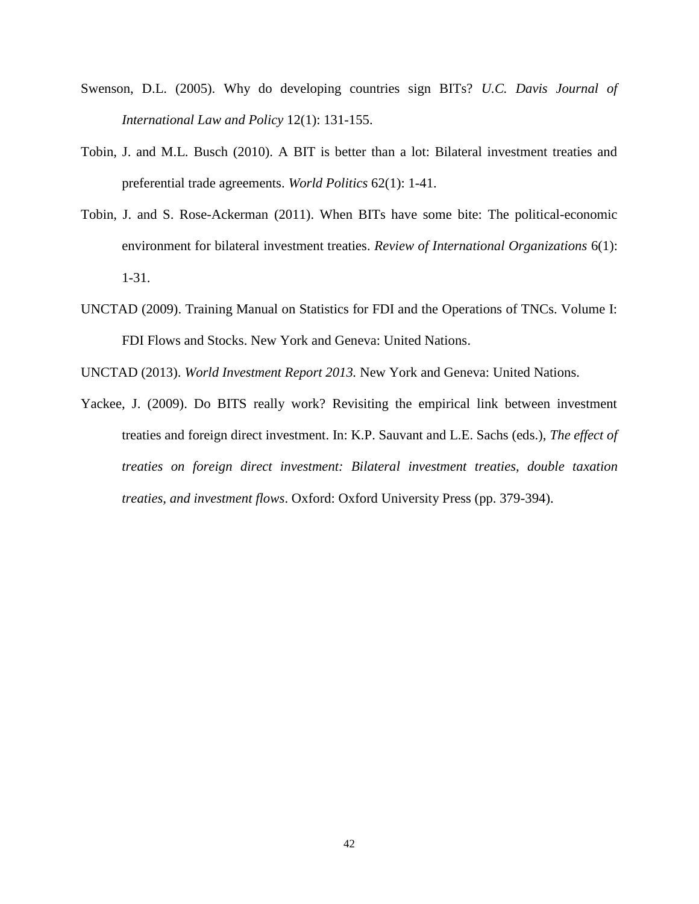Swenson, D.L. (2005). Why do developing countries sign BITs? *U.C. Davis Journal of International Law and Policy* 12(1): 131-155.

Tobin, J. and M.L. Busch (2010). A BIT is better than a lot: Bilateral investment treaties and preferential trade agreements. *World Politics* 62(1): 1-41.

Tobin, J. and S. Rose-Ackerman (2011). When BITs have some bite: The political-economic environment for bilateral investment treaties. *Review of International Organizations* 6(1): 1-31.

UNCTAD (2009). Training Manual on Statistics for FDI and the Operations of TNCs. Volume I: FDI Flows and Stocks. New York and Geneva: United Nations.

UNCTAD (2013). *World Investment Report 2013.* New York and Geneva: United Nations.

Yackee, J. (2009). Do BITS really work? Revisiting the empirical link between investment treaties and foreign direct investment. In: K.P. Sauvant and L.E. Sachs (eds.), *The effect of treaties on foreign direct investment: Bilateral investment treaties, double taxation treaties, and investment flows*. Oxford: Oxford University Press (pp. 379-394).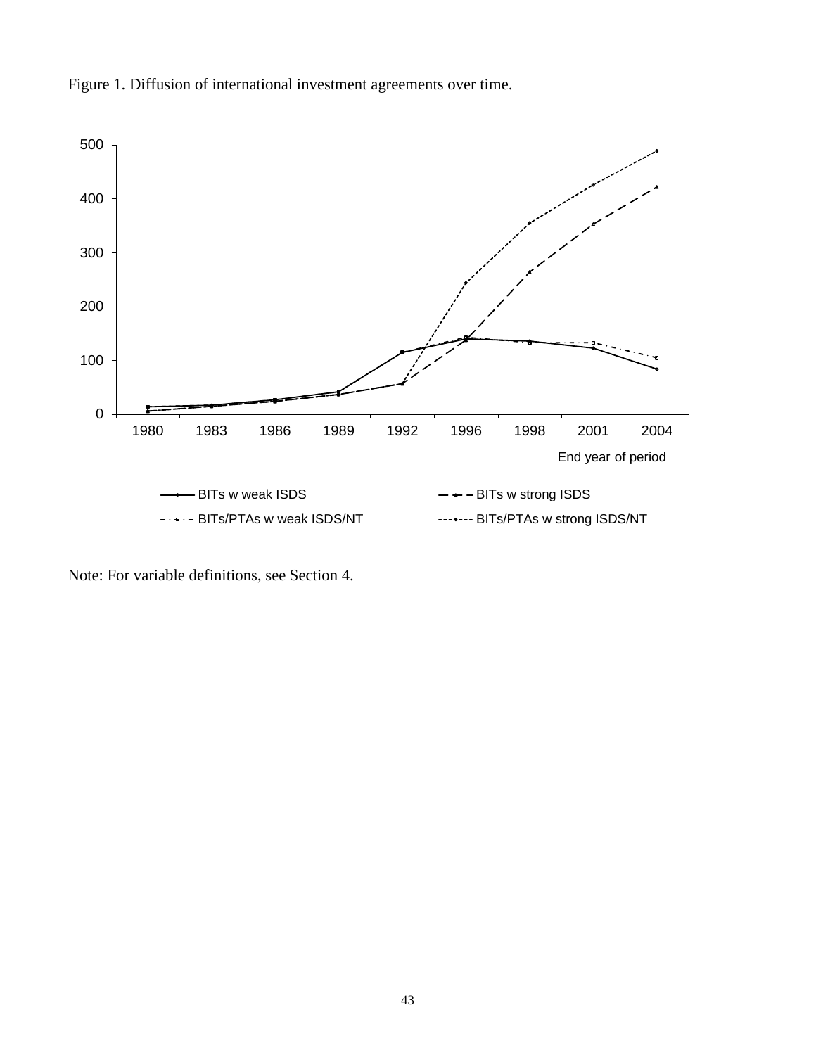Figure 1. Diffusion of international investment agreements over time.

Note: For variable definitions, see Section 4.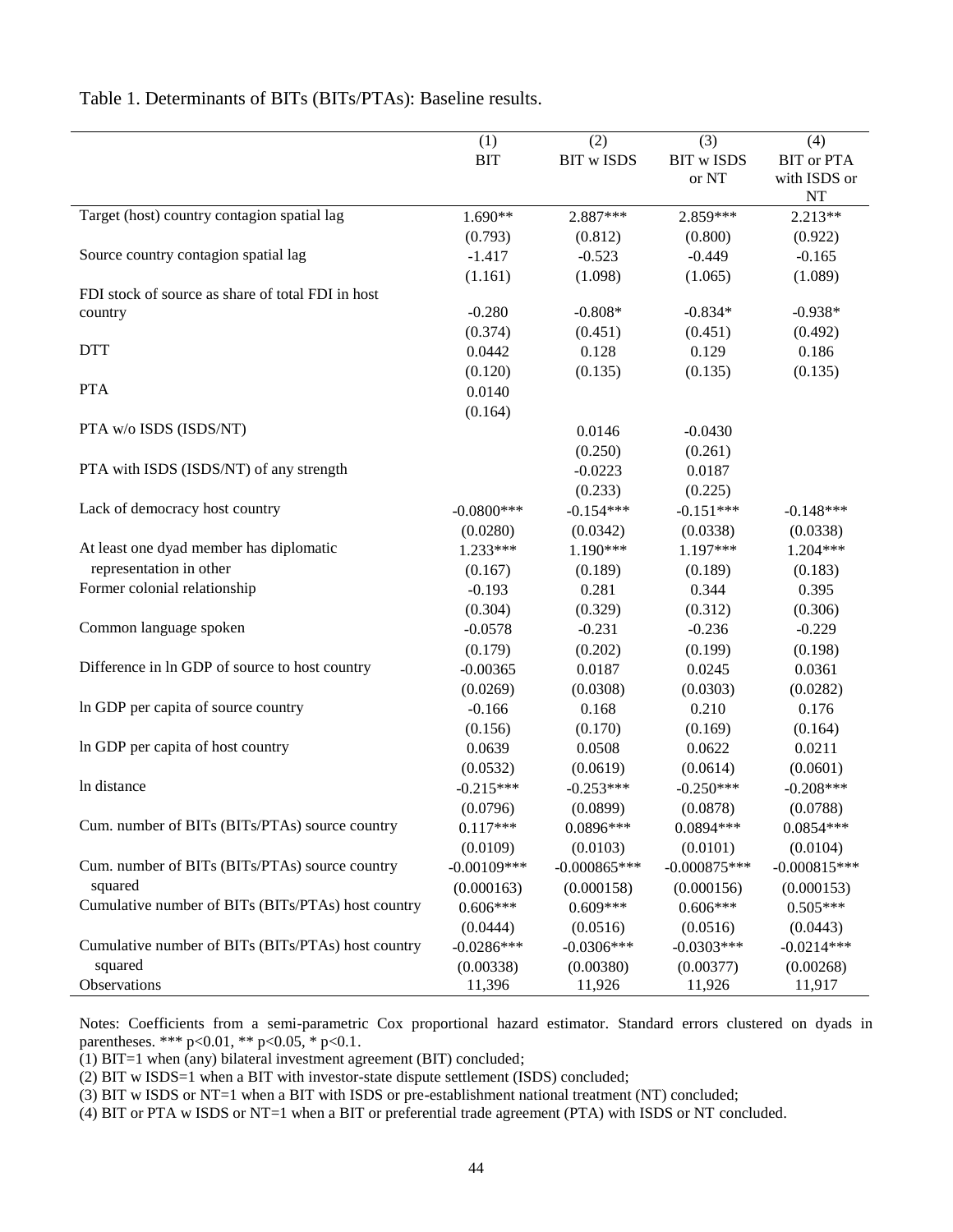Table 1. Determinants of BITs (BITs/PTAs): Baseline results.

| | (1) BIT | (2) BIT w ISDS | (3) BIT w ISDS or NT | (4) BIT or PTA with ISDS or NT |
|---|---|---|---|---|
| Target (host) country contagion spatial lag | 1.690** | 2.887*** | 2.859*** | 2.213** |
| | (0.793) | (0.812) | (0.800) | (0.922) |
| Source country contagion spatial lag | -1.417 | -0.523 | -0.449 | -0.165 |
| | (1.161) | (1.098) | (1.065) | (1.089) |
| FDI stock of source as share of total FDI in host country | -0.280 | -0.808* | -0.834* | -0.938* |
| | (0.374) | (0.451) | (0.451) | (0.492) |
| DTT | 0.0442 | 0.128 | 0.129 | 0.186 |
| | (0.120) | (0.135) | (0.135) | (0.135) |
| PTA | 0.0140 | | | |
| | (0.164) | | | |
| PTA w/o ISDS (ISDS/NT) | | 0.0146 | -0.0430 | |
| | | (0.250) | (0.261) | |
| PTA with ISDS (ISDS/NT) of any strength | | -0.0223 | 0.0187 | |
| | | (0.233) | (0.225) | |
| Lack of democracy host country | -0.0800*** | -0.154*** | -0.151*** | -0.148*** |
| | (0.0280) | (0.0342) | (0.0338) | (0.0338) |
| At least one dyad member has diplomatic representation in other | 1.233*** | 1.190*** | 1.197*** | 1.204*** |
| | (0.167) | (0.189) | (0.189) | (0.183) |
| Former colonial relationship | -0.193 | 0.281 | 0.344 | 0.395 |
| | (0.304) | (0.329) | (0.312) | (0.306) |
| Common language spoken | -0.0578 | -0.231 | -0.236 | -0.229 |
| | (0.179) | (0.202) | (0.199) | (0.198) |
| Difference in ln GDP of source to host country | -0.00365 | 0.0187 | 0.0245 | 0.0361 |
| | (0.0269) | (0.0308) | (0.0303) | (0.0282) |
| ln GDP per capita of source country | -0.166 | 0.168 | 0.210 | 0.176 |
| | (0.156) | (0.170) | (0.169) | (0.164) |
| ln GDP per capita of host country | 0.0639 | 0.0508 | 0.0622 | 0.0211 |
| | (0.0532) | (0.0619) | (0.0614) | (0.0601) |
| ln distance | -0.215*** | -0.253*** | -0.250*** | -0.208*** |
| | (0.0796) | (0.0899) | (0.0878) | (0.0788) |
| Cum. number of BITs (BITs/PTAs) source country | 0.117*** | 0.0896*** | 0.0894*** | 0.0854*** |
| | (0.0109) | (0.0103) | (0.0101) | (0.0104) |
| Cum. number of BITs (BITs/PTAs) source country squared | -0.00109*** | -0.000865*** | -0.000875*** | -0.000815*** |
| | (0.000163) | (0.000158) | (0.000156) | (0.000153) |
| Cumulative number of BITs (BITs/PTAs) host country | 0.606*** | 0.609*** | 0.606*** | 0.505*** |
| | (0.0444) | (0.0516) | (0.0516) | (0.0443) |
| Cumulative number of BITs (BITs/PTAs) host country squared | -0.0286*** | -0.0306*** | -0.0303*** | -0.0214*** |
| | (0.00338) | (0.00380) | (0.00377) | (0.00268) |
| Observations | 11,396 | 11,926 | 11,926 | 11,917 |

Notes: Coefficients from a semi-parametric Cox proportional hazard estimator. Standard errors clustered on dyads in parentheses. *** p<0.01, ** p<0.05, * p<0.1.
(1) BIT=1 when (any) bilateral investment agreement (BIT) concluded;
(2) BIT w ISDS=1 when a BIT with investor-state dispute settlement (ISDS) concluded;
(3) BIT w ISDS or NT=1 when a BIT with ISDS or pre-establishment national treatment (NT) concluded;
(4) BIT or PTA w ISDS or NT=1 when a BIT or preferential trade agreement (PTA) with ISDS or NT concluded.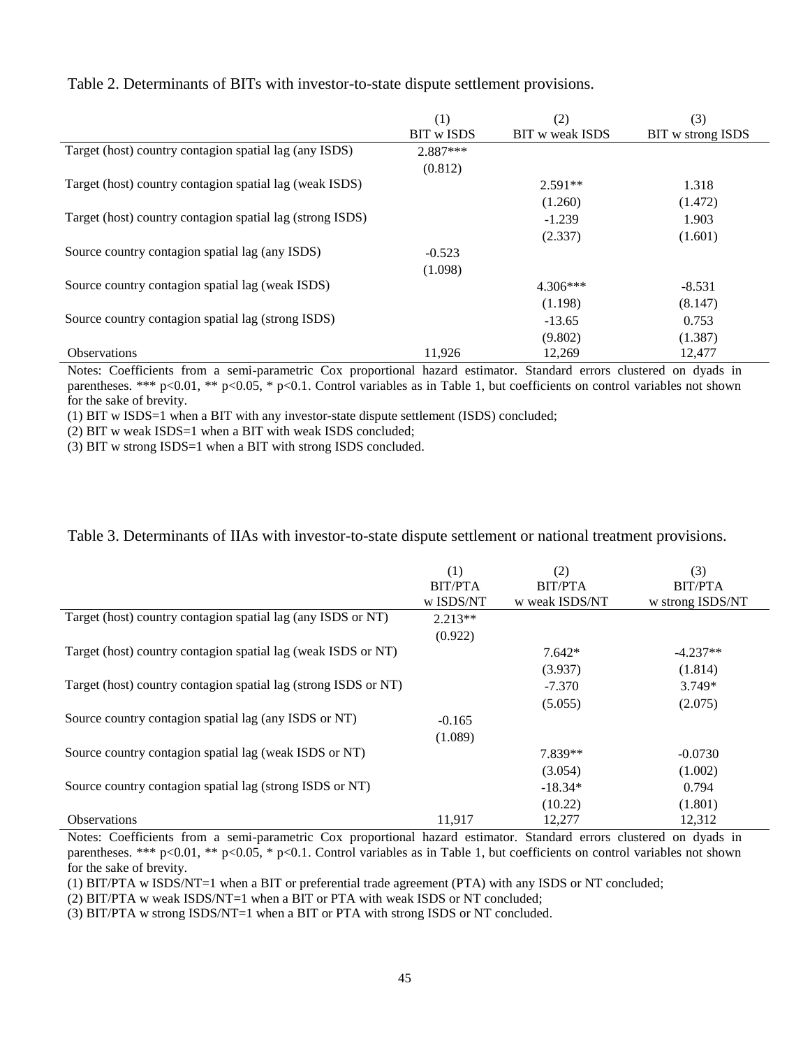Table 2. Determinants of BITs with investor-to-state dispute settlement provisions.

| | (1) BIT w ISDS | (2) BIT w weak ISDS | (3) BIT w strong ISDS |
|---|---|---|---|
| Target (host) country contagion spatial lag (any ISDS) | 2.887*** | | |
| | (0.812) | | |
| Target (host) country contagion spatial lag (weak ISDS) | | 2.591** | 1.318 |
| | | (1.260) | (1.472) |
| Target (host) country contagion spatial lag (strong ISDS) | | -1.239 | 1.903 |
| | | (2.337) | (1.601) |
| Source country contagion spatial lag (any ISDS) | -0.523 | | |
| | (1.098) | | |
| Source country contagion spatial lag (weak ISDS) | | 4.306*** | -8.531 |
| | | (1.198) | (8.147) |
| Source country contagion spatial lag (strong ISDS) | | -13.65 | 0.753 |
| | | (9.802) | (1.387) |
| Observations | 11,926 | 12,269 | 12,477 |

Notes: Coefficients from a semi-parametric Cox proportional hazard estimator. Standard errors clustered on dyads in parentheses. *** p<0.01, ** p<0.05, * p<0.1. Control variables as in Table 1, but coefficients on control variables not shown for the sake of brevity.

(1) BIT w ISDS=1 when a BIT with any investor-state dispute settlement (ISDS) concluded;

(2) BIT w weak ISDS=1 when a BIT with weak ISDS concluded;

(3) BIT w strong ISDS=1 when a BIT with strong ISDS concluded.

Table 3. Determinants of IIAs with investor-to-state dispute settlement or national treatment provisions.

| | (1) BIT/PTA w ISDS/NT | (2) BIT/PTA w weak ISDS/NT | (3) BIT/PTA w strong ISDS/NT |
|---|---|---|---|
| Target (host) country contagion spatial lag (any ISDS or NT) | 2.213** | | |
| | (0.922) | | |
| Target (host) country contagion spatial lag (weak ISDS or NT) | | 7.642* | -4.237** |
| | | (3.937) | (1.814) |
| Target (host) country contagion spatial lag (strong ISDS or NT) | | -7.370 | 3.749* |
| | | (5.055) | (2.075) |
| Source country contagion spatial lag (any ISDS or NT) | -0.165 | | |
| | (1.089) | | |
| Source country contagion spatial lag (weak ISDS or NT) | | 7.839** | -0.0730 |
| | | (3.054) | (1.002) |
| Source country contagion spatial lag (strong ISDS or NT) | | -18.34* | 0.794 |
| | | (10.22) | (1.801) |
| Observations | 11,917 | 12,277 | 12,312 |

Notes: Coefficients from a semi-parametric Cox proportional hazard estimator. Standard errors clustered on dyads in parentheses. *** p<0.01, ** p<0.05, * p<0.1. Control variables as in Table 1, but coefficients on control variables not shown for the sake of brevity.

(1) BIT/PTA w ISDS/NT=1 when a BIT or preferential trade agreement (PTA) with any ISDS or NT concluded;

(2) BIT/PTA w weak ISDS/NT=1 when a BIT or PTA with weak ISDS or NT concluded;

(3) BIT/PTA w strong ISDS/NT=1 when a BIT or PTA with strong ISDS or NT concluded.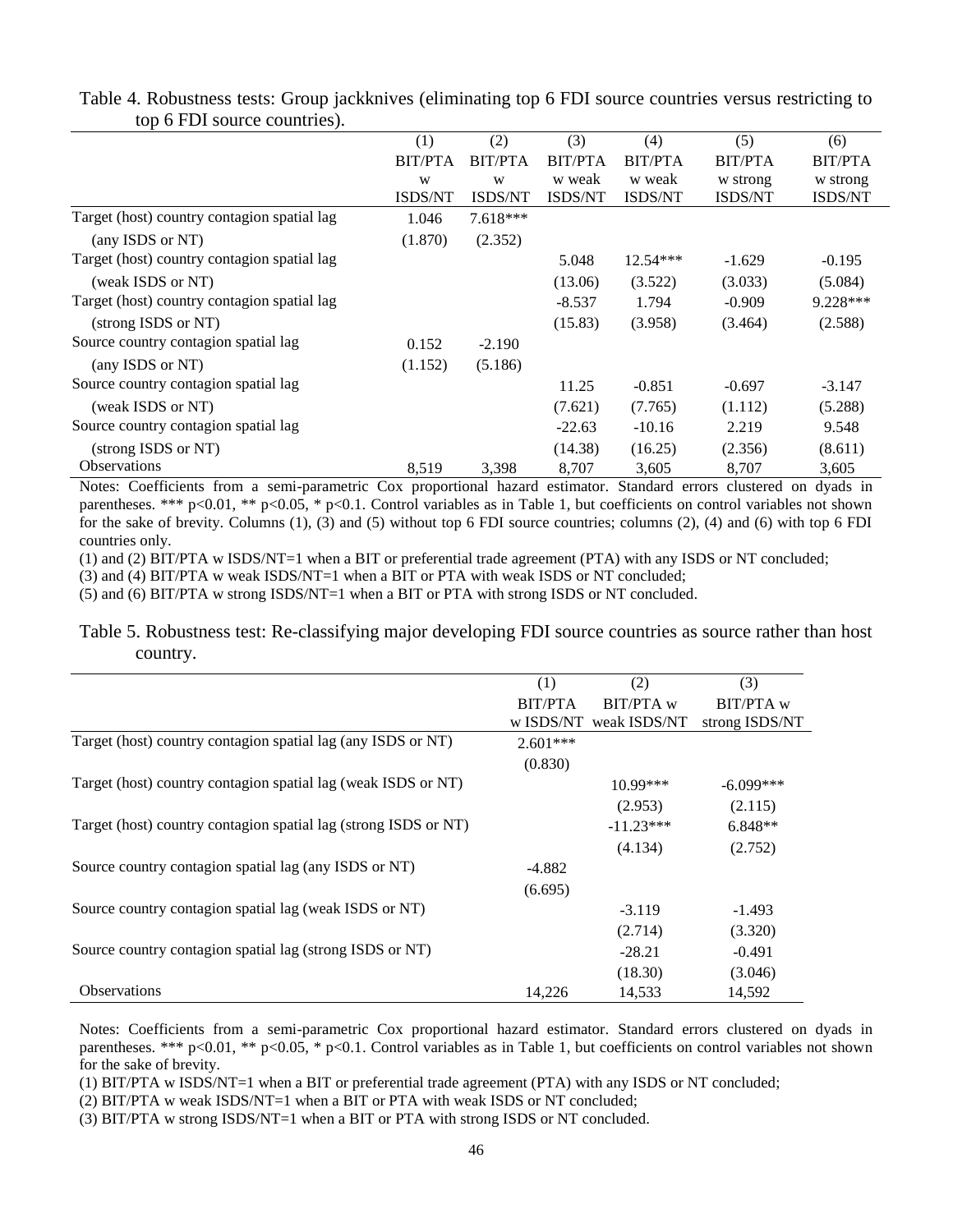Table 4. Robustness tests: Group jackknives (eliminating top 6 FDI source countries versus restricting to top 6 FDI source countries).

| | (1) | (2) | (3) | (4) | (5) | (6) |
|---|---|---|---|---|---|---|
| | BIT/PTA w ISDS/NT | BIT/PTA w ISDS/NT | BIT/PTA w weak ISDS/NT | BIT/PTA w weak ISDS/NT | BIT/PTA w strong ISDS/NT | BIT/PTA w strong ISDS/NT |
| Target (host) country contagion spatial lag | 1.046 | 7.618*** | | | | |
| (any ISDS or NT) | (1.870) | (2.352) | | | | |
| Target (host) country contagion spatial lag | | | 5.048 | 12.54*** | -1.629 | -0.195 |
| (weak ISDS or NT) | | | (13.06) | (3.522) | (3.033) | (5.084) |
| Target (host) country contagion spatial lag | | | -8.537 | 1.794 | -0.909 | 9.228*** |
| (strong ISDS or NT) | | | (15.83) | (3.958) | (3.464) | (2.588) |
| Source country contagion spatial lag | 0.152 | -2.190 | | | | |
| (any ISDS or NT) | (1.152) | (5.186) | | | | |
| Source country contagion spatial lag | | | 11.25 | -0.851 | -0.697 | -3.147 |
| (weak ISDS or NT) | | | (7.621) | (7.765) | (1.112) | (5.288) |
| Source country contagion spatial lag | | | -22.63 | -10.16 | 2.219 | 9.548 |
| (strong ISDS or NT) | | | (14.38) | (16.25) | (2.356) | (8.611) |
| Observations | 8,519 | 3,398 | 8,707 | 3,605 | 8,707 | 3,605 |

Notes: Coefficients from a semi-parametric Cox proportional hazard estimator. Standard errors clustered on dyads in parentheses. *** p<0.01, ** p<0.05, * p<0.1. Control variables as in Table 1, but coefficients on control variables not shown for the sake of brevity. Columns (1), (3) and (5) without top 6 FDI source countries; columns (2), (4) and (6) with top 6 FDI countries only.

(1) and (2) BIT/PTA w ISDS/NT=1 when a BIT or preferential trade agreement (PTA) with any ISDS or NT concluded;

(3) and (4) BIT/PTA w weak ISDS/NT=1 when a BIT or PTA with weak ISDS or NT concluded;

(5) and (6) BIT/PTA w strong ISDS/NT=1 when a BIT or PTA with strong ISDS or NT concluded.

Table 5. Robustness test: Re-classifying major developing FDI source countries as source rather than host country.

| | (1) | (2) | (3) |
|---|---|---|---|
| | BIT/PTA w ISDS/NT | BIT/PTA w weak ISDS/NT | BIT/PTA w strong ISDS/NT |
| Target (host) country contagion spatial lag (any ISDS or NT) | 2.601*** | | |
| | (0.830) | | |
| Target (host) country contagion spatial lag (weak ISDS or NT) | | 10.99*** | -6.099*** |
| | | (2.953) | (2.115) |
| Target (host) country contagion spatial lag (strong ISDS or NT) | | -11.23*** | 6.848** |
| | | (4.134) | (2.752) |
| Source country contagion spatial lag (any ISDS or NT) | -4.882 | | |
| | (6.695) | | |
| Source country contagion spatial lag (weak ISDS or NT) | | -3.119 | -1.493 |
| | | (2.714) | (3.320) |
| Source country contagion spatial lag (strong ISDS or NT) | | -28.21 | -0.491 |
| | | (18.30) | (3.046) |
| Observations | 14,226 | 14,533 | 14,592 |

Notes: Coefficients from a semi-parametric Cox proportional hazard estimator. Standard errors clustered on dyads in parentheses. *** p<0.01, ** p<0.05, * p<0.1. Control variables as in Table 1, but coefficients on control variables not shown for the sake of brevity.

(1) BIT/PTA w ISDS/NT=1 when a BIT or preferential trade agreement (PTA) with any ISDS or NT concluded;

(2) BIT/PTA w weak ISDS/NT=1 when a BIT or PTA with weak ISDS or NT concluded;

(3) BIT/PTA w strong ISDS/NT=1 when a BIT or PTA with strong ISDS or NT concluded.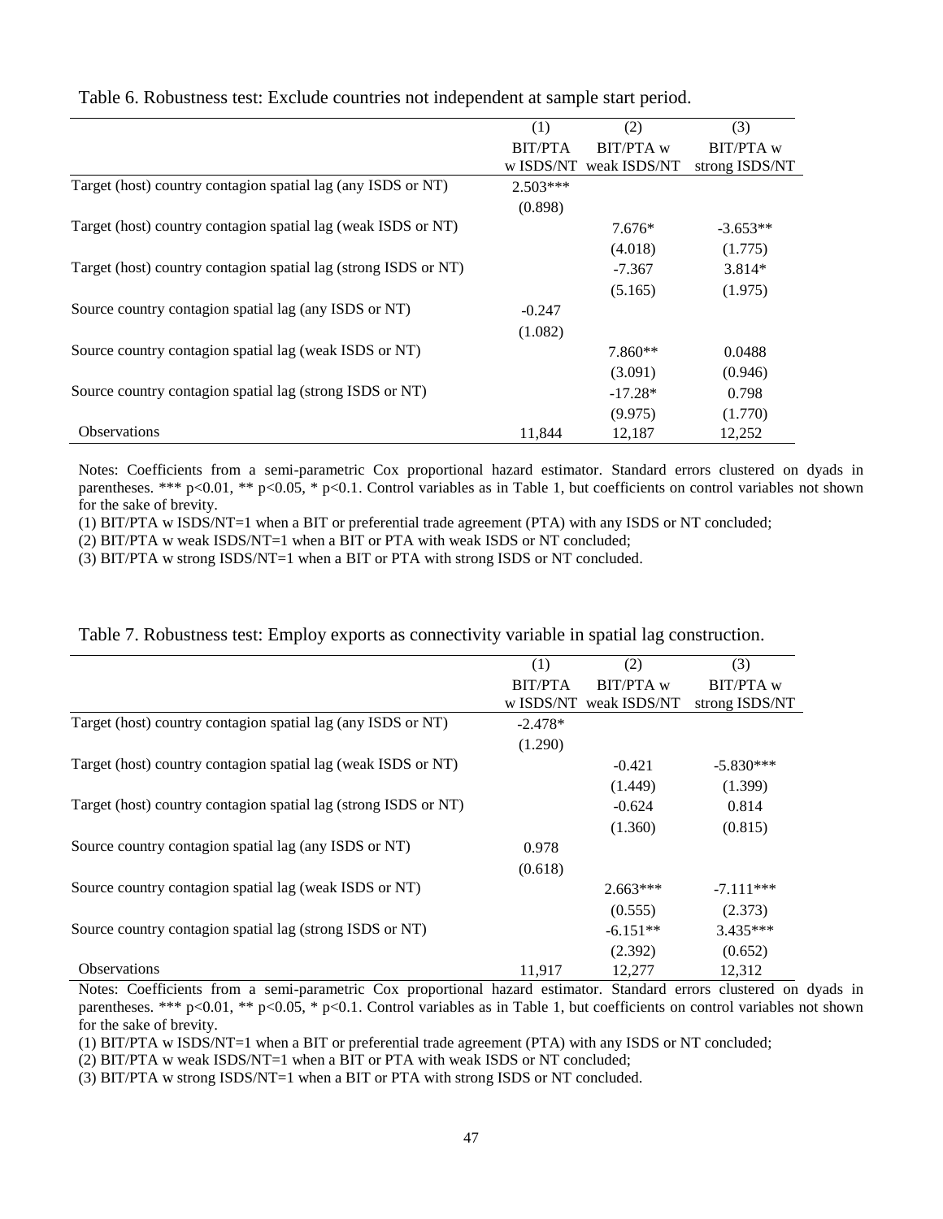Table 6. Robustness test: Exclude countries not independent at sample start period.

| | (1) | (2) | (3) |
|---|---|---|---|
| | BIT/PTA w ISDS/NT | BIT/PTA w weak ISDS/NT | BIT/PTA w strong ISDS/NT |
| Target (host) country contagion spatial lag (any ISDS or NT) | 2.503*** | | |
| | (0.898) | | |
| Target (host) country contagion spatial lag (weak ISDS or NT) | | 7.676* | -3.653** |
| | | (4.018) | (1.775) |
| Target (host) country contagion spatial lag (strong ISDS or NT) | | -7.367 | 3.814* |
| | | (5.165) | (1.975) |
| Source country contagion spatial lag (any ISDS or NT) | -0.247 | | |
| | (1.082) | | |
| Source country contagion spatial lag (weak ISDS or NT) | | 7.860** | 0.0488 |
| | | (3.091) | (0.946) |
| Source country contagion spatial lag (strong ISDS or NT) | | -17.28* | 0.798 |
| | | (9.975) | (1.770) |
| Observations | 11,844 | 12,187 | 12,252 |

Notes: Coefficients from a semi-parametric Cox proportional hazard estimator. Standard errors clustered on dyads in parentheses. *** p<0.01, ** p<0.05, * p<0.1. Control variables as in Table 1, but coefficients on control variables not shown for the sake of brevity.
(1) BIT/PTA w ISDS/NT=1 when a BIT or preferential trade agreement (PTA) with any ISDS or NT concluded;
(2) BIT/PTA w weak ISDS/NT=1 when a BIT or PTA with weak ISDS or NT concluded;
(3) BIT/PTA w strong ISDS/NT=1 when a BIT or PTA with strong ISDS or NT concluded.

Table 7. Robustness test: Employ exports as connectivity variable in spatial lag construction.

| | (1) | (2) | (3) |
|---|---|---|---|
| | BIT/PTA w ISDS/NT | BIT/PTA w weak ISDS/NT | BIT/PTA w strong ISDS/NT |
| Target (host) country contagion spatial lag (any ISDS or NT) | -2.478* | | |
| | (1.290) | | |
| Target (host) country contagion spatial lag (weak ISDS or NT) | | -0.421 | -5.830*** |
| | | (1.449) | (1.399) |
| Target (host) country contagion spatial lag (strong ISDS or NT) | | -0.624 | 0.814 |
| | | (1.360) | (0.815) |
| Source country contagion spatial lag (any ISDS or NT) | 0.978 | | |
| | (0.618) | | |
| Source country contagion spatial lag (weak ISDS or NT) | | 2.663*** | -7.111*** |
| | | (0.555) | (2.373) |
| Source country contagion spatial lag (strong ISDS or NT) | | -6.151** | 3.435*** |
| | | (2.392) | (0.652) |
| Observations | 11,917 | 12,277 | 12,312 |

Notes: Coefficients from a semi-parametric Cox proportional hazard estimator. Standard errors clustered on dyads in parentheses. *** p<0.01, ** p<0.05, * p<0.1. Control variables as in Table 1, but coefficients on control variables not shown for the sake of brevity.
(1) BIT/PTA w ISDS/NT=1 when a BIT or preferential trade agreement (PTA) with any ISDS or NT concluded;
(2) BIT/PTA w weak ISDS/NT=1 when a BIT or PTA with weak ISDS or NT concluded;
(3) BIT/PTA w strong ISDS/NT=1 when a BIT or PTA with strong ISDS or NT concluded.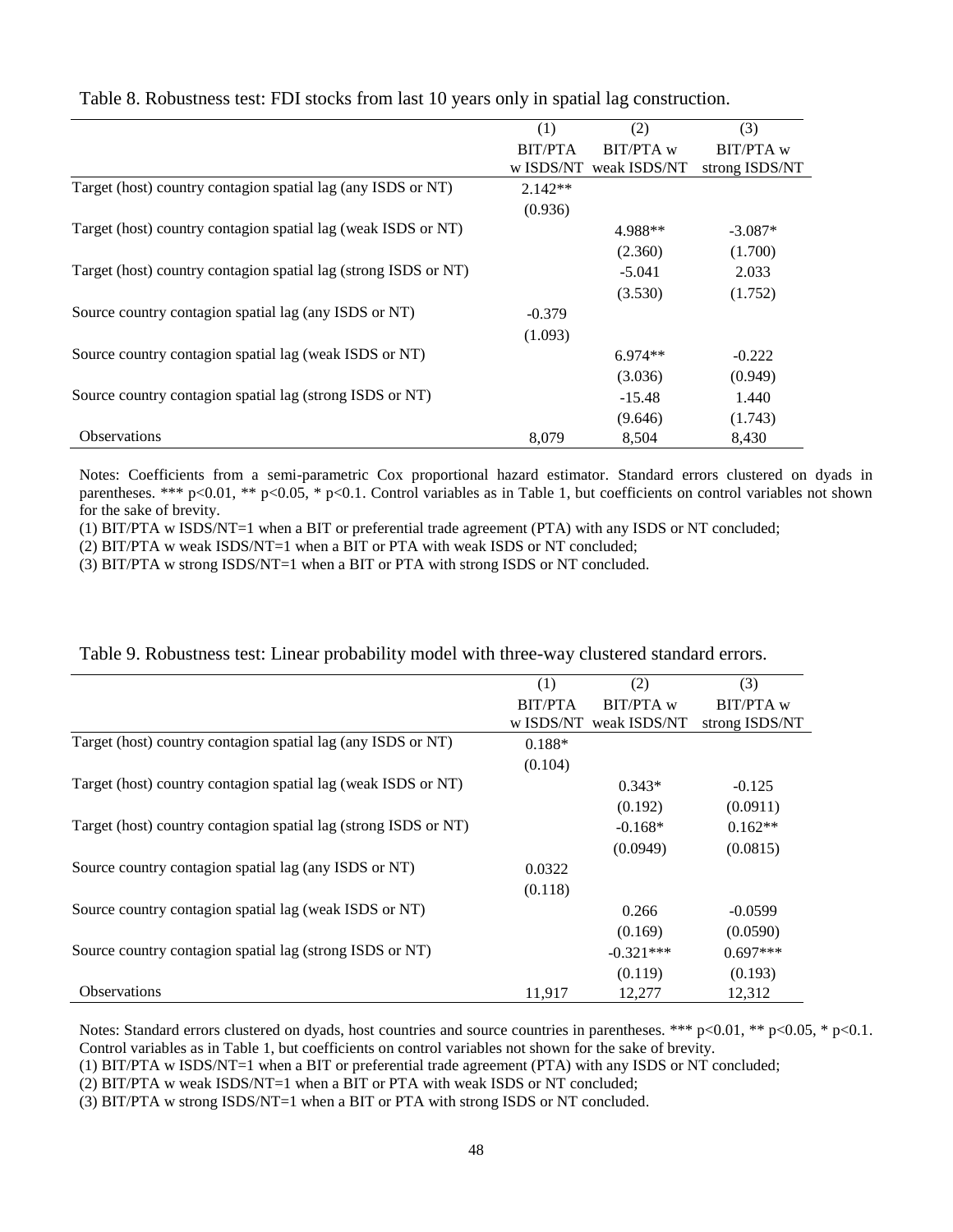Table 8. Robustness test: FDI stocks from last 10 years only in spatial lag construction.

| | (1) | (2) | (3) |
|---|---|---|---|
| | BIT/PTA w ISDS/NT | BIT/PTA w weak ISDS/NT | BIT/PTA w strong ISDS/NT |
| Target (host) country contagion spatial lag (any ISDS or NT) | 2.142** | | |
| | (0.936) | | |
| Target (host) country contagion spatial lag (weak ISDS or NT) | | 4.988** | -3.087* |
| | | (2.360) | (1.700) |
| Target (host) country contagion spatial lag (strong ISDS or NT) | | -5.041 | 2.033 |
| | | (3.530) | (1.752) |
| Source country contagion spatial lag (any ISDS or NT) | -0.379 | | |
| | (1.093) | | |
| Source country contagion spatial lag (weak ISDS or NT) | | 6.974** | -0.222 |
| | | (3.036) | (0.949) |
| Source country contagion spatial lag (strong ISDS or NT) | | -15.48 | 1.440 |
| | | (9.646) | (1.743) |
| Observations | 8,079 | 8,504 | 8,430 |

Notes: Coefficients from a semi-parametric Cox proportional hazard estimator. Standard errors clustered on dyads in parentheses. *** p<0.01, ** p<0.05, * p<0.1. Control variables as in Table 1, but coefficients on control variables not shown for the sake of brevity.

(1) BIT/PTA w ISDS/NT=1 when a BIT or preferential trade agreement (PTA) with any ISDS or NT concluded;

(2) BIT/PTA w weak ISDS/NT=1 when a BIT or PTA with weak ISDS or NT concluded;

(3) BIT/PTA w strong ISDS/NT=1 when a BIT or PTA with strong ISDS or NT concluded.

Table 9. Robustness test: Linear probability model with three-way clustered standard errors.

| | (1) | (2) | (3) |
|---|---|---|---|
| | BIT/PTA w ISDS/NT | BIT/PTA w weak ISDS/NT | BIT/PTA w strong ISDS/NT |
| Target (host) country contagion spatial lag (any ISDS or NT) | 0.188* | | |
| | (0.104) | | |
| Target (host) country contagion spatial lag (weak ISDS or NT) | | 0.343* | -0.125 |
| | | (0.192) | (0.0911) |
| Target (host) country contagion spatial lag (strong ISDS or NT) | | -0.168* | 0.162** |
| | | (0.0949) | (0.0815) |
| Source country contagion spatial lag (any ISDS or NT) | 0.0322 | | |
| | (0.118) | | |
| Source country contagion spatial lag (weak ISDS or NT) | | 0.266 | -0.0599 |
| | | (0.169) | (0.0590) |
| Source country contagion spatial lag (strong ISDS or NT) | | -0.321*** | 0.697*** |
| | | (0.119) | (0.193) |
| Observations | 11,917 | 12,277 | 12,312 |

Notes: Standard errors clustered on dyads, host countries and source countries in parentheses. *** p<0.01, ** p<0.05, * p<0.1. Control variables as in Table 1, but coefficients on control variables not shown for the sake of brevity.

(1) BIT/PTA w ISDS/NT=1 when a BIT or preferential trade agreement (PTA) with any ISDS or NT concluded;

(2) BIT/PTA w weak ISDS/NT=1 when a BIT or PTA with weak ISDS or NT concluded;

(3) BIT/PTA w strong ISDS/NT=1 when a BIT or PTA with strong ISDS or NT concluded.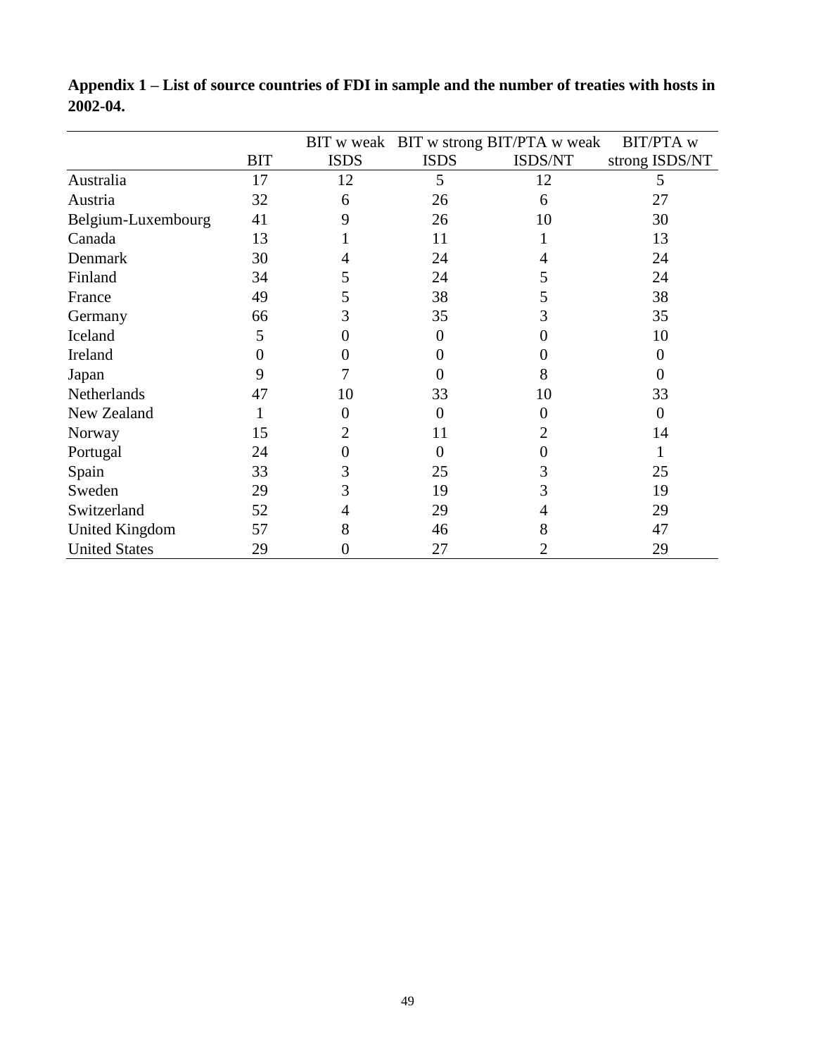**Appendix 1 – List of source countries of FDI in sample and the number of treaties with hosts in 2002-04.**

| | BIT | BIT w weak ISDS | BIT w strong ISDS | BIT/PTA w weak ISDS/NT | BIT/PTA w strong ISDS/NT |
|---|---|---|---|---|---|
| Australia | 17 | 12 | 5 | 12 | 5 |
| Austria | 32 | 6 | 26 | 6 | 27 |
| Belgium-Luxembourg | 41 | 9 | 26 | 10 | 30 |
| Canada | 13 | 1 | 11 | 1 | 13 |
| Denmark | 30 | 4 | 24 | 4 | 24 |
| Finland | 34 | 5 | 24 | 5 | 24 |
| France | 49 | 5 | 38 | 5 | 38 |
| Germany | 66 | 3 | 35 | 3 | 35 |
| Iceland | 5 | 0 | 0 | 0 | 10 |
| Ireland | 0 | 0 | 0 | 0 | 0 |
| Japan | 9 | 7 | 0 | 8 | 0 |
| Netherlands | 47 | 10 | 33 | 10 | 33 |
| New Zealand | 1 | 0 | 0 | 0 | 0 |
| Norway | 15 | 2 | 11 | 2 | 14 |
| Portugal | 24 | 0 | 0 | 0 | 1 |
| Spain | 33 | 3 | 25 | 3 | 25 |
| Sweden | 29 | 3 | 19 | 3 | 19 |
| Switzerland | 52 | 4 | 29 | 4 | 29 |
| United Kingdom | 57 | 8 | 46 | 8 | 47 |
| United States | 29 | 0 | 27 | 2 | 29 |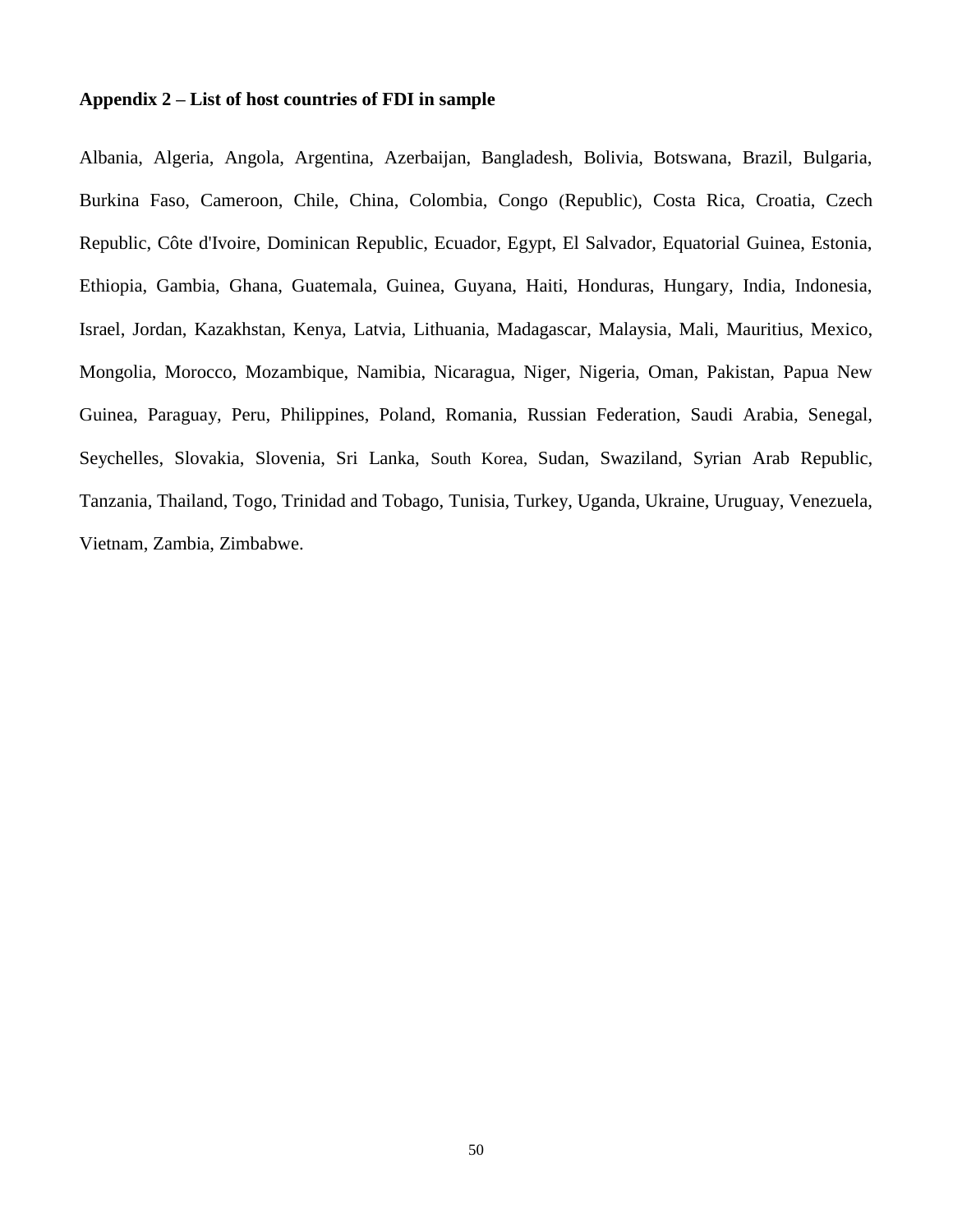**Appendix 2 – List of host countries of FDI in sample**

Albania, Algeria, Angola, Argentina, Azerbaijan, Bangladesh, Bolivia, Botswana, Brazil, Bulgaria, Burkina Faso, Cameroon, Chile, China, Colombia, Congo (Republic), Costa Rica, Croatia, Czech Republic, Côte d'Ivoire, Dominican Republic, Ecuador, Egypt, El Salvador, Equatorial Guinea, Estonia, Ethiopia, Gambia, Ghana, Guatemala, Guinea, Guyana, Haiti, Honduras, Hungary, India, Indonesia, Israel, Jordan, Kazakhstan, Kenya, Latvia, Lithuania, Madagascar, Malaysia, Mali, Mauritius, Mexico, Mongolia, Morocco, Mozambique, Namibia, Nicaragua, Niger, Nigeria, Oman, Pakistan, Papua New Guinea, Paraguay, Peru, Philippines, Poland, Romania, Russian Federation, Saudi Arabia, Senegal, Seychelles, Slovakia, Slovenia, Sri Lanka, South Korea, Sudan, Swaziland, Syrian Arab Republic, Tanzania, Thailand, Togo, Trinidad and Tobago, Tunisia, Turkey, Uganda, Ukraine, Uruguay, Venezuela, Vietnam, Zambia, Zimbabwe.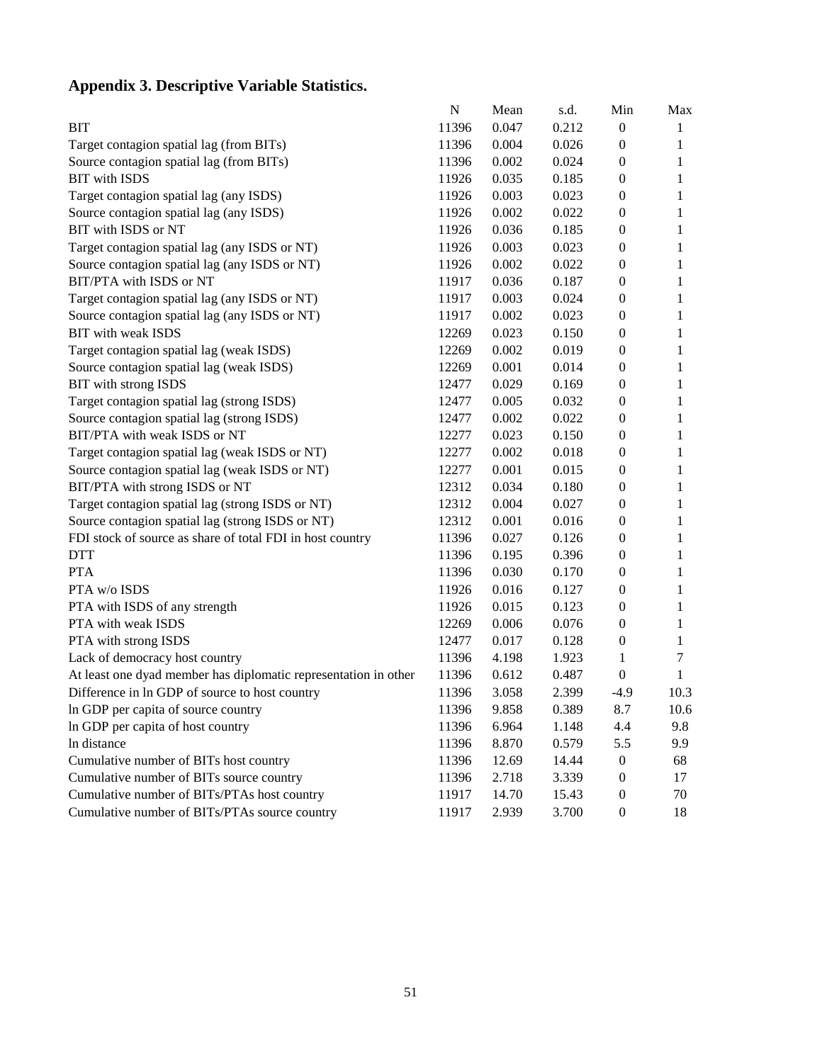## Appendix 3. Descriptive Variable Statistics.

| | N | Mean | s.d. | Min | Max |
|---|---|---|---|---|---|
| BIT | 11396 | 0.047 | 0.212 | 0 | 1 |
| Target contagion spatial lag (from BITs) | 11396 | 0.004 | 0.026 | 0 | 1 |
| Source contagion spatial lag (from BITs) | 11396 | 0.002 | 0.024 | 0 | 1 |
| BIT with ISDS | 11926 | 0.035 | 0.185 | 0 | 1 |
| Target contagion spatial lag (any ISDS) | 11926 | 0.003 | 0.023 | 0 | 1 |
| Source contagion spatial lag (any ISDS) | 11926 | 0.002 | 0.022 | 0 | 1 |
| BIT with ISDS or NT | 11926 | 0.036 | 0.185 | 0 | 1 |
| Target contagion spatial lag (any ISDS or NT) | 11926 | 0.003 | 0.023 | 0 | 1 |
| Source contagion spatial lag (any ISDS or NT) | 11926 | 0.002 | 0.022 | 0 | 1 |
| BIT/PTA with ISDS or NT | 11917 | 0.036 | 0.187 | 0 | 1 |
| Target contagion spatial lag (any ISDS or NT) | 11917 | 0.003 | 0.024 | 0 | 1 |
| Source contagion spatial lag (any ISDS or NT) | 11917 | 0.002 | 0.023 | 0 | 1 |
| BIT with weak ISDS | 12269 | 0.023 | 0.150 | 0 | 1 |
| Target contagion spatial lag (weak ISDS) | 12269 | 0.002 | 0.019 | 0 | 1 |
| Source contagion spatial lag (weak ISDS) | 12269 | 0.001 | 0.014 | 0 | 1 |
| BIT with strong ISDS | 12477 | 0.029 | 0.169 | 0 | 1 |
| Target contagion spatial lag (strong ISDS) | 12477 | 0.005 | 0.032 | 0 | 1 |
| Source contagion spatial lag (strong ISDS) | 12477 | 0.002 | 0.022 | 0 | 1 |
| BIT/PTA with weak ISDS or NT | 12277 | 0.023 | 0.150 | 0 | 1 |
| Target contagion spatial lag (weak ISDS or NT) | 12277 | 0.002 | 0.018 | 0 | 1 |
| Source contagion spatial lag (weak ISDS or NT) | 12277 | 0.001 | 0.015 | 0 | 1 |
| BIT/PTA with strong ISDS or NT | 12312 | 0.034 | 0.180 | 0 | 1 |
| Target contagion spatial lag (strong ISDS or NT) | 12312 | 0.004 | 0.027 | 0 | 1 |
| Source contagion spatial lag (strong ISDS or NT) | 12312 | 0.001 | 0.016 | 0 | 1 |
| FDI stock of source as share of total FDI in host country | 11396 | 0.027 | 0.126 | 0 | 1 |
| DTT | 11396 | 0.195 | 0.396 | 0 | 1 |
| PTA | 11396 | 0.030 | 0.170 | 0 | 1 |
| PTA w/o ISDS | 11926 | 0.016 | 0.127 | 0 | 1 |
| PTA with ISDS of any strength | 11926 | 0.015 | 0.123 | 0 | 1 |
| PTA with weak ISDS | 12269 | 0.006 | 0.076 | 0 | 1 |
| PTA with strong ISDS | 12477 | 0.017 | 0.128 | 0 | 1 |
| Lack of democracy host country | 11396 | 4.198 | 1.923 | 1 | 7 |
| At least one dyad member has diplomatic representation in other | 11396 | 0.612 | 0.487 | 0 | 1 |
| Difference in ln GDP of source to host country | 11396 | 3.058 | 2.399 | -4.9 | 10.3 |
| ln GDP per capita of source country | 11396 | 9.858 | 0.389 | 8.7 | 10.6 |
| ln GDP per capita of host country | 11396 | 6.964 | 1.148 | 4.4 | 9.8 |
| ln distance | 11396 | 8.870 | 0.579 | 5.5 | 9.9 |
| Cumulative number of BITs host country | 11396 | 12.69 | 14.44 | 0 | 68 |
| Cumulative number of BITs source country | 11396 | 2.718 | 3.339 | 0 | 17 |
| Cumulative number of BITs/PTAs host country | 11917 | 14.70 | 15.43 | 0 | 70 |
| Cumulative number of BITs/PTAs source country | 11917 | 2.939 | 3.700 | 0 | 18 |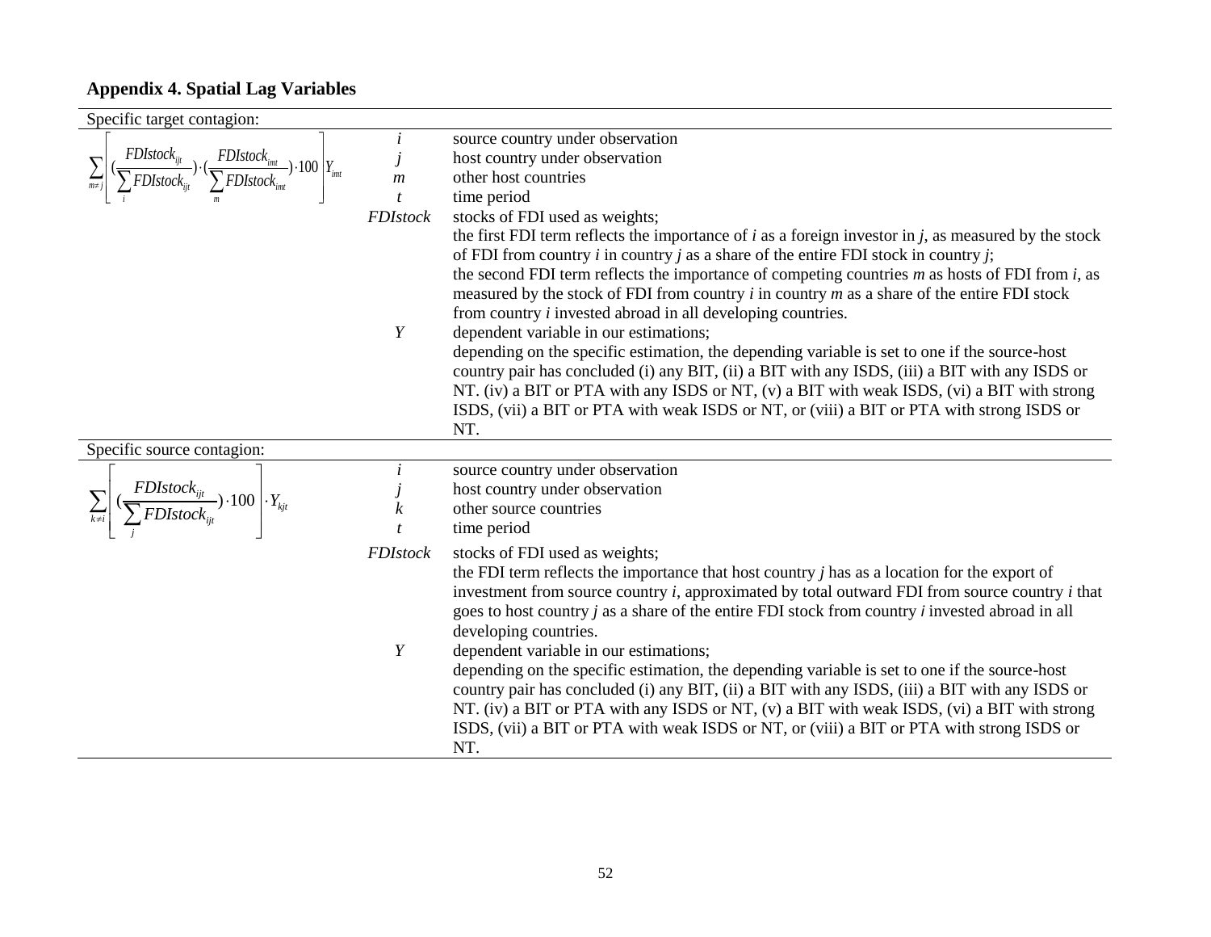## Appendix 4. Spatial Lag Variables

**Specific target contagion:**

$$\sum_{m \neq j} \left[ \left( \frac{FDIstock_{ijt}}{\sum_{i} FDIstock_{ijt}} \right) \cdot \left( \frac{FDIstock_{imt}}{\sum_{m} FDIstock_{imt}} \right) \cdot 100 \right] Y_{imt}$$

| | |
|---|---|
| $i$ | source country under observation |
| $j$ | host country under observation |
| $m$ | other host countries |
| $t$ | time period |
| *FDIstock* | stocks of FDI used as weights; the first FDI term reflects the importance of $i$ as a foreign investor in $j$, as measured by the stock of FDI from country $i$ in country $j$ as a share of the entire FDI stock in country $j$; the second FDI term reflects the importance of competing countries $m$ as hosts of FDI from $i$, as measured by the stock of FDI from country $i$ in country $m$ as a share of the entire FDI stock from country $i$ invested abroad in all developing countries. |
| $Y$ | dependent variable in our estimations; depending on the specific estimation, the depending variable is set to one if the source-host country pair has concluded (i) any BIT, (ii) a BIT with any ISDS, (iii) a BIT with any ISDS or NT. (iv) a BIT or PTA with any ISDS or NT, (v) a BIT with weak ISDS, (vi) a BIT with strong ISDS, (vii) a BIT or PTA with weak ISDS or NT, or (viii) a BIT or PTA with strong ISDS or NT. |

**Specific source contagion:**

$$\sum_{k \neq i} \left[ \left( \frac{FDIstock_{ijt}}{\sum_{j} FDIstock_{ijt}} \right) \cdot 100 \right] \cdot Y_{kjt}$$

| | |
|---|---|
| $i$ | source country under observation |
| $j$ | host country under observation |
| $k$ | other source countries |
| $t$ | time period |
| *FDIstock* | stocks of FDI used as weights; the FDI term reflects the importance that host country $j$ has as a location for the export of investment from source country $i$, approximated by total outward FDI from source country $i$ that goes to host country $j$ as a share of the entire FDI stock from country $i$ invested abroad in all developing countries. |
| $Y$ | dependent variable in our estimations; depending on the specific estimation, the depending variable is set to one if the source-host country pair has concluded (i) any BIT, (ii) a BIT with any ISDS, (iii) a BIT with any ISDS or NT. (iv) a BIT or PTA with any ISDS or NT, (v) a BIT with weak ISDS, (vi) a BIT with strong ISDS, (vii) a BIT or PTA with weak ISDS or NT, or (viii) a BIT or PTA with strong ISDS or NT. |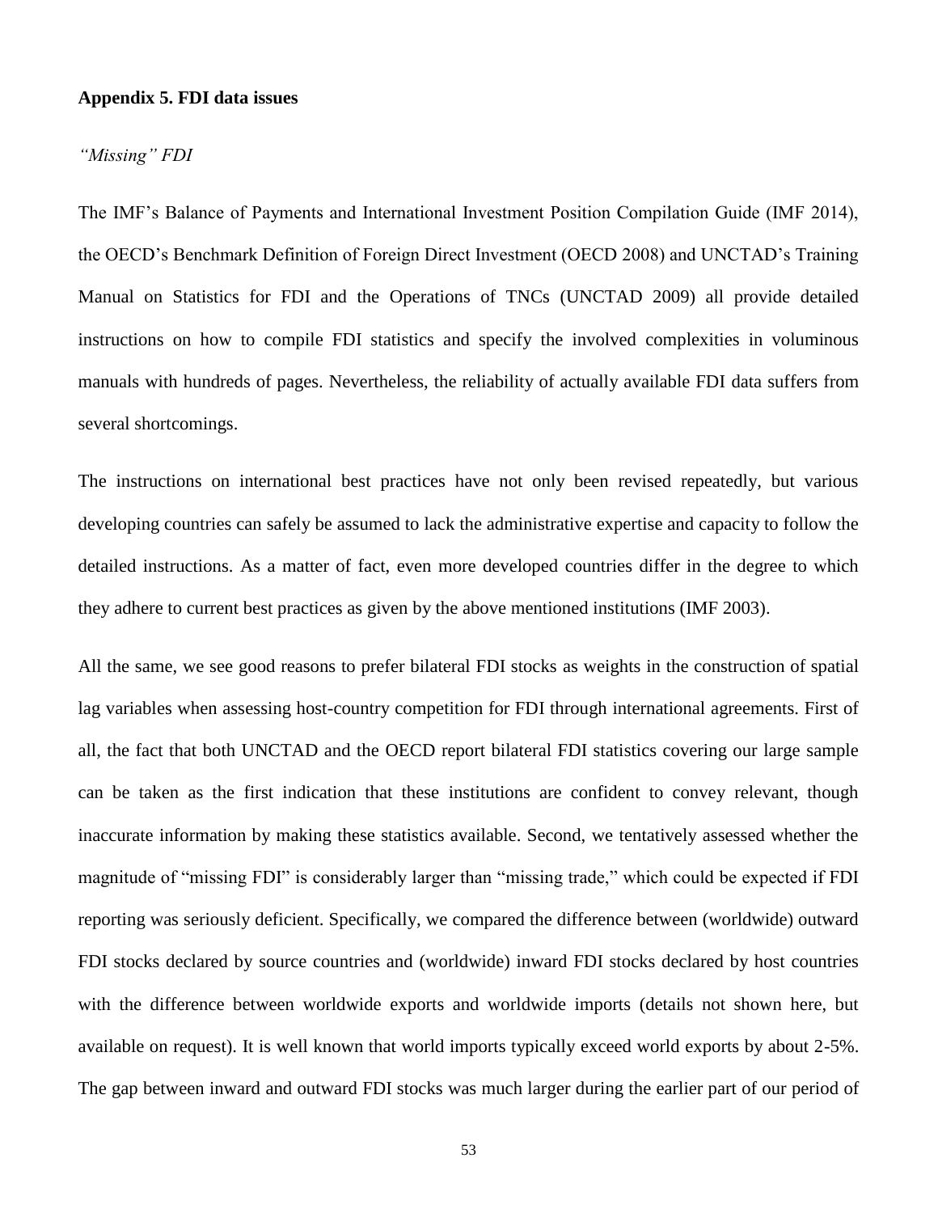## Appendix 5. FDI data issues

*"Missing" FDI*

The IMF's Balance of Payments and International Investment Position Compilation Guide (IMF 2014), the OECD's Benchmark Definition of Foreign Direct Investment (OECD 2008) and UNCTAD's Training Manual on Statistics for FDI and the Operations of TNCs (UNCTAD 2009) all provide detailed instructions on how to compile FDI statistics and specify the involved complexities in voluminous manuals with hundreds of pages. Nevertheless, the reliability of actually available FDI data suffers from several shortcomings.

The instructions on international best practices have not only been revised repeatedly, but various developing countries can safely be assumed to lack the administrative expertise and capacity to follow the detailed instructions. As a matter of fact, even more developed countries differ in the degree to which they adhere to current best practices as given by the above mentioned institutions (IMF 2003).

All the same, we see good reasons to prefer bilateral FDI stocks as weights in the construction of spatial lag variables when assessing host-country competition for FDI through international agreements. First of all, the fact that both UNCTAD and the OECD report bilateral FDI statistics covering our large sample can be taken as the first indication that these institutions are confident to convey relevant, though inaccurate information by making these statistics available. Second, we tentatively assessed whether the magnitude of "missing FDI" is considerably larger than "missing trade," which could be expected if FDI reporting was seriously deficient. Specifically, we compared the difference between (worldwide) outward FDI stocks declared by source countries and (worldwide) inward FDI stocks declared by host countries with the difference between worldwide exports and worldwide imports (details not shown here, but available on request). It is well known that world imports typically exceed world exports by about 2-5%. The gap between inward and outward FDI stocks was much larger during the earlier part of our period of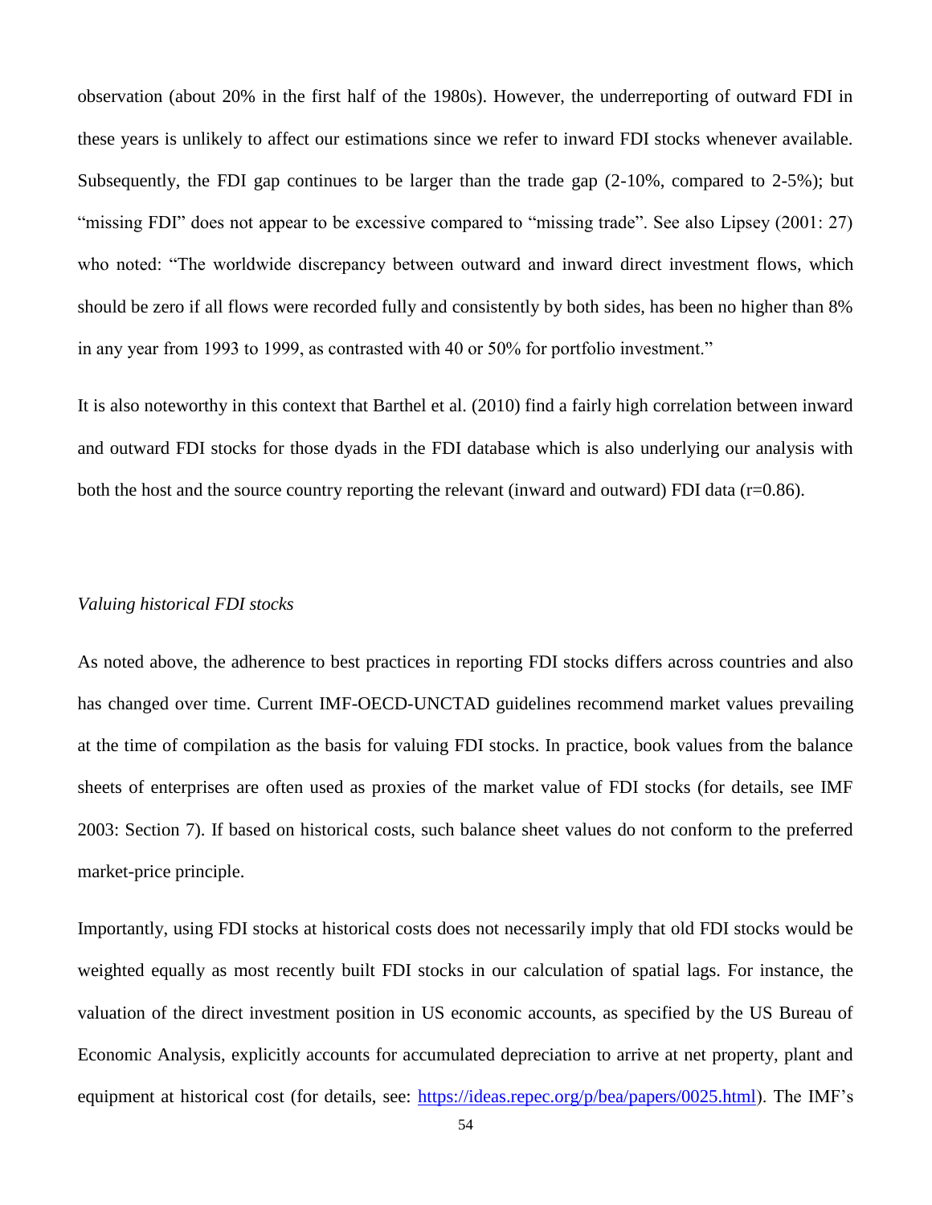observation (about 20% in the first half of the 1980s). However, the underreporting of outward FDI in these years is unlikely to affect our estimations since we refer to inward FDI stocks whenever available. Subsequently, the FDI gap continues to be larger than the trade gap (2-10%, compared to 2-5%); but "missing FDI" does not appear to be excessive compared to "missing trade". See also Lipsey (2001: 27) who noted: "The worldwide discrepancy between outward and inward direct investment flows, which should be zero if all flows were recorded fully and consistently by both sides, has been no higher than 8% in any year from 1993 to 1999, as contrasted with 40 or 50% for portfolio investment."

It is also noteworthy in this context that Barthel et al. (2010) find a fairly high correlation between inward and outward FDI stocks for those dyads in the FDI database which is also underlying our analysis with both the host and the source country reporting the relevant (inward and outward) FDI data (r=0.86).

*Valuing historical FDI stocks*

As noted above, the adherence to best practices in reporting FDI stocks differs across countries and also has changed over time. Current IMF-OECD-UNCTAD guidelines recommend market values prevailing at the time of compilation as the basis for valuing FDI stocks. In practice, book values from the balance sheets of enterprises are often used as proxies of the market value of FDI stocks (for details, see IMF 2003: Section 7). If based on historical costs, such balance sheet values do not conform to the preferred market-price principle.

Importantly, using FDI stocks at historical costs does not necessarily imply that old FDI stocks would be weighted equally as most recently built FDI stocks in our calculation of spatial lags. For instance, the valuation of the direct investment position in US economic accounts, as specified by the US Bureau of Economic Analysis, explicitly accounts for accumulated depreciation to arrive at net property, plant and equipment at historical cost (for details, see: [https://ideas.repec.org/p/bea/papers/0025.html](https://ideas.repec.org/p/bea/papers/0025.html)). The IMF's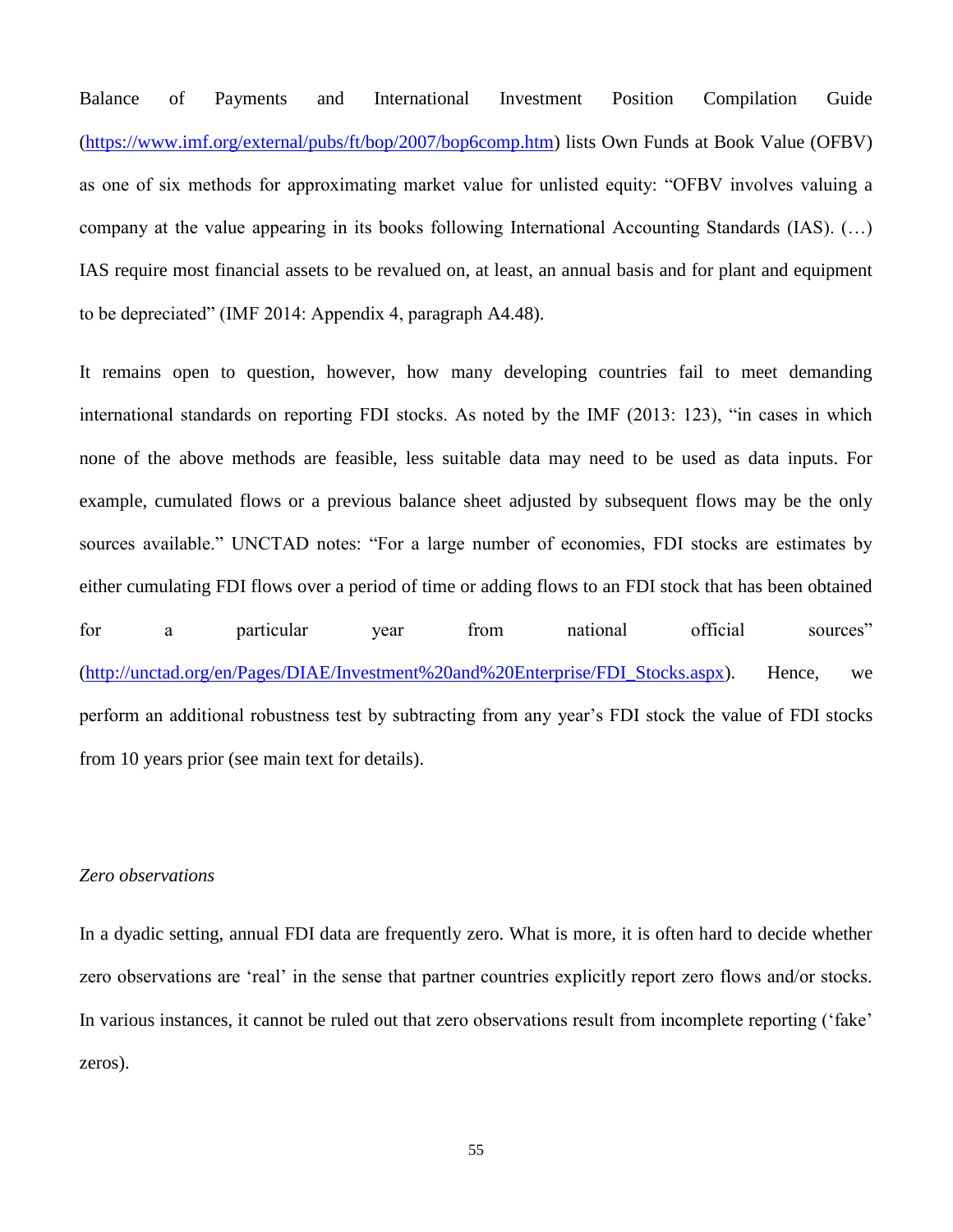Balance of Payments and International Investment Position Compilation Guide (https://www.imf.org/external/pubs/ft/bop/2007/bop6comp.htm) lists Own Funds at Book Value (OFBV) as one of six methods for approximating market value for unlisted equity: "OFBV involves valuing a company at the value appearing in its books following International Accounting Standards (IAS). (…) IAS require most financial assets to be revalued on, at least, an annual basis and for plant and equipment to be depreciated" (IMF 2014: Appendix 4, paragraph A4.48).

It remains open to question, however, how many developing countries fail to meet demanding international standards on reporting FDI stocks. As noted by the IMF (2013: 123), "in cases in which none of the above methods are feasible, less suitable data may need to be used as data inputs. For example, cumulated flows or a previous balance sheet adjusted by subsequent flows may be the only sources available." UNCTAD notes: "For a large number of economies, FDI stocks are estimates by either cumulating FDI flows over a period of time or adding flows to an FDI stock that has been obtained for a particular year from national official sources" (http://unctad.org/en/Pages/DIAE/Investment%20and%20Enterprise/FDI_Stocks.aspx). Hence, we perform an additional robustness test by subtracting from any year's FDI stock the value of FDI stocks from 10 years prior (see main text for details).

*Zero observations*

In a dyadic setting, annual FDI data are frequently zero. What is more, it is often hard to decide whether zero observations are 'real' in the sense that partner countries explicitly report zero flows and/or stocks. In various instances, it cannot be ruled out that zero observations result from incomplete reporting ('fake' zeros).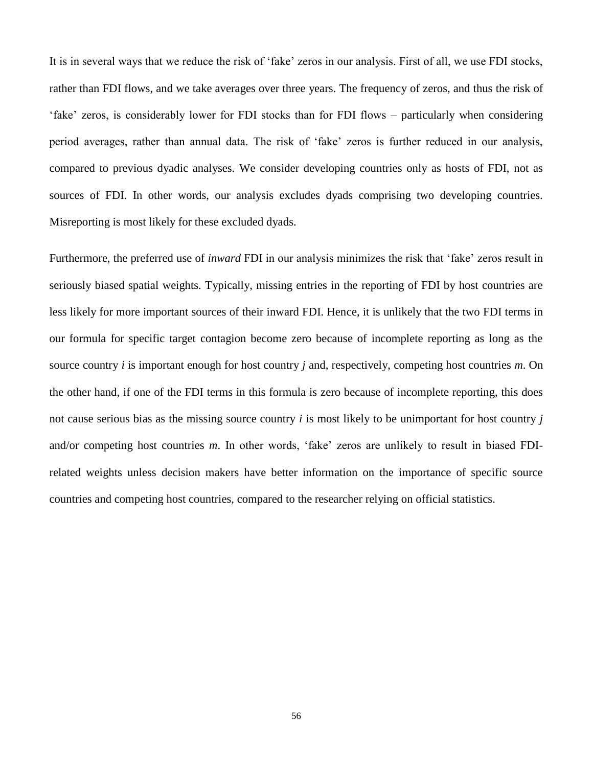It is in several ways that we reduce the risk of 'fake' zeros in our analysis. First of all, we use FDI stocks, rather than FDI flows, and we take averages over three years. The frequency of zeros, and thus the risk of 'fake' zeros, is considerably lower for FDI stocks than for FDI flows – particularly when considering period averages, rather than annual data. The risk of 'fake' zeros is further reduced in our analysis, compared to previous dyadic analyses. We consider developing countries only as hosts of FDI, not as sources of FDI. In other words, our analysis excludes dyads comprising two developing countries. Misreporting is most likely for these excluded dyads.

Furthermore, the preferred use of *inward* FDI in our analysis minimizes the risk that 'fake' zeros result in seriously biased spatial weights. Typically, missing entries in the reporting of FDI by host countries are less likely for more important sources of their inward FDI. Hence, it is unlikely that the two FDI terms in our formula for specific target contagion become zero because of incomplete reporting as long as the source country $i$ is important enough for host country $j$ and, respectively, competing host countries $m$. On the other hand, if one of the FDI terms in this formula is zero because of incomplete reporting, this does not cause serious bias as the missing source country $i$ is most likely to be unimportant for host country $j$ and/or competing host countries $m$. In other words, 'fake' zeros are unlikely to result in biased FDI-related weights unless decision makers have better information on the importance of specific source countries and competing host countries, compared to the researcher relying on official statistics.